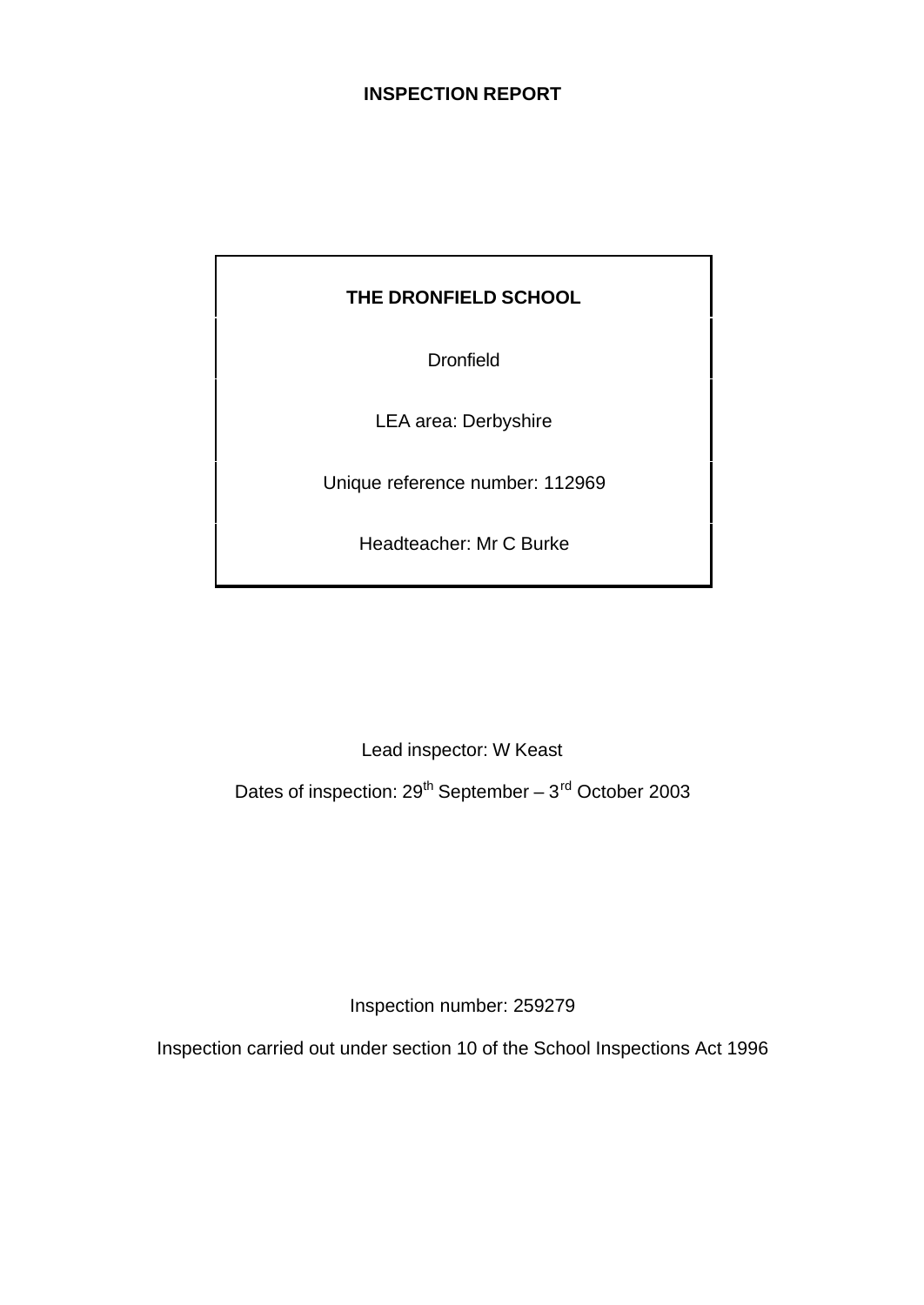# INSPECTION REPORT

**THE DRONFIELD SCHOOL**

Dronfield

LEA area: Derbyshire

Unique reference number: 112969

Headteacher: Mr C Burke

Lead inspector: W Keast

Dates of inspection: 29th September – 3rd October 2003

Inspection number: 259279

Inspection carried out under section 10 of the School Inspections Act 1996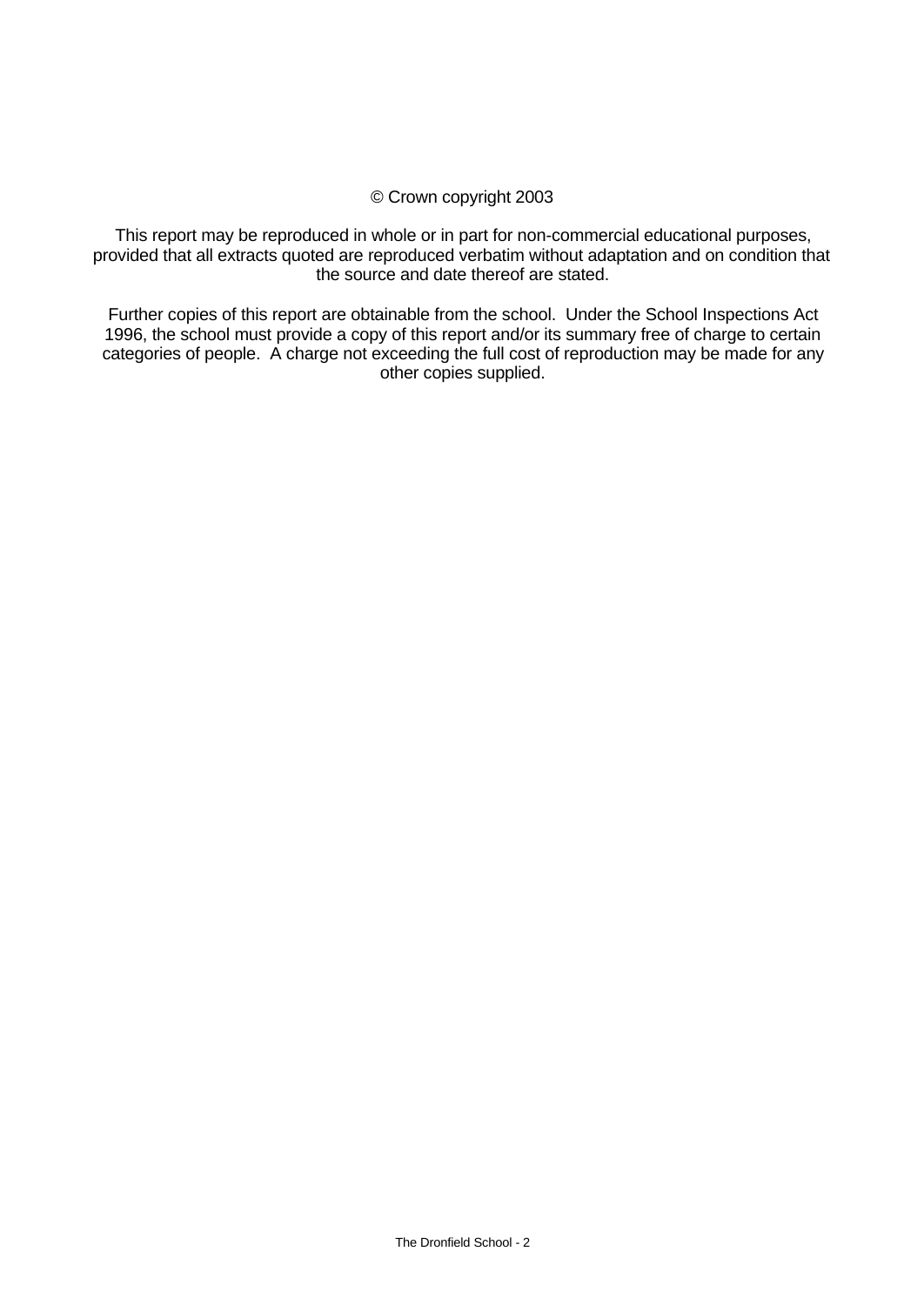© Crown copyright 2003

This report may be reproduced in whole or in part for non-commercial educational purposes, provided that all extracts quoted are reproduced verbatim without adaptation and on condition that the source and date thereof are stated.

Further copies of this report are obtainable from the school. Under the School Inspections Act 1996, the school must provide a copy of this report and/or its summary free of charge to certain categories of people. A charge not exceeding the full cost of reproduction may be made for any other copies supplied.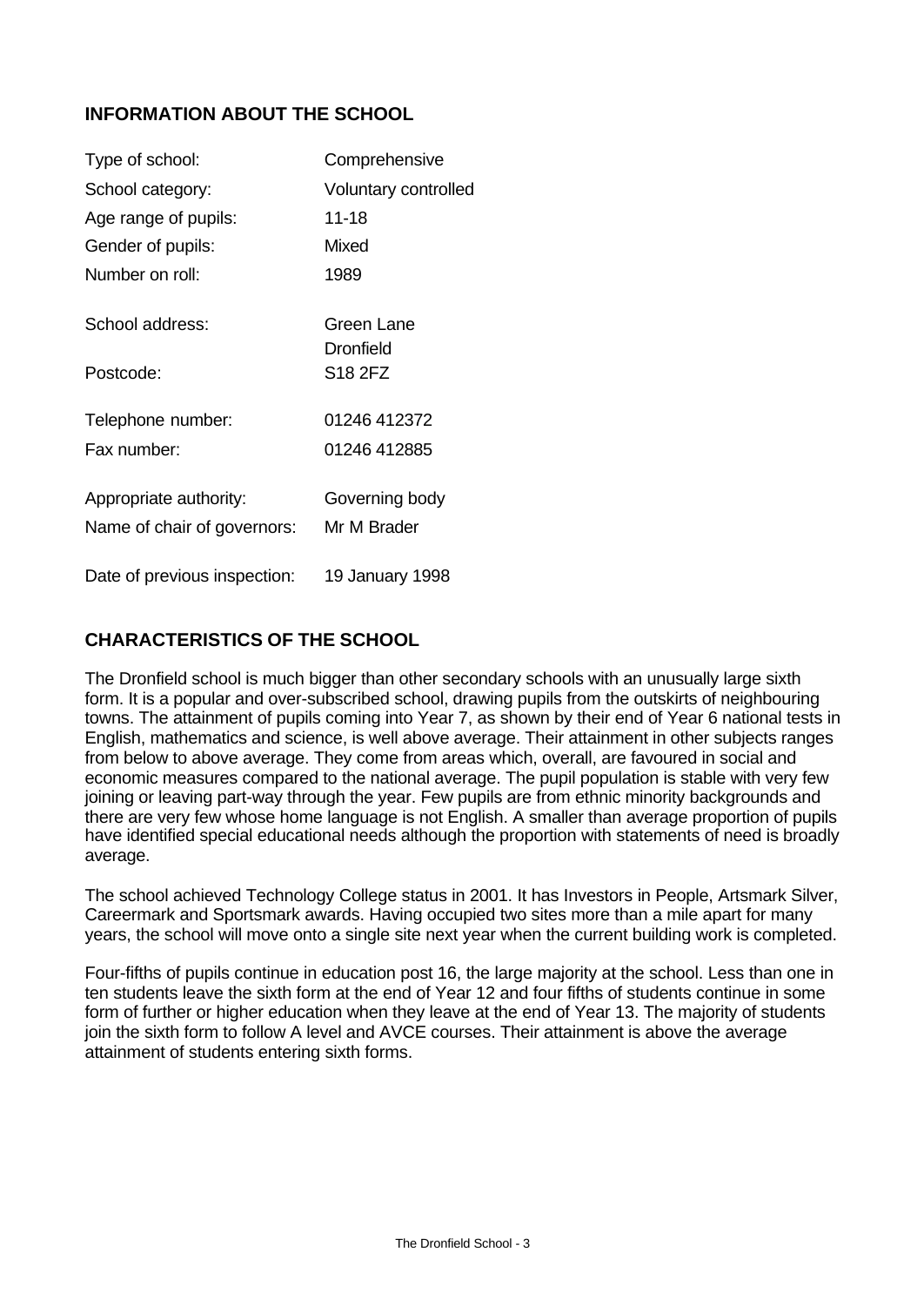## INFORMATION ABOUT THE SCHOOL

| | |
|---|---|
| Type of school: | Comprehensive |
| School category: | Voluntary controlled |
| Age range of pupils: | 11-18 |
| Gender of pupils: | Mixed |
| Number on roll: | 1989 |
| School address: | Green Lane<br>Dronfield |
| Postcode: | S18 2FZ |
| Telephone number: | 01246 412372 |
| Fax number: | 01246 412885 |
| Appropriate authority: | Governing body |
| Name of chair of governors: | Mr M Brader |
| Date of previous inspection: | 19 January 1998 |

## CHARACTERISTICS OF THE SCHOOL

The Dronfield school is much bigger than other secondary schools with an unusually large sixth form. It is a popular and over-subscribed school, drawing pupils from the outskirts of neighbouring towns. The attainment of pupils coming into Year 7, as shown by their end of Year 6 national tests in English, mathematics and science, is well above average. Their attainment in other subjects ranges from below to above average. They come from areas which, overall, are favoured in social and economic measures compared to the national average. The pupil population is stable with very few joining or leaving part-way through the year. Few pupils are from ethnic minority backgrounds and there are very few whose home language is not English. A smaller than average proportion of pupils have identified special educational needs although the proportion with statements of need is broadly average.

The school achieved Technology College status in 2001. It has Investors in People, Artsmark Silver, Careermark and Sportsmark awards. Having occupied two sites more than a mile apart for many years, the school will move onto a single site next year when the current building work is completed.

Four-fifths of pupils continue in education post 16, the large majority at the school. Less than one in ten students leave the sixth form at the end of Year 12 and four fifths of students continue in some form of further or higher education when they leave at the end of Year 13. The majority of students join the sixth form to follow A level and AVCE courses. Their attainment is above the average attainment of students entering sixth forms.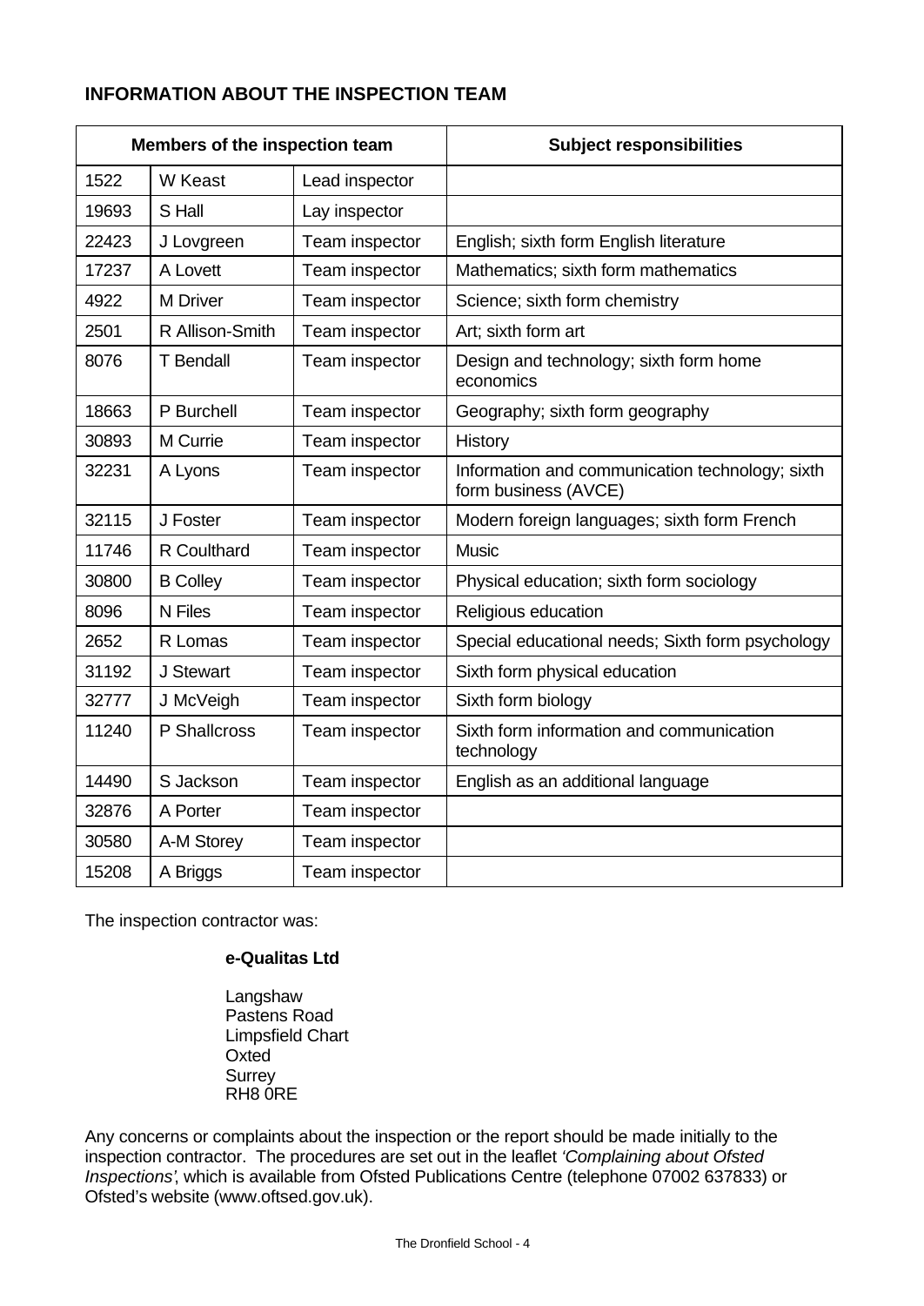## INFORMATION ABOUT THE INSPECTION TEAM

| Members of the inspection team | | | Subject responsibilities |
|---|---|---|---|
| 1522 | W Keast | Lead inspector | |
| 19693 | S Hall | Lay inspector | |
| 22423 | J Lovgreen | Team inspector | English; sixth form English literature |
| 17237 | A Lovett | Team inspector | Mathematics; sixth form mathematics |
| 4922 | M Driver | Team inspector | Science; sixth form chemistry |
| 2501 | R Allison-Smith | Team inspector | Art; sixth form art |
| 8076 | T Bendall | Team inspector | Design and technology; sixth form home economics |
| 18663 | P Burchell | Team inspector | Geography; sixth form geography |
| 30893 | M Currie | Team inspector | History |
| 32231 | A Lyons | Team inspector | Information and communication technology; sixth form business (AVCE) |
| 32115 | J Foster | Team inspector | Modern foreign languages; sixth form French |
| 11746 | R Coulthard | Team inspector | Music |
| 30800 | B Colley | Team inspector | Physical education; sixth form sociology |
| 8096 | N Files | Team inspector | Religious education |
| 2652 | R Lomas | Team inspector | Special educational needs; Sixth form psychology |
| 31192 | J Stewart | Team inspector | Sixth form physical education |
| 32777 | J McVeigh | Team inspector | Sixth form biology |
| 11240 | P Shallcross | Team inspector | Sixth form information and communication technology |
| 14490 | S Jackson | Team inspector | English as an additional language |
| 32876 | A Porter | Team inspector | |
| 30580 | A-M Storey | Team inspector | |
| 15208 | A Briggs | Team inspector | |

The inspection contractor was:

**e-Qualitas Ltd**

Langshaw
Pastens Road
Limpsfield Chart
Oxted
Surrey
RH8 0RE

Any concerns or complaints about the inspection or the report should be made initially to the inspection contractor. The procedures are set out in the leaflet *'Complaining about Ofsted Inspections'*, which is available from Ofsted Publications Centre (telephone 07002 637833) or Ofsted's website (www.oftsed.gov.uk).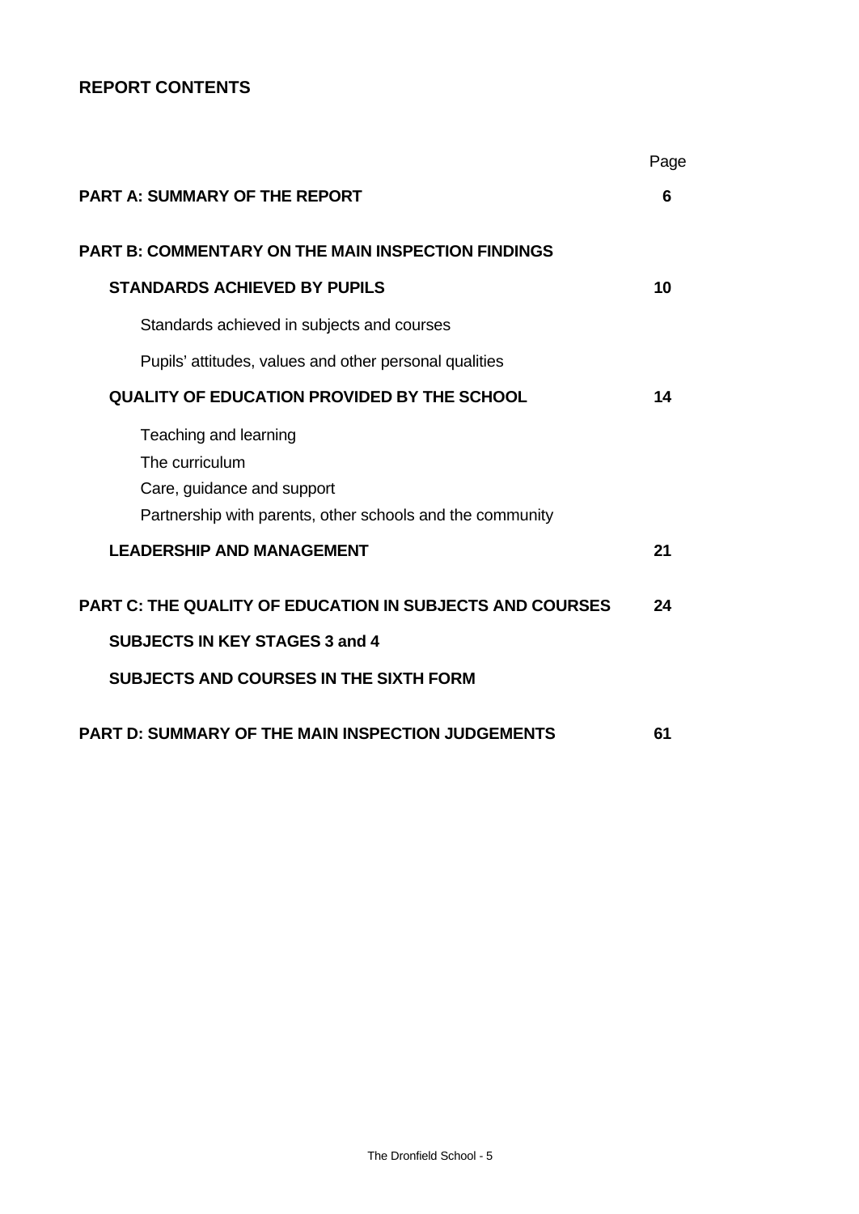## REPORT CONTENTS

| | Page |
|---|---|
| **PART A: SUMMARY OF THE REPORT** | **6** |
| **PART B: COMMENTARY ON THE MAIN INSPECTION FINDINGS** | |
| **STANDARDS ACHIEVED BY PUPILS** | **10** |
| Standards achieved in subjects and courses | |
| Pupils' attitudes, values and other personal qualities | |
| **QUALITY OF EDUCATION PROVIDED BY THE SCHOOL** | **14** |
| Teaching and learning | |
| The curriculum | |
| Care, guidance and support | |
| Partnership with parents, other schools and the community | |
| **LEADERSHIP AND MANAGEMENT** | **21** |
| **PART C: THE QUALITY OF EDUCATION IN SUBJECTS AND COURSES** | **24** |
| **SUBJECTS IN KEY STAGES 3 and 4** | |
| **SUBJECTS AND COURSES IN THE SIXTH FORM** | |
| **PART D: SUMMARY OF THE MAIN INSPECTION JUDGEMENTS** | **61** |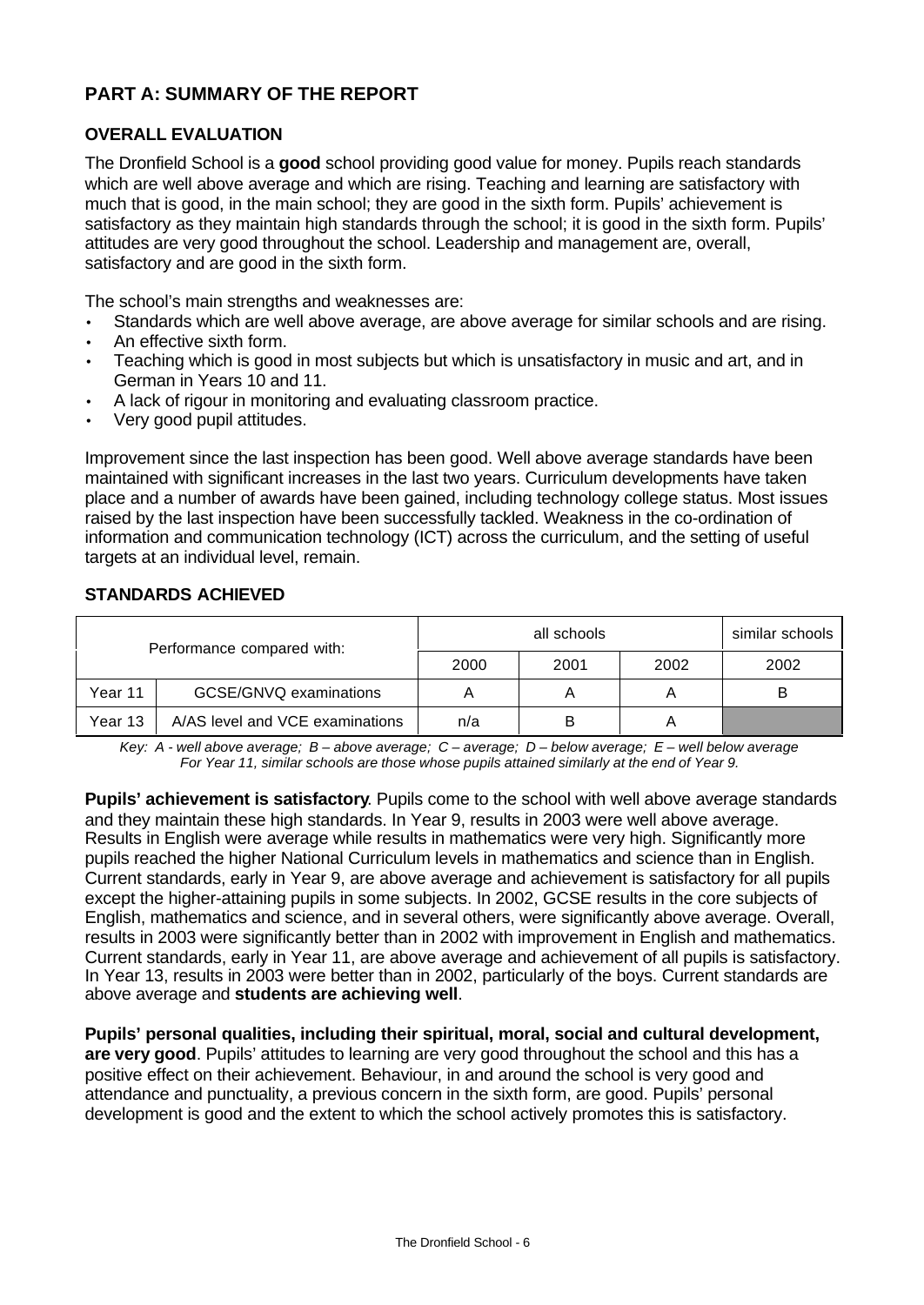## PART A: SUMMARY OF THE REPORT

### OVERALL EVALUATION

The Dronfield School is a **good** school providing good value for money. Pupils reach standards which are well above average and which are rising. Teaching and learning are satisfactory with much that is good, in the main school; they are good in the sixth form. Pupils' achievement is satisfactory as they maintain high standards through the school; it is good in the sixth form. Pupils' attitudes are very good throughout the school. Leadership and management are, overall, satisfactory and are good in the sixth form.

The school's main strengths and weaknesses are:

- Standards which are well above average, are above average for similar schools and are rising.
- An effective sixth form.
- Teaching which is good in most subjects but which is unsatisfactory in music and art, and in German in Years 10 and 11.
- A lack of rigour in monitoring and evaluating classroom practice.
- Very good pupil attitudes.

Improvement since the last inspection has been good. Well above average standards have been maintained with significant increases in the last two years. Curriculum developments have taken place and a number of awards have been gained, including technology college status. Most issues raised by the last inspection have been successfully tackled. Weakness in the co-ordination of information and communication technology (ICT) across the curriculum, and the setting of useful targets at an individual level, remain.

### STANDARDS ACHIEVED

| Performance compared with: | | all schools | | | similar schools |
|---|---|---|---|---|---|
| | | 2000 | 2001 | 2002 | 2002 |
| Year 11 | GCSE/GNVQ examinations | A | A | A | B |
| Year 13 | A/AS level and VCE examinations | n/a | B | A | |

*Key: A - well above average; B – above average; C – average; D – below average; E – well below average*
*For Year 11, similar schools are those whose pupils attained similarly at the end of Year 9.*

**Pupils' achievement is satisfactory**. Pupils come to the school with well above average standards and they maintain these high standards. In Year 9, results in 2003 were well above average. Results in English were average while results in mathematics were very high. Significantly more pupils reached the higher National Curriculum levels in mathematics and science than in English. Current standards, early in Year 9, are above average and achievement is satisfactory for all pupils except the higher-attaining pupils in some subjects. In 2002, GCSE results in the core subjects of English, mathematics and science, and in several others, were significantly above average. Overall, results in 2003 were significantly better than in 2002 with improvement in English and mathematics. Current standards, early in Year 11, are above average and achievement of all pupils is satisfactory. In Year 13, results in 2003 were better than in 2002, particularly of the boys. Current standards are above average and **students are achieving well**.

**Pupils' personal qualities, including their spiritual, moral, social and cultural development, are very good**. Pupils' attitudes to learning are very good throughout the school and this has a positive effect on their achievement. Behaviour, in and around the school is very good and attendance and punctuality, a previous concern in the sixth form, are good. Pupils' personal development is good and the extent to which the school actively promotes this is satisfactory.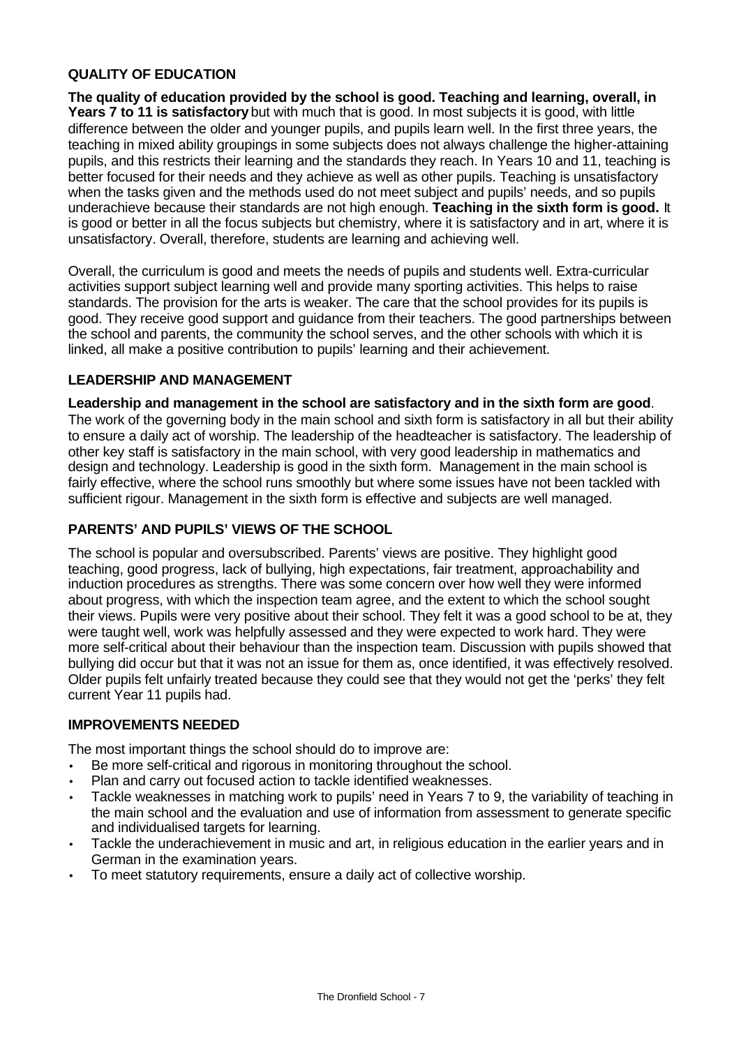## QUALITY OF EDUCATION

**The quality of education provided by the school is good. Teaching and learning, overall, in Years 7 to 11 is satisfactory** but with much that is good. In most subjects it is good, with little difference between the older and younger pupils, and pupils learn well. In the first three years, the teaching in mixed ability groupings in some subjects does not always challenge the higher-attaining pupils, and this restricts their learning and the standards they reach. In Years 10 and 11, teaching is better focused for their needs and they achieve as well as other pupils. Teaching is unsatisfactory when the tasks given and the methods used do not meet subject and pupils' needs, and so pupils underachieve because their standards are not high enough. **Teaching in the sixth form is good.** It is good or better in all the focus subjects but chemistry, where it is satisfactory and in art, where it is unsatisfactory. Overall, therefore, students are learning and achieving well.

Overall, the curriculum is good and meets the needs of pupils and students well. Extra-curricular activities support subject learning well and provide many sporting activities. This helps to raise standards. The provision for the arts is weaker. The care that the school provides for its pupils is good. They receive good support and guidance from their teachers. The good partnerships between the school and parents, the community the school serves, and the other schools with which it is linked, all make a positive contribution to pupils' learning and their achievement.

## LEADERSHIP AND MANAGEMENT

**Leadership and management in the school are satisfactory and in the sixth form are good**. The work of the governing body in the main school and sixth form is satisfactory in all but their ability to ensure a daily act of worship. The leadership of the headteacher is satisfactory. The leadership of other key staff is satisfactory in the main school, with very good leadership in mathematics and design and technology. Leadership is good in the sixth form. Management in the main school is fairly effective, where the school runs smoothly but where some issues have not been tackled with sufficient rigour. Management in the sixth form is effective and subjects are well managed.

## PARENTS' AND PUPILS' VIEWS OF THE SCHOOL

The school is popular and oversubscribed. Parents' views are positive. They highlight good teaching, good progress, lack of bullying, high expectations, fair treatment, approachability and induction procedures as strengths. There was some concern over how well they were informed about progress, with which the inspection team agree, and the extent to which the school sought their views. Pupils were very positive about their school. They felt it was a good school to be at, they were taught well, work was helpfully assessed and they were expected to work hard. They were more self-critical about their behaviour than the inspection team. Discussion with pupils showed that bullying did occur but that it was not an issue for them as, once identified, it was effectively resolved. Older pupils felt unfairly treated because they could see that they would not get the 'perks' they felt current Year 11 pupils had.

## IMPROVEMENTS NEEDED

The most important things the school should do to improve are:

- Be more self-critical and rigorous in monitoring throughout the school.
- Plan and carry out focused action to tackle identified weaknesses.
- Tackle weaknesses in matching work to pupils' need in Years 7 to 9, the variability of teaching in the main school and the evaluation and use of information from assessment to generate specific and individualised targets for learning.
- Tackle the underachievement in music and art, in religious education in the earlier years and in German in the examination years.
- To meet statutory requirements, ensure a daily act of collective worship.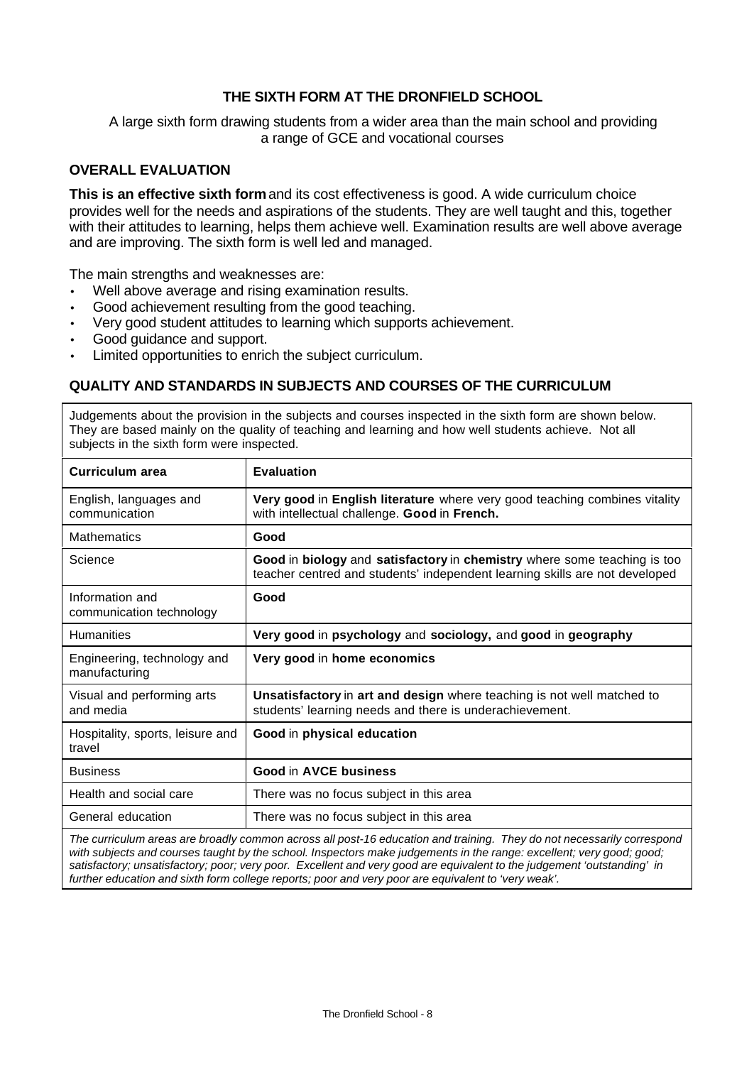## THE SIXTH FORM AT THE DRONFIELD SCHOOL

A large sixth form drawing students from a wider area than the main school and providing a range of GCE and vocational courses

### OVERALL EVALUATION

**This is an effective sixth form** and its cost effectiveness is good. A wide curriculum choice provides well for the needs and aspirations of the students. They are well taught and this, together with their attitudes to learning, helps them achieve well. Examination results are well above average and are improving. The sixth form is well led and managed.

The main strengths and weaknesses are:

- Well above average and rising examination results.
- Good achievement resulting from the good teaching.
- Very good student attitudes to learning which supports achievement.
- Good guidance and support.
- Limited opportunities to enrich the subject curriculum.

### QUALITY AND STANDARDS IN SUBJECTS AND COURSES OF THE CURRICULUM

Judgements about the provision in the subjects and courses inspected in the sixth form are shown below. They are based mainly on the quality of teaching and learning and how well students achieve. Not all subjects in the sixth form were inspected.

| Curriculum area | Evaluation |
|---|---|
| English, languages and communication | **Very good** in **English literature** where very good teaching combines vitality with intellectual challenge. **Good** in **French.** |
| Mathematics | **Good** |
| Science | **Good** in **biology** and **satisfactory** in **chemistry** where some teaching is too teacher centred and students' independent learning skills are not developed |
| Information and communication technology | **Good** |
| Humanities | **Very good** in **psychology** and **sociology,** and **good** in **geography** |
| Engineering, technology and manufacturing | **Very good** in **home economics** |
| Visual and performing arts and media | **Unsatisfactory** in **art and design** where teaching is not well matched to students' learning needs and there is underachievement. |
| Hospitality, sports, leisure and travel | **Good** in **physical education** |
| Business | **Good** in **AVCE business** |
| Health and social care | There was no focus subject in this area |
| General education | There was no focus subject in this area |

*The curriculum areas are broadly common across all post-16 education and training. They do not necessarily correspond with subjects and courses taught by the school. Inspectors make judgements in the range: excellent; very good; good; satisfactory; unsatisfactory; poor; very poor. Excellent and very good are equivalent to the judgement 'outstanding' in further education and sixth form college reports; poor and very poor are equivalent to 'very weak'.*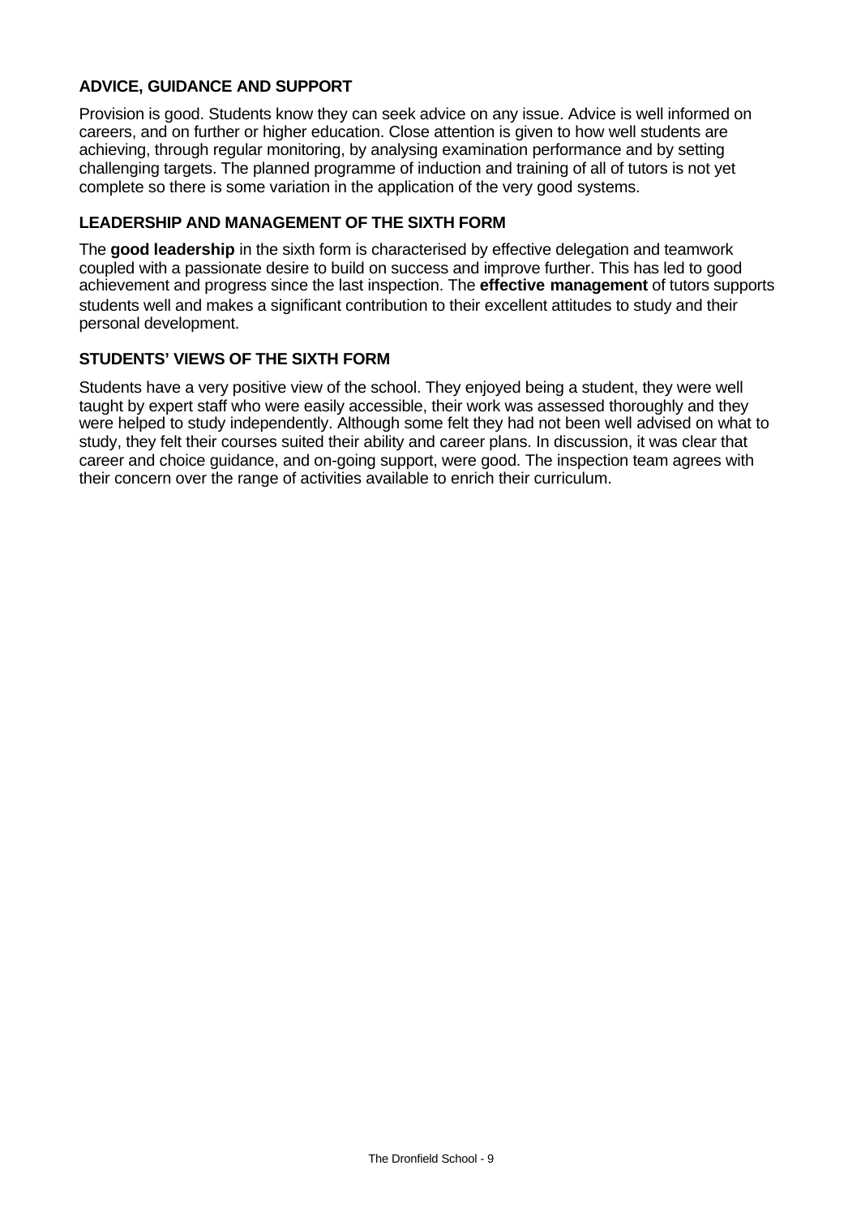### ADVICE, GUIDANCE AND SUPPORT

Provision is good. Students know they can seek advice on any issue. Advice is well informed on careers, and on further or higher education. Close attention is given to how well students are achieving, through regular monitoring, by analysing examination performance and by setting challenging targets. The planned programme of induction and training of all of tutors is not yet complete so there is some variation in the application of the very good systems.

### LEADERSHIP AND MANAGEMENT OF THE SIXTH FORM

The **good leadership** in the sixth form is characterised by effective delegation and teamwork coupled with a passionate desire to build on success and improve further. This has led to good achievement and progress since the last inspection. The **effective management** of tutors supports students well and makes a significant contribution to their excellent attitudes to study and their personal development.

### STUDENTS' VIEWS OF THE SIXTH FORM

Students have a very positive view of the school. They enjoyed being a student, they were well taught by expert staff who were easily accessible, their work was assessed thoroughly and they were helped to study independently. Although some felt they had not been well advised on what to study, they felt their courses suited their ability and career plans. In discussion, it was clear that career and choice guidance, and on-going support, were good. The inspection team agrees with their concern over the range of activities available to enrich their curriculum.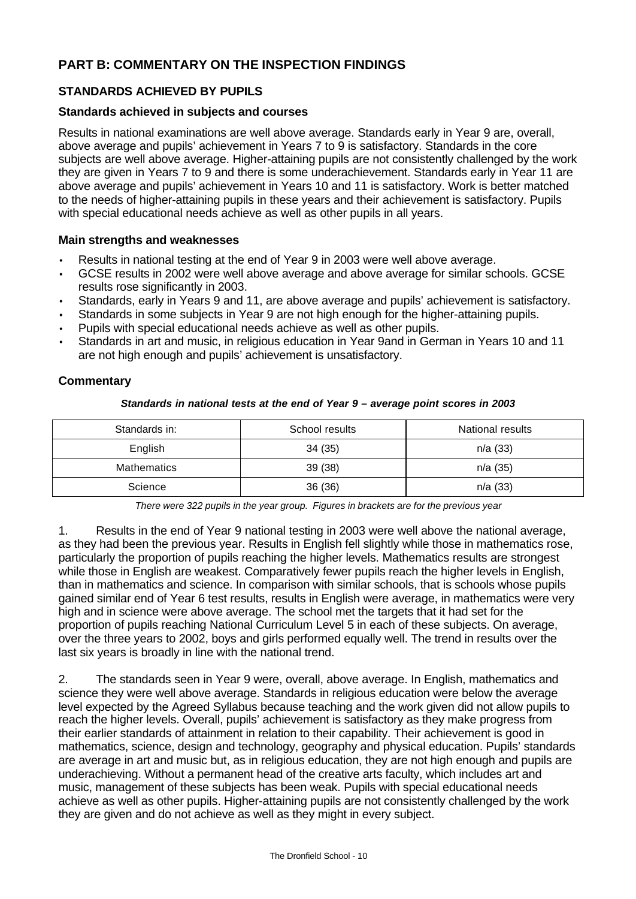## PART B: COMMENTARY ON THE INSPECTION FINDINGS

### STANDARDS ACHIEVED BY PUPILS

#### Standards achieved in subjects and courses

Results in national examinations are well above average. Standards early in Year 9 are, overall, above average and pupils' achievement in Years 7 to 9 is satisfactory. Standards in the core subjects are well above average. Higher-attaining pupils are not consistently challenged by the work they are given in Years 7 to 9 and there is some underachievement. Standards early in Year 11 are above average and pupils' achievement in Years 10 and 11 is satisfactory. Work is better matched to the needs of higher-attaining pupils in these years and their achievement is satisfactory. Pupils with special educational needs achieve as well as other pupils in all years.

#### Main strengths and weaknesses

- Results in national testing at the end of Year 9 in 2003 were well above average.
- GCSE results in 2002 were well above average and above average for similar schools. GCSE results rose significantly in 2003.
- Standards, early in Years 9 and 11, are above average and pupils' achievement is satisfactory.
- Standards in some subjects in Year 9 are not high enough for the higher-attaining pupils.
- Pupils with special educational needs achieve as well as other pupils.
- Standards in art and music, in religious education in Year 9and in German in Years 10 and 11 are not high enough and pupils' achievement is unsatisfactory.

#### Commentary

***Standards in national tests at the end of Year 9 – average point scores in 2003***

| Standards in: | School results | National results |
|---|---|---|
| English | 34 (35) | n/a (33) |
| Mathematics | 39 (38) | n/a (35) |
| Science | 36 (36) | n/a (33) |

*There were 322 pupils in the year group. Figures in brackets are for the previous year*

1. Results in the end of Year 9 national testing in 2003 were well above the national average, as they had been the previous year. Results in English fell slightly while those in mathematics rose, particularly the proportion of pupils reaching the higher levels. Mathematics results are strongest while those in English are weakest. Comparatively fewer pupils reach the higher levels in English, than in mathematics and science. In comparison with similar schools, that is schools whose pupils gained similar end of Year 6 test results, results in English were average, in mathematics were very high and in science were above average. The school met the targets that it had set for the proportion of pupils reaching National Curriculum Level 5 in each of these subjects. On average, over the three years to 2002, boys and girls performed equally well. The trend in results over the last six years is broadly in line with the national trend.

2. The standards seen in Year 9 were, overall, above average. In English, mathematics and science they were well above average. Standards in religious education were below the average level expected by the Agreed Syllabus because teaching and the work given did not allow pupils to reach the higher levels. Overall, pupils' achievement is satisfactory as they make progress from their earlier standards of attainment in relation to their capability. Their achievement is good in mathematics, science, design and technology, geography and physical education. Pupils' standards are average in art and music but, as in religious education, they are not high enough and pupils are underachieving. Without a permanent head of the creative arts faculty, which includes art and music, management of these subjects has been weak. Pupils with special educational needs achieve as well as other pupils. Higher-attaining pupils are not consistently challenged by the work they are given and do not achieve as well as they might in every subject.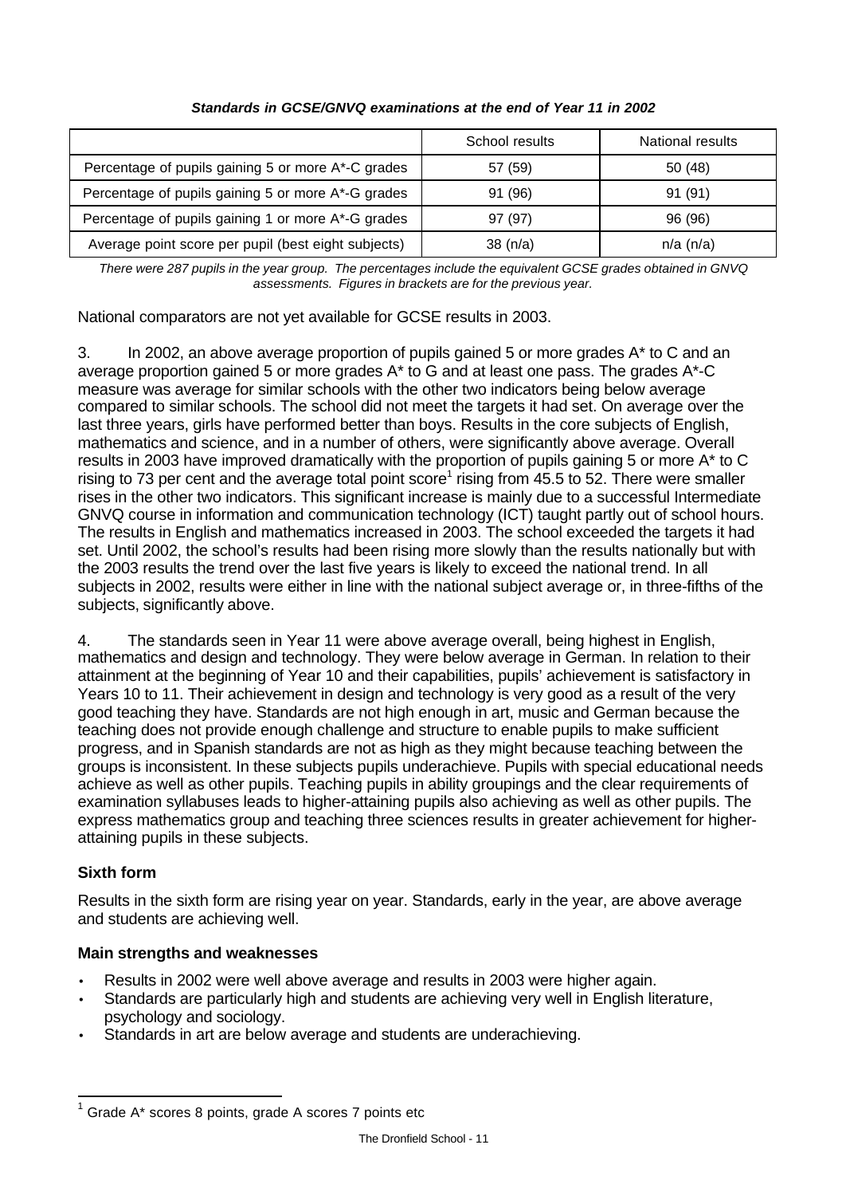***Standards in GCSE/GNVQ examinations at the end of Year 11 in 2002***

| | School results | National results |
|---|---|---|
| Percentage of pupils gaining 5 or more A*-C grades | 57 (59) | 50 (48) |
| Percentage of pupils gaining 5 or more A*-G grades | 91 (96) | 91 (91) |
| Percentage of pupils gaining 1 or more A*-G grades | 97 (97) | 96 (96) |
| Average point score per pupil (best eight subjects) | 38 (n/a) | n/a (n/a) |

*There were 287 pupils in the year group. The percentages include the equivalent GCSE grades obtained in GNVQ assessments. Figures in brackets are for the previous year.*

National comparators are not yet available for GCSE results in 2003.

3. In 2002, an above average proportion of pupils gained 5 or more grades A* to C and an average proportion gained 5 or more grades A* to G and at least one pass. The grades A*-C measure was average for similar schools with the other two indicators being below average compared to similar schools. The school did not meet the targets it had set. On average over the last three years, girls have performed better than boys. Results in the core subjects of English, mathematics and science, and in a number of others, were significantly above average. Overall results in 2003 have improved dramatically with the proportion of pupils gaining 5 or more A* to C rising to 73 per cent and the average total point score[1] rising from 45.5 to 52. There were smaller rises in the other two indicators. This significant increase is mainly due to a successful Intermediate GNVQ course in information and communication technology (ICT) taught partly out of school hours. The results in English and mathematics increased in 2003. The school exceeded the targets it had set. Until 2002, the school's results had been rising more slowly than the results nationally but with the 2003 results the trend over the last five years is likely to exceed the national trend. In all subjects in 2002, results were either in line with the national subject average or, in three-fifths of the subjects, significantly above.

4. The standards seen in Year 11 were above average overall, being highest in English, mathematics and design and technology. They were below average in German. In relation to their attainment at the beginning of Year 10 and their capabilities, pupils' achievement is satisfactory in Years 10 to 11. Their achievement in design and technology is very good as a result of the very good teaching they have. Standards are not high enough in art, music and German because the teaching does not provide enough challenge and structure to enable pupils to make sufficient progress, and in Spanish standards are not as high as they might because teaching between the groups is inconsistent. In these subjects pupils underachieve. Pupils with special educational needs achieve as well as other pupils. Teaching pupils in ability groupings and the clear requirements of examination syllabuses leads to higher-attaining pupils also achieving as well as other pupils. The express mathematics group and teaching three sciences results in greater achievement for higher-attaining pupils in these subjects.

**Sixth form**

Results in the sixth form are rising year on year. Standards, early in the year, are above average and students are achieving well.

**Main strengths and weaknesses**

- Results in 2002 were well above average and results in 2003 were higher again.
- Standards are particularly high and students are achieving very well in English literature, psychology and sociology.
- Standards in art are below average and students are underachieving.

[1] Grade A* scores 8 points, grade A scores 7 points etc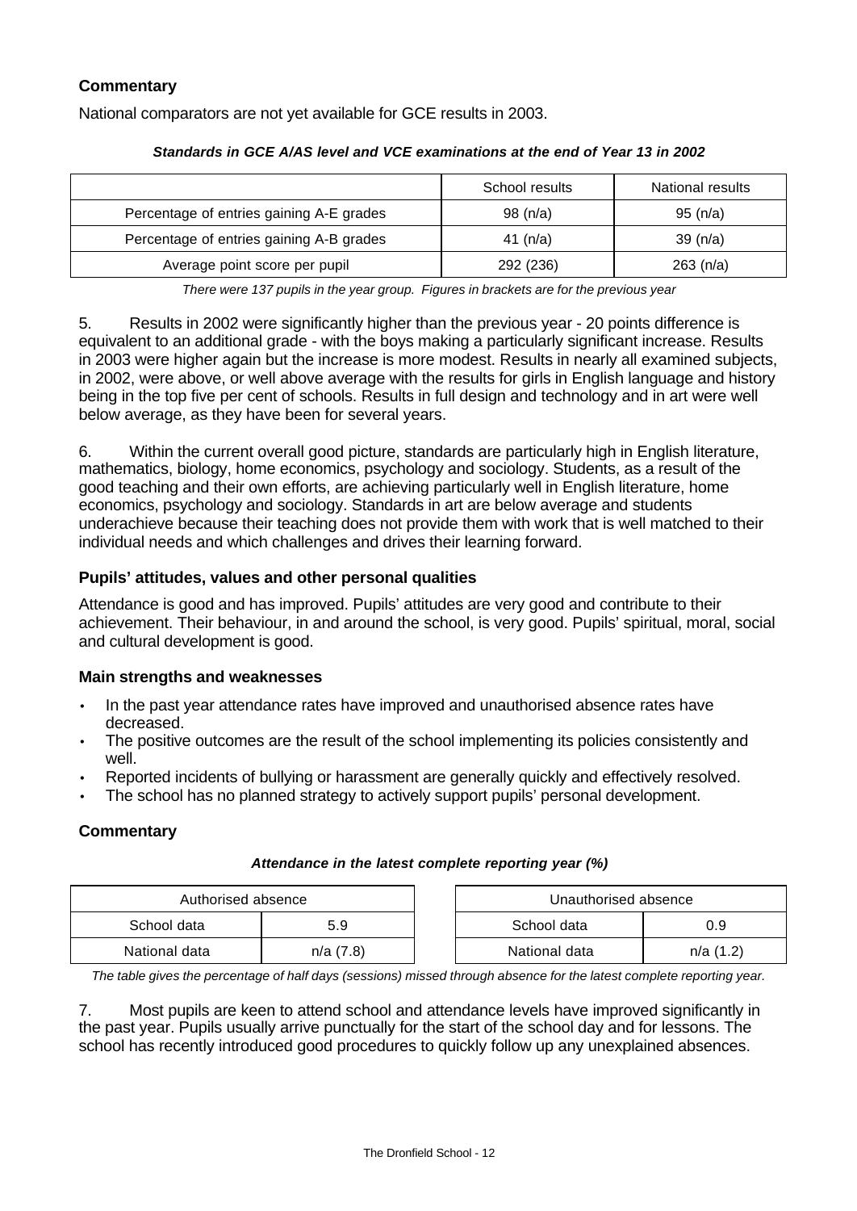## Commentary

National comparators are not yet available for GCE results in 2003.

***Standards in GCE A/AS level and VCE examinations at the end of Year 13 in 2002***

| | School results | National results |
|---|---|---|
| Percentage of entries gaining A-E grades | 98 (n/a) | 95 (n/a) |
| Percentage of entries gaining A-B grades | 41 (n/a) | 39 (n/a) |
| Average point score per pupil | 292 (236) | 263 (n/a) |

*There were 137 pupils in the year group. Figures in brackets are for the previous year*

5. Results in 2002 were significantly higher than the previous year - 20 points difference is equivalent to an additional grade - with the boys making a particularly significant increase. Results in 2003 were higher again but the increase is more modest. Results in nearly all examined subjects, in 2002, were above, or well above average with the results for girls in English language and history being in the top five per cent of schools. Results in full design and technology and in art were well below average, as they have been for several years.

6. Within the current overall good picture, standards are particularly high in English literature, mathematics, biology, home economics, psychology and sociology. Students, as a result of the good teaching and their own efforts, are achieving particularly well in English literature, home economics, psychology and sociology. Standards in art are below average and students underachieve because their teaching does not provide them with work that is well matched to their individual needs and which challenges and drives their learning forward.

## Pupils' attitudes, values and other personal qualities

Attendance is good and has improved. Pupils' attitudes are very good and contribute to their achievement. Their behaviour, in and around the school, is very good. Pupils' spiritual, moral, social and cultural development is good.

### Main strengths and weaknesses

- In the past year attendance rates have improved and unauthorised absence rates have decreased.
- The positive outcomes are the result of the school implementing its policies consistently and well.
- Reported incidents of bullying or harassment are generally quickly and effectively resolved.
- The school has no planned strategy to actively support pupils' personal development.

## Commentary

***Attendance in the latest complete reporting year (%)***

| Authorised absence | |
|---|---|
| School data | 5.9 |
| National data | n/a (7.8) |

| Unauthorised absence | |
|---|---|
| School data | 0.9 |
| National data | n/a (1.2) |

*The table gives the percentage of half days (sessions) missed through absence for the latest complete reporting year.*

7. Most pupils are keen to attend school and attendance levels have improved significantly in the past year. Pupils usually arrive punctually for the start of the school day and for lessons. The school has recently introduced good procedures to quickly follow up any unexplained absences.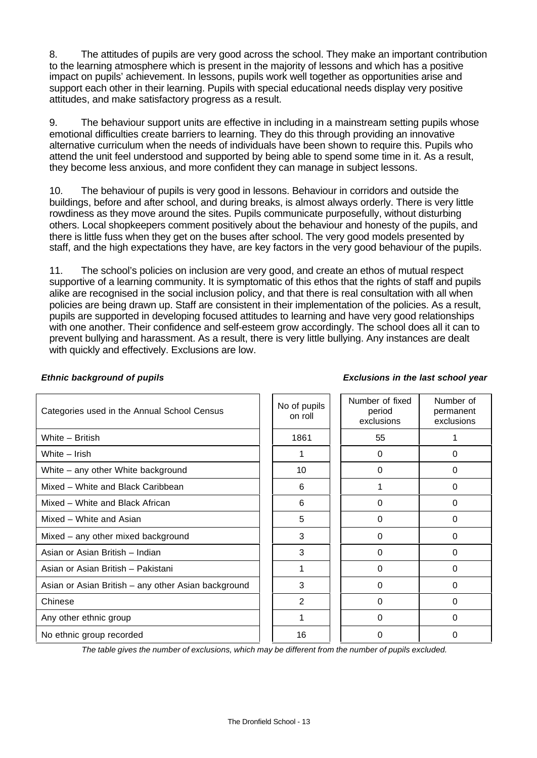8. The attitudes of pupils are very good across the school. They make an important contribution to the learning atmosphere which is present in the majority of lessons and which has a positive impact on pupils' achievement. In lessons, pupils work well together as opportunities arise and support each other in their learning. Pupils with special educational needs display very positive attitudes, and make satisfactory progress as a result.

9. The behaviour support units are effective in including in a mainstream setting pupils whose emotional difficulties create barriers to learning. They do this through providing an innovative alternative curriculum when the needs of individuals have been shown to require this. Pupils who attend the unit feel understood and supported by being able to spend some time in it. As a result, they become less anxious, and more confident they can manage in subject lessons.

10. The behaviour of pupils is very good in lessons. Behaviour in corridors and outside the buildings, before and after school, and during breaks, is almost always orderly. There is very little rowdiness as they move around the sites. Pupils communicate purposefully, without disturbing others. Local shopkeepers comment positively about the behaviour and honesty of the pupils, and there is little fuss when they get on the buses after school. The very good models presented by staff, and the high expectations they have, are key factors in the very good behaviour of the pupils.

11. The school's policies on inclusion are very good, and create an ethos of mutual respect supportive of a learning community. It is symptomatic of this ethos that the rights of staff and pupils alike are recognised in the social inclusion policy, and that there is real consultation with all when policies are being drawn up. Staff are consistent in their implementation of the policies. As a result, pupils are supported in developing focused attitudes to learning and have very good relationships with one another. Their confidence and self-esteem grow accordingly. The school does all it can to prevent bullying and harassment. As a result, there is very little bullying. Any instances are dealt with quickly and effectively. Exclusions are low.

***Ethnic background of pupils*** ***Exclusions in the last school year***

| Categories used in the Annual School Census | No of pupils on roll | Number of fixed period exclusions | Number of permanent exclusions |
|---|---|---|---|
| White – British | 1861 | 55 | 1 |
| White – Irish | 1 | 0 | 0 |
| White – any other White background | 10 | 0 | 0 |
| Mixed – White and Black Caribbean | 6 | 1 | 0 |
| Mixed – White and Black African | 6 | 0 | 0 |
| Mixed – White and Asian | 5 | 0 | 0 |
| Mixed – any other mixed background | 3 | 0 | 0 |
| Asian or Asian British – Indian | 3 | 0 | 0 |
| Asian or Asian British – Pakistani | 1 | 0 | 0 |
| Asian or Asian British – any other Asian background | 3 | 0 | 0 |
| Chinese | 2 | 0 | 0 |
| Any other ethnic group | 1 | 0 | 0 |
| No ethnic group recorded | 16 | 0 | 0 |

*The table gives the number of exclusions, which may be different from the number of pupils excluded.*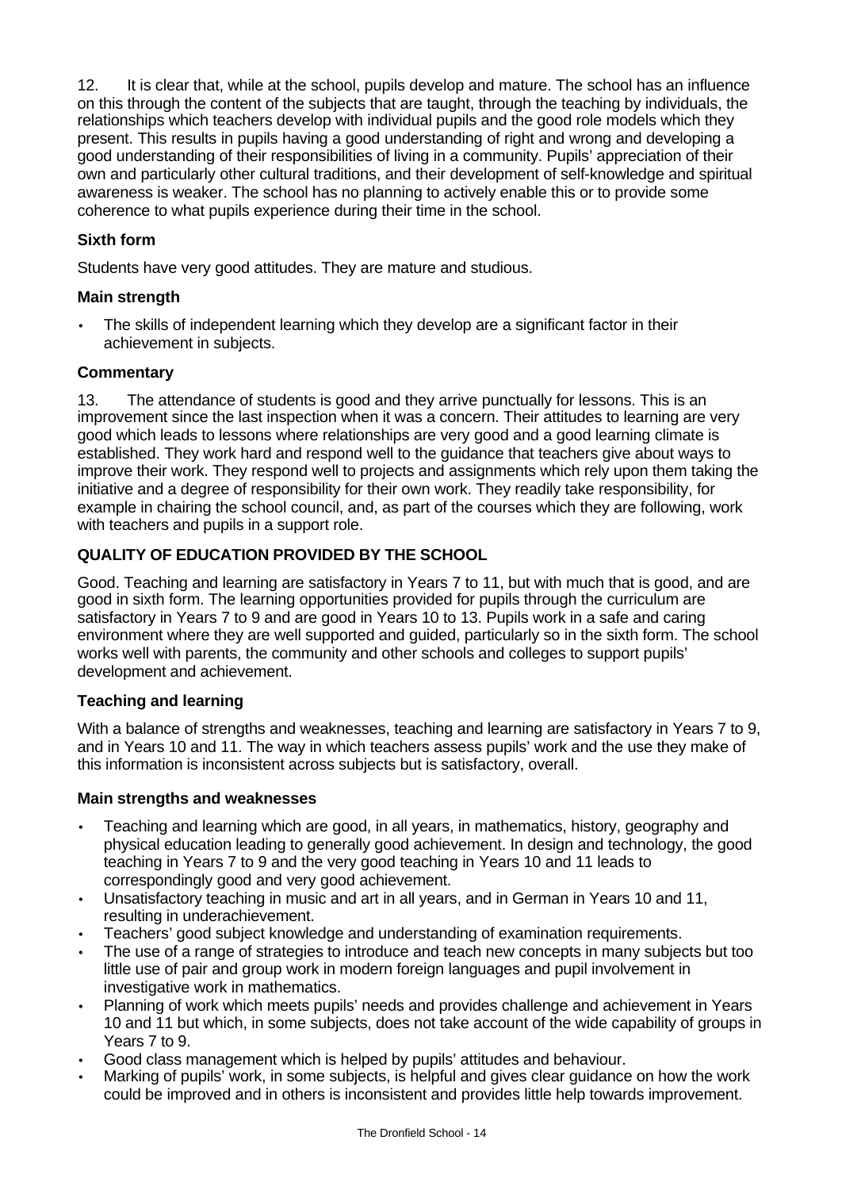12. It is clear that, while at the school, pupils develop and mature. The school has an influence on this through the content of the subjects that are taught, through the teaching by individuals, the relationships which teachers develop with individual pupils and the good role models which they present. This results in pupils having a good understanding of right and wrong and developing a good understanding of their responsibilities of living in a community. Pupils' appreciation of their own and particularly other cultural traditions, and their development of self-knowledge and spiritual awareness is weaker. The school has no planning to actively enable this or to provide some coherence to what pupils experience during their time in the school.

### Sixth form

Students have very good attitudes. They are mature and studious.

### Main strength

- The skills of independent learning which they develop are a significant factor in their achievement in subjects.

### Commentary

13. The attendance of students is good and they arrive punctually for lessons. This is an improvement since the last inspection when it was a concern. Their attitudes to learning are very good which leads to lessons where relationships are very good and a good learning climate is established. They work hard and respond well to the guidance that teachers give about ways to improve their work. They respond well to projects and assignments which rely upon them taking the initiative and a degree of responsibility for their own work. They readily take responsibility, for example in chairing the school council, and, as part of the courses which they are following, work with teachers and pupils in a support role.

## QUALITY OF EDUCATION PROVIDED BY THE SCHOOL

Good. Teaching and learning are satisfactory in Years 7 to 11, but with much that is good, and are good in sixth form. The learning opportunities provided for pupils through the curriculum are satisfactory in Years 7 to 9 and are good in Years 10 to 13. Pupils work in a safe and caring environment where they are well supported and guided, particularly so in the sixth form. The school works well with parents, the community and other schools and colleges to support pupils' development and achievement.

### Teaching and learning

With a balance of strengths and weaknesses, teaching and learning are satisfactory in Years 7 to 9, and in Years 10 and 11. The way in which teachers assess pupils' work and the use they make of this information is inconsistent across subjects but is satisfactory, overall.

### Main strengths and weaknesses

- Teaching and learning which are good, in all years, in mathematics, history, geography and physical education leading to generally good achievement. In design and technology, the good teaching in Years 7 to 9 and the very good teaching in Years 10 and 11 leads to correspondingly good and very good achievement.
- Unsatisfactory teaching in music and art in all years, and in German in Years 10 and 11, resulting in underachievement.
- Teachers' good subject knowledge and understanding of examination requirements.
- The use of a range of strategies to introduce and teach new concepts in many subjects but too little use of pair and group work in modern foreign languages and pupil involvement in investigative work in mathematics.
- Planning of work which meets pupils' needs and provides challenge and achievement in Years 10 and 11 but which, in some subjects, does not take account of the wide capability of groups in Years 7 to 9.
- Good class management which is helped by pupils' attitudes and behaviour.
- Marking of pupils' work, in some subjects, is helpful and gives clear guidance on how the work could be improved and in others is inconsistent and provides little help towards improvement.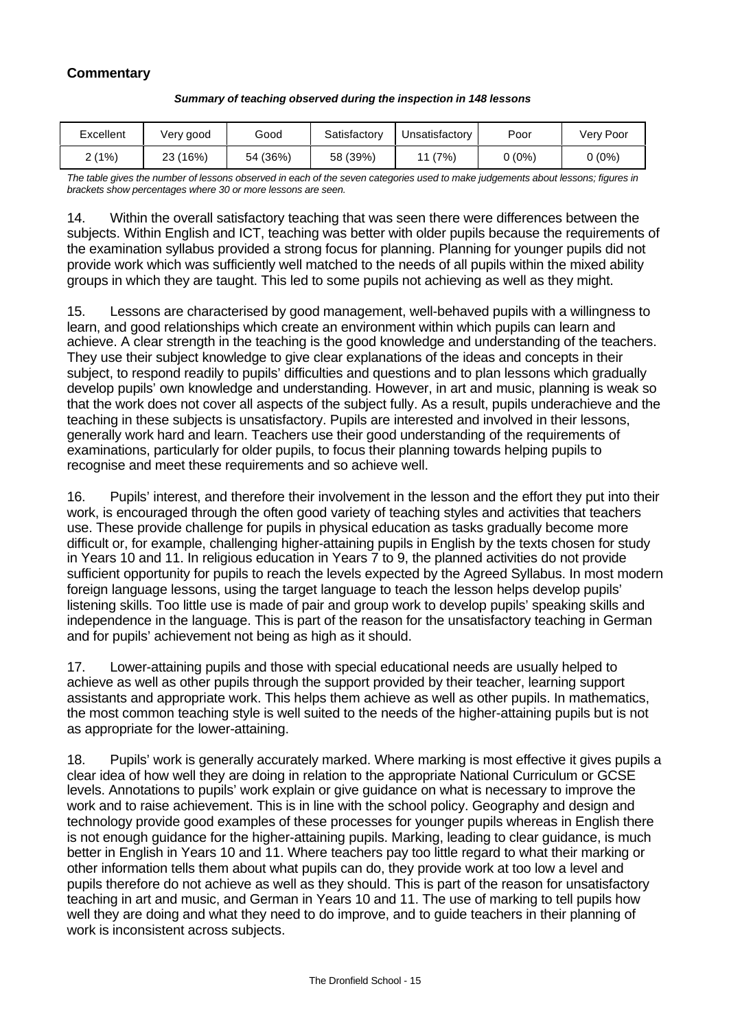### Commentary

***Summary of teaching observed during the inspection in 148 lessons***

| Excellent | Very good | Good | Satisfactory | Unsatisfactory | Poor | Very Poor |
|---|---|---|---|---|---|---|
| 2 (1%) | 23 (16%) | 54 (36%) | 58 (39%) | 11 (7%) | 0 (0%) | 0 (0%) |

*The table gives the number of lessons observed in each of the seven categories used to make judgements about lessons; figures in brackets show percentages where 30 or more lessons are seen.*

14. Within the overall satisfactory teaching that was seen there were differences between the subjects. Within English and ICT, teaching was better with older pupils because the requirements of the examination syllabus provided a strong focus for planning. Planning for younger pupils did not provide work which was sufficiently well matched to the needs of all pupils within the mixed ability groups in which they are taught. This led to some pupils not achieving as well as they might.

15. Lessons are characterised by good management, well-behaved pupils with a willingness to learn, and good relationships which create an environment within which pupils can learn and achieve. A clear strength in the teaching is the good knowledge and understanding of the teachers. They use their subject knowledge to give clear explanations of the ideas and concepts in their subject, to respond readily to pupils' difficulties and questions and to plan lessons which gradually develop pupils' own knowledge and understanding. However, in art and music, planning is weak so that the work does not cover all aspects of the subject fully. As a result, pupils underachieve and the teaching in these subjects is unsatisfactory. Pupils are interested and involved in their lessons, generally work hard and learn. Teachers use their good understanding of the requirements of examinations, particularly for older pupils, to focus their planning towards helping pupils to recognise and meet these requirements and so achieve well.

16. Pupils' interest, and therefore their involvement in the lesson and the effort they put into their work, is encouraged through the often good variety of teaching styles and activities that teachers use. These provide challenge for pupils in physical education as tasks gradually become more difficult or, for example, challenging higher-attaining pupils in English by the texts chosen for study in Years 10 and 11. In religious education in Years 7 to 9, the planned activities do not provide sufficient opportunity for pupils to reach the levels expected by the Agreed Syllabus. In most modern foreign language lessons, using the target language to teach the lesson helps develop pupils' listening skills. Too little use is made of pair and group work to develop pupils' speaking skills and independence in the language. This is part of the reason for the unsatisfactory teaching in German and for pupils' achievement not being as high as it should.

17. Lower-attaining pupils and those with special educational needs are usually helped to achieve as well as other pupils through the support provided by their teacher, learning support assistants and appropriate work. This helps them achieve as well as other pupils. In mathematics, the most common teaching style is well suited to the needs of the higher-attaining pupils but is not as appropriate for the lower-attaining.

18. Pupils' work is generally accurately marked. Where marking is most effective it gives pupils a clear idea of how well they are doing in relation to the appropriate National Curriculum or GCSE levels. Annotations to pupils' work explain or give guidance on what is necessary to improve the work and to raise achievement. This is in line with the school policy. Geography and design and technology provide good examples of these processes for younger pupils whereas in English there is not enough guidance for the higher-attaining pupils. Marking, leading to clear guidance, is much better in English in Years 10 and 11. Where teachers pay too little regard to what their marking or other information tells them about what pupils can do, they provide work at too low a level and pupils therefore do not achieve as well as they should. This is part of the reason for unsatisfactory teaching in art and music, and German in Years 10 and 11. The use of marking to tell pupils how well they are doing and what they need to do improve, and to guide teachers in their planning of work is inconsistent across subjects.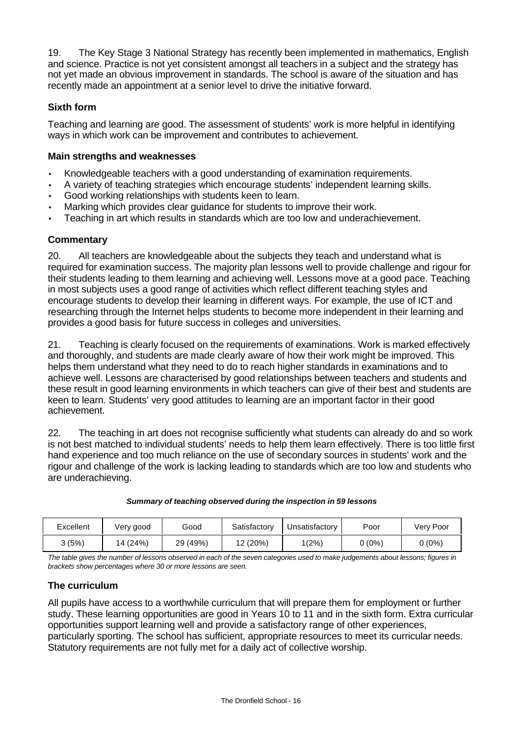19. The Key Stage 3 National Strategy has recently been implemented in mathematics, English and science. Practice is not yet consistent amongst all teachers in a subject and the strategy has not yet made an obvious improvement in standards. The school is aware of the situation and has recently made an appointment at a senior level to drive the initiative forward.

### Sixth form

Teaching and learning are good. The assessment of students' work is more helpful in identifying ways in which work can be improvement and contributes to achievement.

#### Main strengths and weaknesses

- Knowledgeable teachers with a good understanding of examination requirements.
- A variety of teaching strategies which encourage students' independent learning skills.
- Good working relationships with students keen to learn.
- Marking which provides clear guidance for students to improve their work.
- Teaching in art which results in standards which are too low and underachievement.

#### Commentary

20. All teachers are knowledgeable about the subjects they teach and understand what is required for examination success. The majority plan lessons well to provide challenge and rigour for their students leading to them learning and achieving well. Lessons move at a good pace. Teaching in most subjects uses a good range of activities which reflect different teaching styles and encourage students to develop their learning in different ways. For example, the use of ICT and researching through the Internet helps students to become more independent in their learning and provides a good basis for future success in colleges and universities.

21. Teaching is clearly focused on the requirements of examinations. Work is marked effectively and thoroughly, and students are made clearly aware of how their work might be improved. This helps them understand what they need to do to reach higher standards in examinations and to achieve well. Lessons are characterised by good relationships between teachers and students and these result in good learning environments in which teachers can give of their best and students are keen to learn. Students' very good attitudes to learning are an important factor in their good achievement.

22. The teaching in art does not recognise sufficiently what students can already do and so work is not best matched to individual students' needs to help them learn effectively. There is too little first hand experience and too much reliance on the use of secondary sources in students' work and the rigour and challenge of the work is lacking leading to standards which are too low and students who are underachieving.

***Summary of teaching observed during the inspection in 59 lessons***

| Excellent | Very good | Good | Satisfactory | Unsatisfactory | Poor | Very Poor |
|---|---|---|---|---|---|---|
| 3 (5%) | 14 (24%) | 29 (49%) | 12 (20%) | 1(2%) | 0 (0%) | 0 (0%) |

*The table gives the number of lessons observed in each of the seven categories used to make judgements about lessons; figures in brackets show percentages where 30 or more lessons are seen.*

### The curriculum

All pupils have access to a worthwhile curriculum that will prepare them for employment or further study. These learning opportunities are good in Years 10 to 11 and in the sixth form. Extra curricular opportunities support learning well and provide a satisfactory range of other experiences, particularly sporting. The school has sufficient, appropriate resources to meet its curricular needs. Statutory requirements are not fully met for a daily act of collective worship.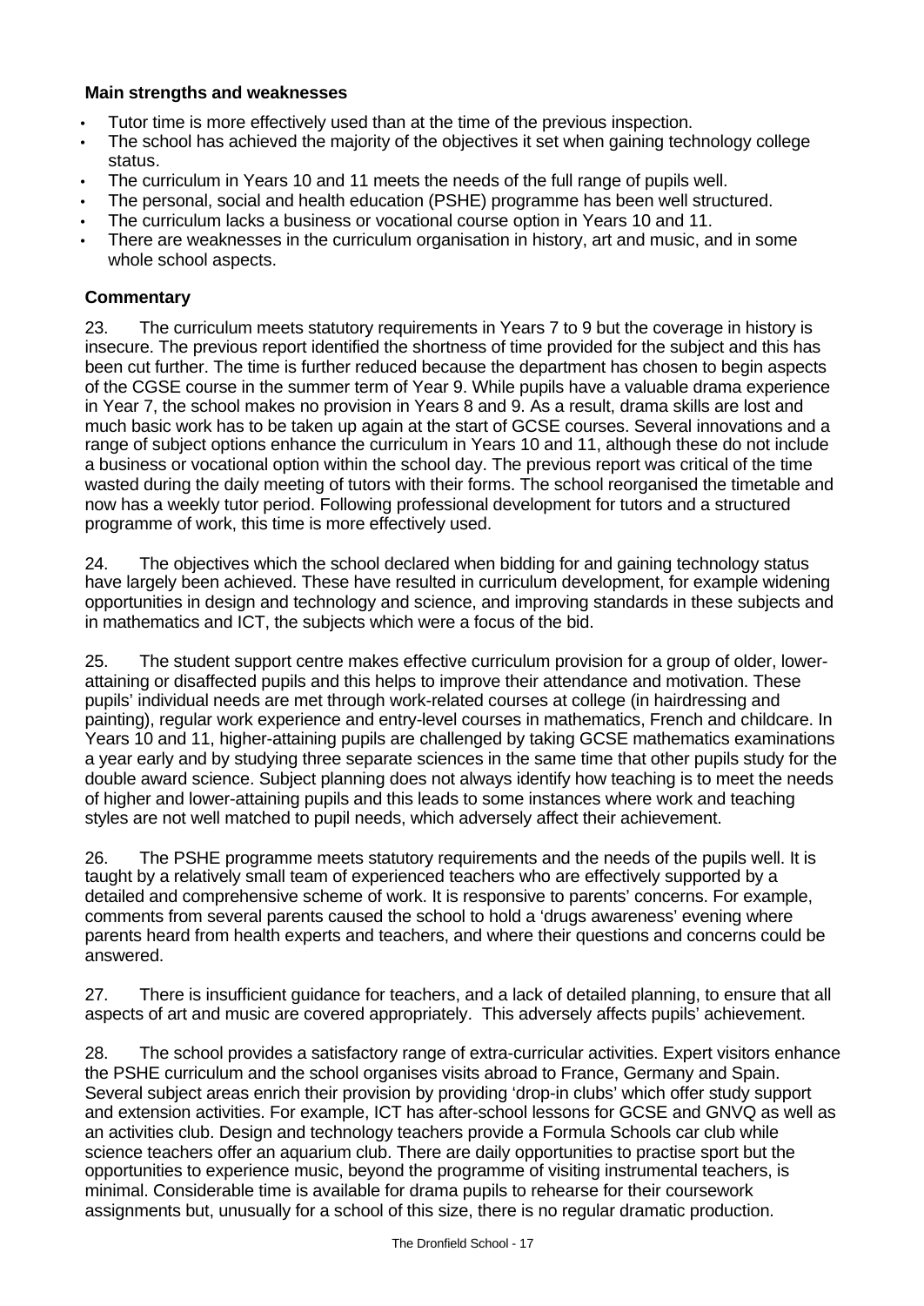### Main strengths and weaknesses

- Tutor time is more effectively used than at the time of the previous inspection.
- The school has achieved the majority of the objectives it set when gaining technology college status.
- The curriculum in Years 10 and 11 meets the needs of the full range of pupils well.
- The personal, social and health education (PSHE) programme has been well structured.
- The curriculum lacks a business or vocational course option in Years 10 and 11.
- There are weaknesses in the curriculum organisation in history, art and music, and in some whole school aspects.

### Commentary

23. The curriculum meets statutory requirements in Years 7 to 9 but the coverage in history is insecure. The previous report identified the shortness of time provided for the subject and this has been cut further. The time is further reduced because the department has chosen to begin aspects of the CGSE course in the summer term of Year 9. While pupils have a valuable drama experience in Year 7, the school makes no provision in Years 8 and 9. As a result, drama skills are lost and much basic work has to be taken up again at the start of GCSE courses. Several innovations and a range of subject options enhance the curriculum in Years 10 and 11, although these do not include a business or vocational option within the school day. The previous report was critical of the time wasted during the daily meeting of tutors with their forms. The school reorganised the timetable and now has a weekly tutor period. Following professional development for tutors and a structured programme of work, this time is more effectively used.

24. The objectives which the school declared when bidding for and gaining technology status have largely been achieved. These have resulted in curriculum development, for example widening opportunities in design and technology and science, and improving standards in these subjects and in mathematics and ICT, the subjects which were a focus of the bid.

25. The student support centre makes effective curriculum provision for a group of older, lower-attaining or disaffected pupils and this helps to improve their attendance and motivation. These pupils' individual needs are met through work-related courses at college (in hairdressing and painting), regular work experience and entry-level courses in mathematics, French and childcare. In Years 10 and 11, higher-attaining pupils are challenged by taking GCSE mathematics examinations a year early and by studying three separate sciences in the same time that other pupils study for the double award science. Subject planning does not always identify how teaching is to meet the needs of higher and lower-attaining pupils and this leads to some instances where work and teaching styles are not well matched to pupil needs, which adversely affect their achievement.

26. The PSHE programme meets statutory requirements and the needs of the pupils well. It is taught by a relatively small team of experienced teachers who are effectively supported by a detailed and comprehensive scheme of work. It is responsive to parents' concerns. For example, comments from several parents caused the school to hold a 'drugs awareness' evening where parents heard from health experts and teachers, and where their questions and concerns could be answered.

27. There is insufficient guidance for teachers, and a lack of detailed planning, to ensure that all aspects of art and music are covered appropriately. This adversely affects pupils' achievement.

28. The school provides a satisfactory range of extra-curricular activities. Expert visitors enhance the PSHE curriculum and the school organises visits abroad to France, Germany and Spain. Several subject areas enrich their provision by providing 'drop-in clubs' which offer study support and extension activities. For example, ICT has after-school lessons for GCSE and GNVQ as well as an activities club. Design and technology teachers provide a Formula Schools car club while science teachers offer an aquarium club. There are daily opportunities to practise sport but the opportunities to experience music, beyond the programme of visiting instrumental teachers, is minimal. Considerable time is available for drama pupils to rehearse for their coursework assignments but, unusually for a school of this size, there is no regular dramatic production.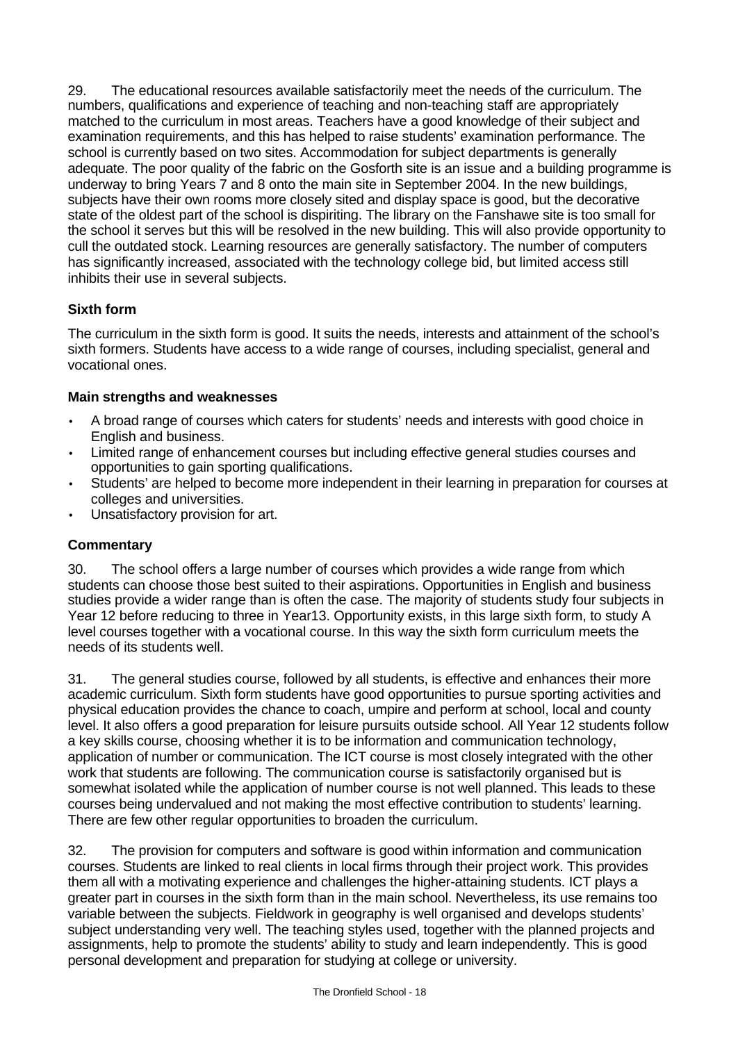29. The educational resources available satisfactorily meet the needs of the curriculum. The numbers, qualifications and experience of teaching and non-teaching staff are appropriately matched to the curriculum in most areas. Teachers have a good knowledge of their subject and examination requirements, and this has helped to raise students' examination performance. The school is currently based on two sites. Accommodation for subject departments is generally adequate. The poor quality of the fabric on the Gosforth site is an issue and a building programme is underway to bring Years 7 and 8 onto the main site in September 2004. In the new buildings, subjects have their own rooms more closely sited and display space is good, but the decorative state of the oldest part of the school is dispiriting. The library on the Fanshawe site is too small for the school it serves but this will be resolved in the new building. This will also provide opportunity to cull the outdated stock. Learning resources are generally satisfactory. The number of computers has significantly increased, associated with the technology college bid, but limited access still inhibits their use in several subjects.

### Sixth form

The curriculum in the sixth form is good. It suits the needs, interests and attainment of the school's sixth formers. Students have access to a wide range of courses, including specialist, general and vocational ones.

#### Main strengths and weaknesses

- A broad range of courses which caters for students' needs and interests with good choice in English and business.
- Limited range of enhancement courses but including effective general studies courses and opportunities to gain sporting qualifications.
- Students' are helped to become more independent in their learning in preparation for courses at colleges and universities.
- Unsatisfactory provision for art.

#### Commentary

30. The school offers a large number of courses which provides a wide range from which students can choose those best suited to their aspirations. Opportunities in English and business studies provide a wider range than is often the case. The majority of students study four subjects in Year 12 before reducing to three in Year13. Opportunity exists, in this large sixth form, to study A level courses together with a vocational course. In this way the sixth form curriculum meets the needs of its students well.

31. The general studies course, followed by all students, is effective and enhances their more academic curriculum. Sixth form students have good opportunities to pursue sporting activities and physical education provides the chance to coach, umpire and perform at school, local and county level. It also offers a good preparation for leisure pursuits outside school. All Year 12 students follow a key skills course, choosing whether it is to be information and communication technology, application of number or communication. The ICT course is most closely integrated with the other work that students are following. The communication course is satisfactorily organised but is somewhat isolated while the application of number course is not well planned. This leads to these courses being undervalued and not making the most effective contribution to students' learning. There are few other regular opportunities to broaden the curriculum.

32. The provision for computers and software is good within information and communication courses. Students are linked to real clients in local firms through their project work. This provides them all with a motivating experience and challenges the higher-attaining students. ICT plays a greater part in courses in the sixth form than in the main school. Nevertheless, its use remains too variable between the subjects. Fieldwork in geography is well organised and develops students' subject understanding very well. The teaching styles used, together with the planned projects and assignments, help to promote the students' ability to study and learn independently. This is good personal development and preparation for studying at college or university.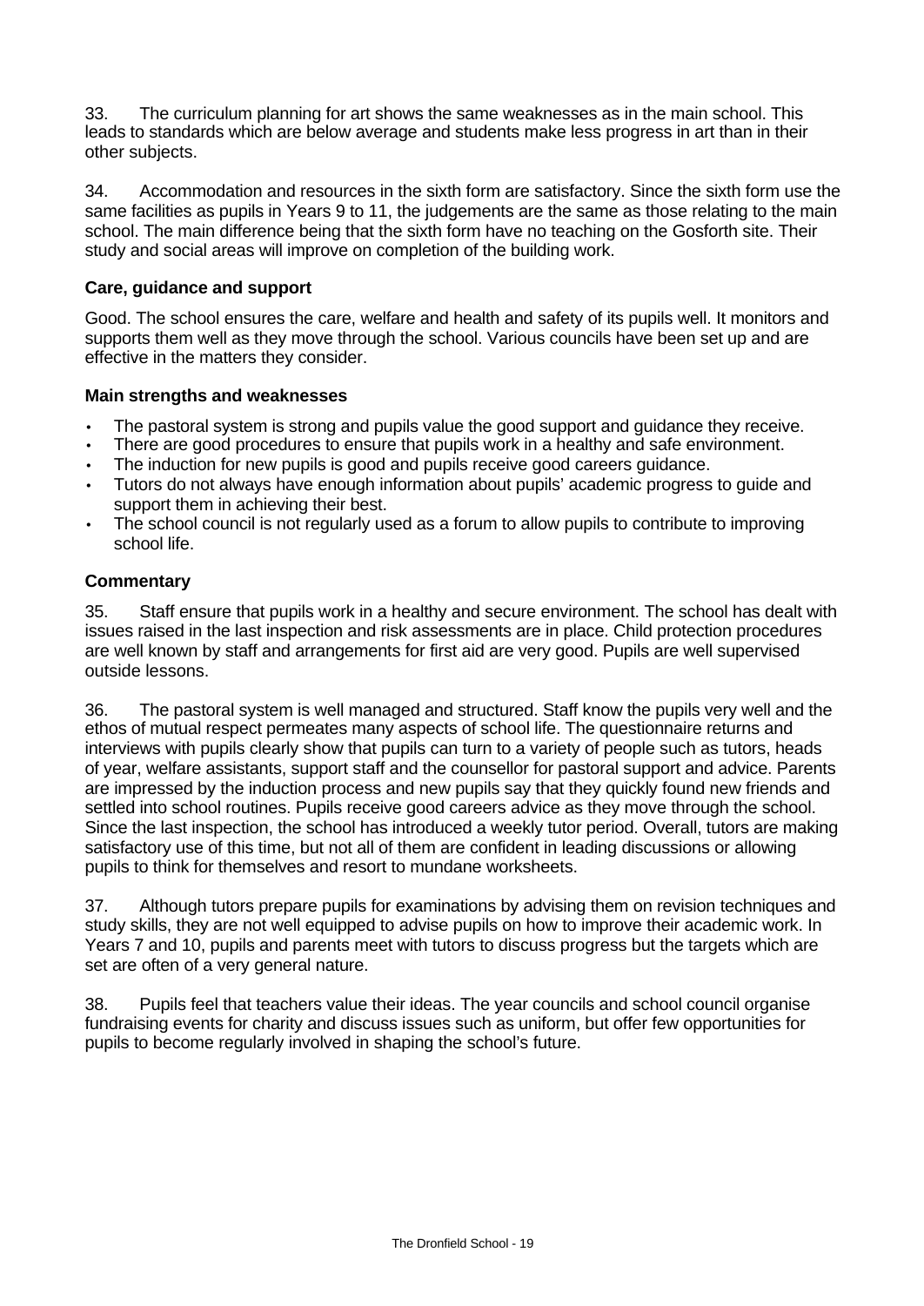33. The curriculum planning for art shows the same weaknesses as in the main school. This leads to standards which are below average and students make less progress in art than in their other subjects.

34. Accommodation and resources in the sixth form are satisfactory. Since the sixth form use the same facilities as pupils in Years 9 to 11, the judgements are the same as those relating to the main school. The main difference being that the sixth form have no teaching on the Gosforth site. Their study and social areas will improve on completion of the building work.

### Care, guidance and support

Good. The school ensures the care, welfare and health and safety of its pupils well. It monitors and supports them well as they move through the school. Various councils have been set up and are effective in the matters they consider.

#### Main strengths and weaknesses

- The pastoral system is strong and pupils value the good support and guidance they receive.
- There are good procedures to ensure that pupils work in a healthy and safe environment.
- The induction for new pupils is good and pupils receive good careers guidance.
- Tutors do not always have enough information about pupils' academic progress to guide and support them in achieving their best.
- The school council is not regularly used as a forum to allow pupils to contribute to improving school life.

#### Commentary

35. Staff ensure that pupils work in a healthy and secure environment. The school has dealt with issues raised in the last inspection and risk assessments are in place. Child protection procedures are well known by staff and arrangements for first aid are very good. Pupils are well supervised outside lessons.

36. The pastoral system is well managed and structured. Staff know the pupils very well and the ethos of mutual respect permeates many aspects of school life. The questionnaire returns and interviews with pupils clearly show that pupils can turn to a variety of people such as tutors, heads of year, welfare assistants, support staff and the counsellor for pastoral support and advice. Parents are impressed by the induction process and new pupils say that they quickly found new friends and settled into school routines. Pupils receive good careers advice as they move through the school. Since the last inspection, the school has introduced a weekly tutor period. Overall, tutors are making satisfactory use of this time, but not all of them are confident in leading discussions or allowing pupils to think for themselves and resort to mundane worksheets.

37. Although tutors prepare pupils for examinations by advising them on revision techniques and study skills, they are not well equipped to advise pupils on how to improve their academic work. In Years 7 and 10, pupils and parents meet with tutors to discuss progress but the targets which are set are often of a very general nature.

38. Pupils feel that teachers value their ideas. The year councils and school council organise fundraising events for charity and discuss issues such as uniform, but offer few opportunities for pupils to become regularly involved in shaping the school's future.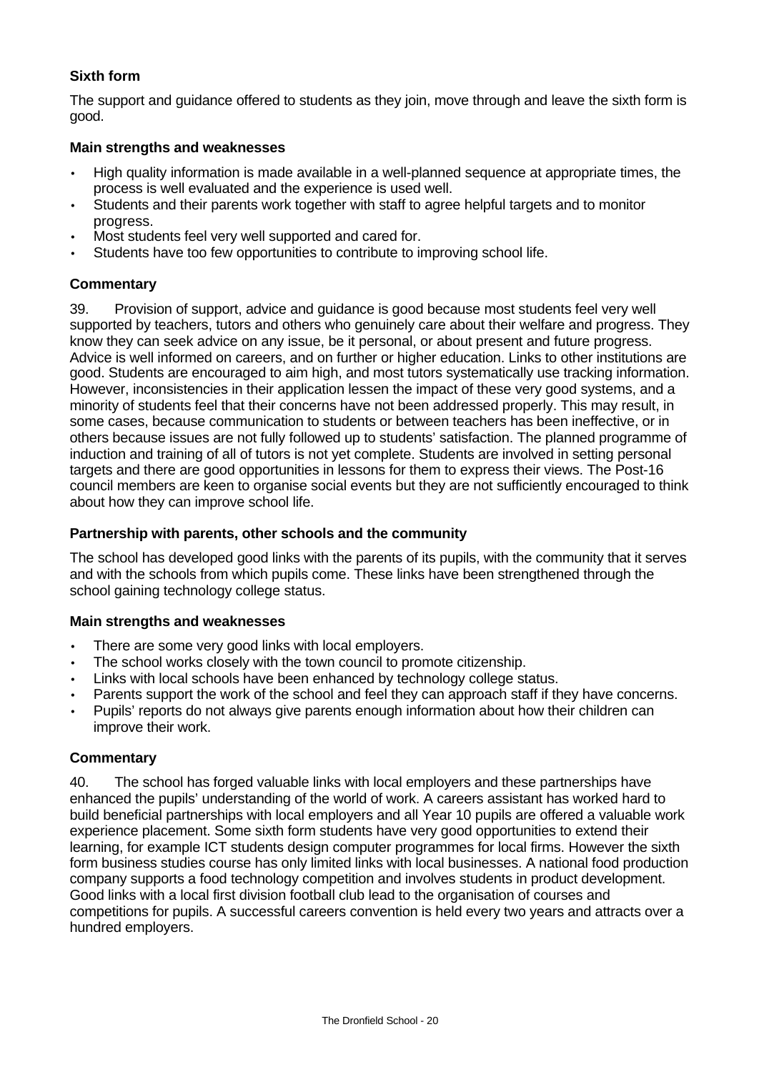### Sixth form

The support and guidance offered to students as they join, move through and leave the sixth form is good.

#### Main strengths and weaknesses

- High quality information is made available in a well-planned sequence at appropriate times, the process is well evaluated and the experience is used well.
- Students and their parents work together with staff to agree helpful targets and to monitor progress.
- Most students feel very well supported and cared for.
- Students have too few opportunities to contribute to improving school life.

#### Commentary

39. Provision of support, advice and guidance is good because most students feel very well supported by teachers, tutors and others who genuinely care about their welfare and progress. They know they can seek advice on any issue, be it personal, or about present and future progress. Advice is well informed on careers, and on further or higher education. Links to other institutions are good. Students are encouraged to aim high, and most tutors systematically use tracking information. However, inconsistencies in their application lessen the impact of these very good systems, and a minority of students feel that their concerns have not been addressed properly. This may result, in some cases, because communication to students or between teachers has been ineffective, or in others because issues are not fully followed up to students' satisfaction. The planned programme of induction and training of all of tutors is not yet complete. Students are involved in setting personal targets and there are good opportunities in lessons for them to express their views. The Post-16 council members are keen to organise social events but they are not sufficiently encouraged to think about how they can improve school life.

### Partnership with parents, other schools and the community

The school has developed good links with the parents of its pupils, with the community that it serves and with the schools from which pupils come. These links have been strengthened through the school gaining technology college status.

#### Main strengths and weaknesses

- There are some very good links with local employers.
- The school works closely with the town council to promote citizenship.
- Links with local schools have been enhanced by technology college status.
- Parents support the work of the school and feel they can approach staff if they have concerns.
- Pupils' reports do not always give parents enough information about how their children can improve their work.

#### Commentary

40. The school has forged valuable links with local employers and these partnerships have enhanced the pupils' understanding of the world of work. A careers assistant has worked hard to build beneficial partnerships with local employers and all Year 10 pupils are offered a valuable work experience placement. Some sixth form students have very good opportunities to extend their learning, for example ICT students design computer programmes for local firms. However the sixth form business studies course has only limited links with local businesses. A national food production company supports a food technology competition and involves students in product development. Good links with a local first division football club lead to the organisation of courses and competitions for pupils. A successful careers convention is held every two years and attracts over a hundred employers.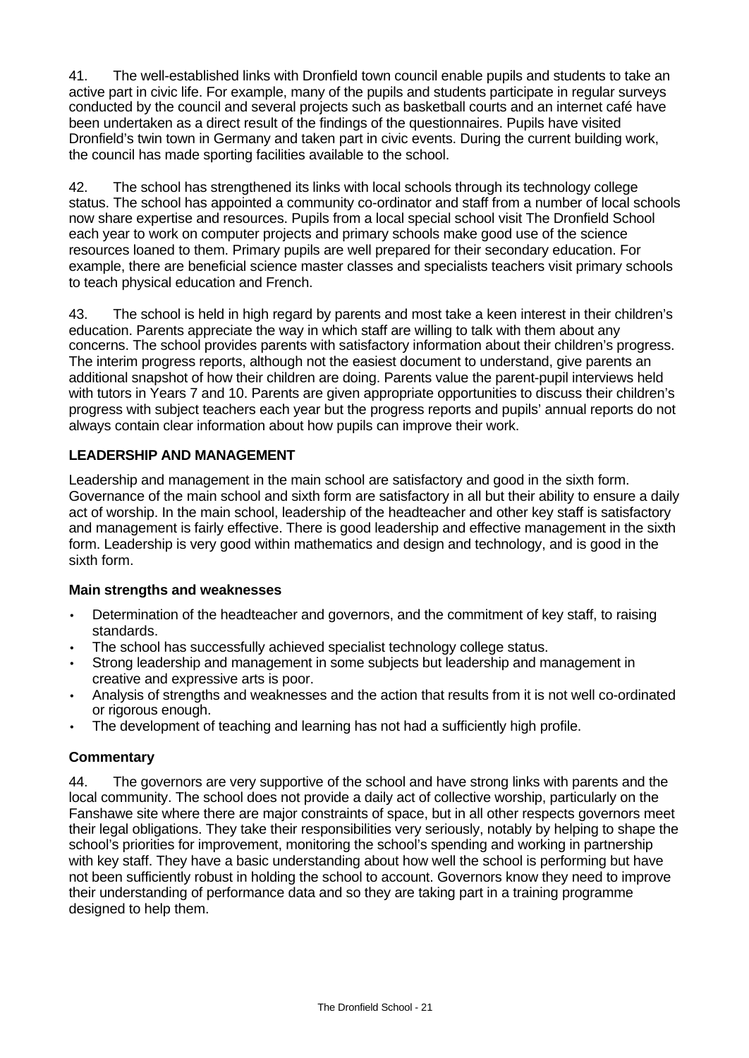41. The well-established links with Dronfield town council enable pupils and students to take an active part in civic life. For example, many of the pupils and students participate in regular surveys conducted by the council and several projects such as basketball courts and an internet café have been undertaken as a direct result of the findings of the questionnaires. Pupils have visited Dronfield's twin town in Germany and taken part in civic events. During the current building work, the council has made sporting facilities available to the school.

42. The school has strengthened its links with local schools through its technology college status. The school has appointed a community co-ordinator and staff from a number of local schools now share expertise and resources. Pupils from a local special school visit The Dronfield School each year to work on computer projects and primary schools make good use of the science resources loaned to them. Primary pupils are well prepared for their secondary education. For example, there are beneficial science master classes and specialists teachers visit primary schools to teach physical education and French.

43. The school is held in high regard by parents and most take a keen interest in their children's education. Parents appreciate the way in which staff are willing to talk with them about any concerns. The school provides parents with satisfactory information about their children's progress. The interim progress reports, although not the easiest document to understand, give parents an additional snapshot of how their children are doing. Parents value the parent-pupil interviews held with tutors in Years 7 and 10. Parents are given appropriate opportunities to discuss their children's progress with subject teachers each year but the progress reports and pupils' annual reports do not always contain clear information about how pupils can improve their work.

## LEADERSHIP AND MANAGEMENT

Leadership and management in the main school are satisfactory and good in the sixth form. Governance of the main school and sixth form are satisfactory in all but their ability to ensure a daily act of worship. In the main school, leadership of the headteacher and other key staff is satisfactory and management is fairly effective. There is good leadership and effective management in the sixth form. Leadership is very good within mathematics and design and technology, and is good in the sixth form.

### Main strengths and weaknesses

- Determination of the headteacher and governors, and the commitment of key staff, to raising standards.
- The school has successfully achieved specialist technology college status.
- Strong leadership and management in some subjects but leadership and management in creative and expressive arts is poor.
- Analysis of strengths and weaknesses and the action that results from it is not well co-ordinated or rigorous enough.
- The development of teaching and learning has not had a sufficiently high profile.

### Commentary

44. The governors are very supportive of the school and have strong links with parents and the local community. The school does not provide a daily act of collective worship, particularly on the Fanshawe site where there are major constraints of space, but in all other respects governors meet their legal obligations. They take their responsibilities very seriously, notably by helping to shape the school's priorities for improvement, monitoring the school's spending and working in partnership with key staff. They have a basic understanding about how well the school is performing but have not been sufficiently robust in holding the school to account. Governors know they need to improve their understanding of performance data and so they are taking part in a training programme designed to help them.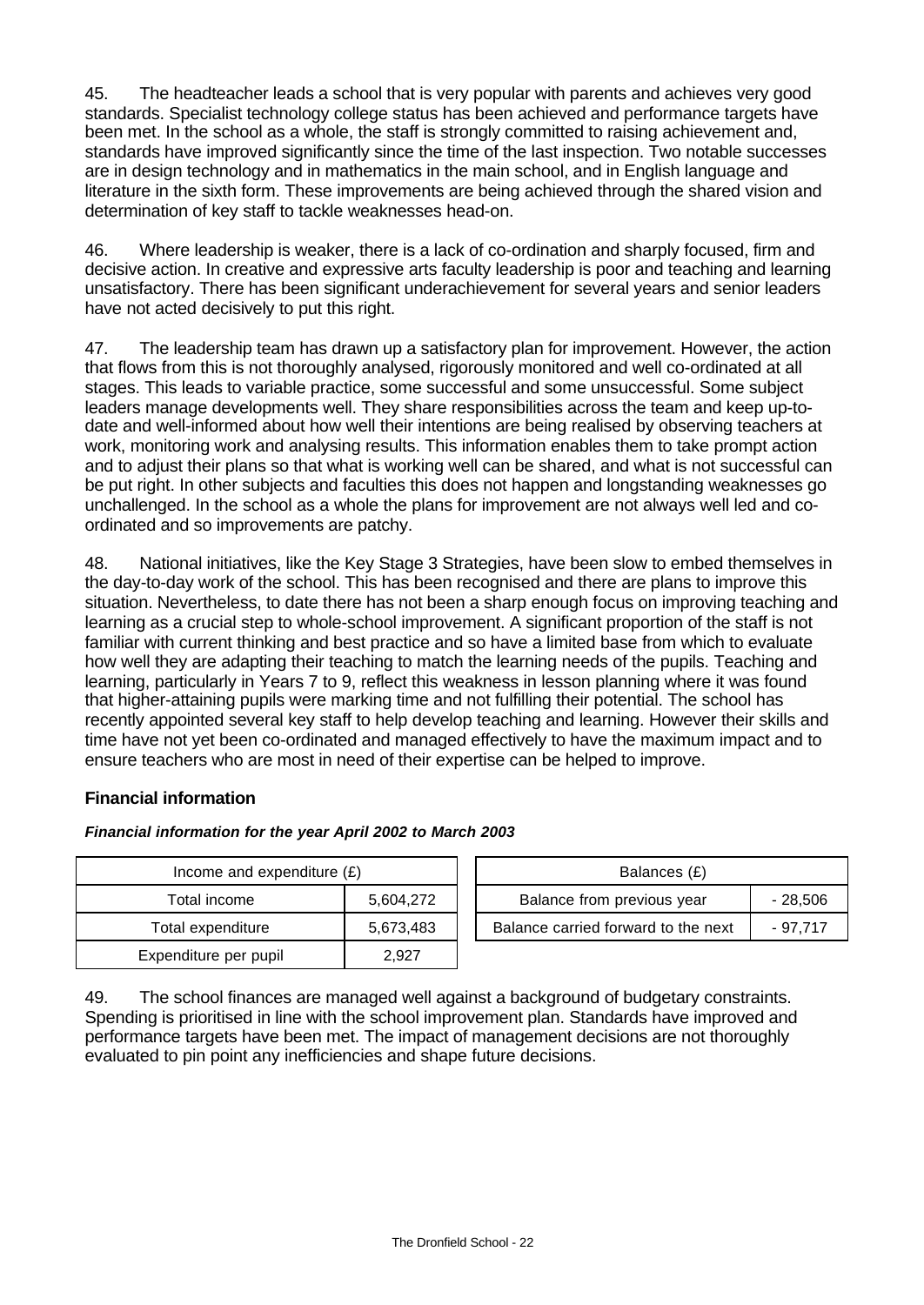45. The headteacher leads a school that is very popular with parents and achieves very good standards. Specialist technology college status has been achieved and performance targets have been met. In the school as a whole, the staff is strongly committed to raising achievement and, standards have improved significantly since the time of the last inspection. Two notable successes are in design technology and in mathematics in the main school, and in English language and literature in the sixth form. These improvements are being achieved through the shared vision and determination of key staff to tackle weaknesses head-on.

46. Where leadership is weaker, there is a lack of co-ordination and sharply focused, firm and decisive action. In creative and expressive arts faculty leadership is poor and teaching and learning unsatisfactory. There has been significant underachievement for several years and senior leaders have not acted decisively to put this right.

47. The leadership team has drawn up a satisfactory plan for improvement. However, the action that flows from this is not thoroughly analysed, rigorously monitored and well co-ordinated at all stages. This leads to variable practice, some successful and some unsuccessful. Some subject leaders manage developments well. They share responsibilities across the team and keep up-to-date and well-informed about how well their intentions are being realised by observing teachers at work, monitoring work and analysing results. This information enables them to take prompt action and to adjust their plans so that what is working well can be shared, and what is not successful can be put right. In other subjects and faculties this does not happen and longstanding weaknesses go unchallenged. In the school as a whole the plans for improvement are not always well led and co-ordinated and so improvements are patchy.

48. National initiatives, like the Key Stage 3 Strategies, have been slow to embed themselves in the day-to-day work of the school. This has been recognised and there are plans to improve this situation. Nevertheless, to date there has not been a sharp enough focus on improving teaching and learning as a crucial step to whole-school improvement. A significant proportion of the staff is not familiar with current thinking and best practice and so have a limited base from which to evaluate how well they are adapting their teaching to match the learning needs of the pupils. Teaching and learning, particularly in Years 7 to 9, reflect this weakness in lesson planning where it was found that higher-attaining pupils were marking time and not fulfilling their potential. The school has recently appointed several key staff to help develop teaching and learning. However their skills and time have not yet been co-ordinated and managed effectively to have the maximum impact and to ensure teachers who are most in need of their expertise can be helped to improve.

### Financial information

***Financial information for the year April 2002 to March 2003***

| Income and expenditure (£) | |
|---|---|
| Total income | 5,604,272 |
| Total expenditure | 5,673,483 |
| Expenditure per pupil | 2,927 |

| Balances (£) | |
|---|---|
| Balance from previous year | - 28,506 |
| Balance carried forward to the next | - 97,717 |

49. The school finances are managed well against a background of budgetary constraints. Spending is prioritised in line with the school improvement plan. Standards have improved and performance targets have been met. The impact of management decisions are not thoroughly evaluated to pin point any inefficiencies and shape future decisions.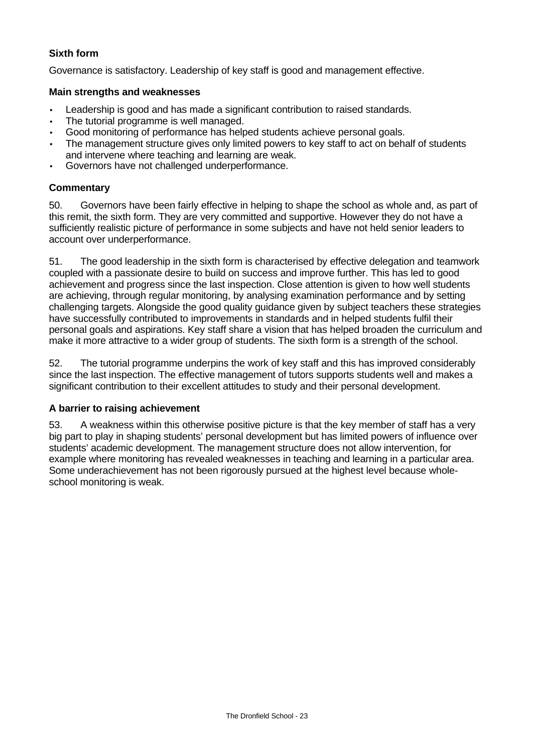### Sixth form

Governance is satisfactory. Leadership of key staff is good and management effective.

#### Main strengths and weaknesses

- Leadership is good and has made a significant contribution to raised standards.
- The tutorial programme is well managed.
- Good monitoring of performance has helped students achieve personal goals.
- The management structure gives only limited powers to key staff to act on behalf of students and intervene where teaching and learning are weak.
- Governors have not challenged underperformance.

#### Commentary

50. Governors have been fairly effective in helping to shape the school as whole and, as part of this remit, the sixth form. They are very committed and supportive. However they do not have a sufficiently realistic picture of performance in some subjects and have not held senior leaders to account over underperformance.

51. The good leadership in the sixth form is characterised by effective delegation and teamwork coupled with a passionate desire to build on success and improve further. This has led to good achievement and progress since the last inspection. Close attention is given to how well students are achieving, through regular monitoring, by analysing examination performance and by setting challenging targets. Alongside the good quality guidance given by subject teachers these strategies have successfully contributed to improvements in standards and in helped students fulfil their personal goals and aspirations. Key staff share a vision that has helped broaden the curriculum and make it more attractive to a wider group of students. The sixth form is a strength of the school.

52. The tutorial programme underpins the work of key staff and this has improved considerably since the last inspection. The effective management of tutors supports students well and makes a significant contribution to their excellent attitudes to study and their personal development.

#### A barrier to raising achievement

53. A weakness within this otherwise positive picture is that the key member of staff has a very big part to play in shaping students' personal development but has limited powers of influence over students' academic development. The management structure does not allow intervention, for example where monitoring has revealed weaknesses in teaching and learning in a particular area. Some underachievement has not been rigorously pursued at the highest level because whole-school monitoring is weak.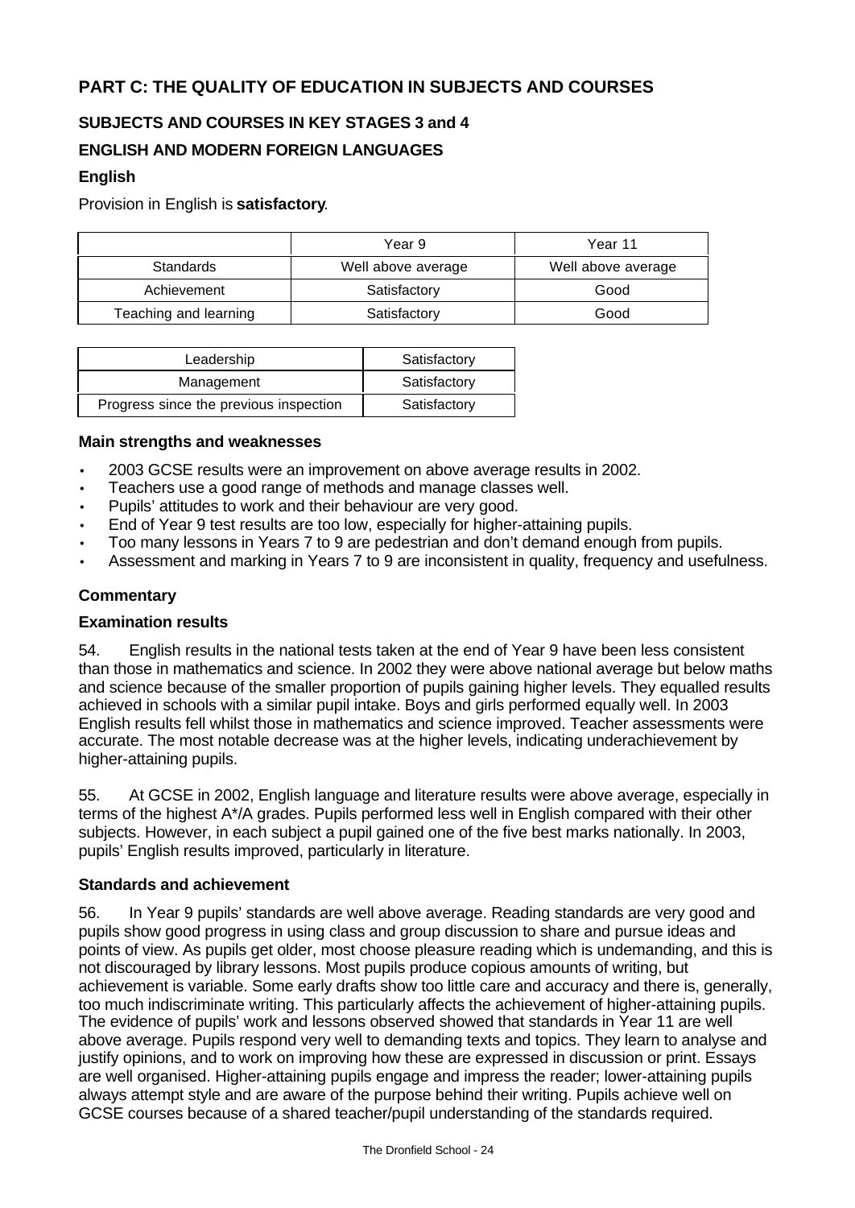## PART C: THE QUALITY OF EDUCATION IN SUBJECTS AND COURSES

### SUBJECTS AND COURSES IN KEY STAGES 3 and 4

### ENGLISH AND MODERN FOREIGN LANGUAGES

#### English

Provision in English is **satisfactory**.

| | Year 9 | Year 11 |
|---|---|---|
| Standards | Well above average | Well above average |
| Achievement | Satisfactory | Good |
| Teaching and learning | Satisfactory | Good |

| | |
|---|---|
| Leadership | Satisfactory |
| Management | Satisfactory |
| Progress since the previous inspection | Satisfactory |

**Main strengths and weaknesses**

- 2003 GCSE results were an improvement on above average results in 2002.
- Teachers use a good range of methods and manage classes well.
- Pupils' attitudes to work and their behaviour are very good.
- End of Year 9 test results are too low, especially for higher-attaining pupils.
- Too many lessons in Years 7 to 9 are pedestrian and don't demand enough from pupils.
- Assessment and marking in Years 7 to 9 are inconsistent in quality, frequency and usefulness.

**Commentary**

**Examination results**

54. English results in the national tests taken at the end of Year 9 have been less consistent than those in mathematics and science. In 2002 they were above national average but below maths and science because of the smaller proportion of pupils gaining higher levels. They equalled results achieved in schools with a similar pupil intake. Boys and girls performed equally well. In 2003 English results fell whilst those in mathematics and science improved. Teacher assessments were accurate. The most notable decrease was at the higher levels, indicating underachievement by higher-attaining pupils.

55. At GCSE in 2002, English language and literature results were above average, especially in terms of the highest A*/A grades. Pupils performed less well in English compared with their other subjects. However, in each subject a pupil gained one of the five best marks nationally. In 2003, pupils' English results improved, particularly in literature.

**Standards and achievement**

56. In Year 9 pupils' standards are well above average. Reading standards are very good and pupils show good progress in using class and group discussion to share and pursue ideas and points of view. As pupils get older, most choose pleasure reading which is undemanding, and this is not discouraged by library lessons. Most pupils produce copious amounts of writing, but achievement is variable. Some early drafts show too little care and accuracy and there is, generally, too much indiscriminate writing. This particularly affects the achievement of higher-attaining pupils. The evidence of pupils' work and lessons observed showed that standards in Year 11 are well above average. Pupils respond very well to demanding texts and topics. They learn to analyse and justify opinions, and to work on improving how these are expressed in discussion or print. Essays are well organised. Higher-attaining pupils engage and impress the reader; lower-attaining pupils always attempt style and are aware of the purpose behind their writing. Pupils achieve well on GCSE courses because of a shared teacher/pupil understanding of the standards required.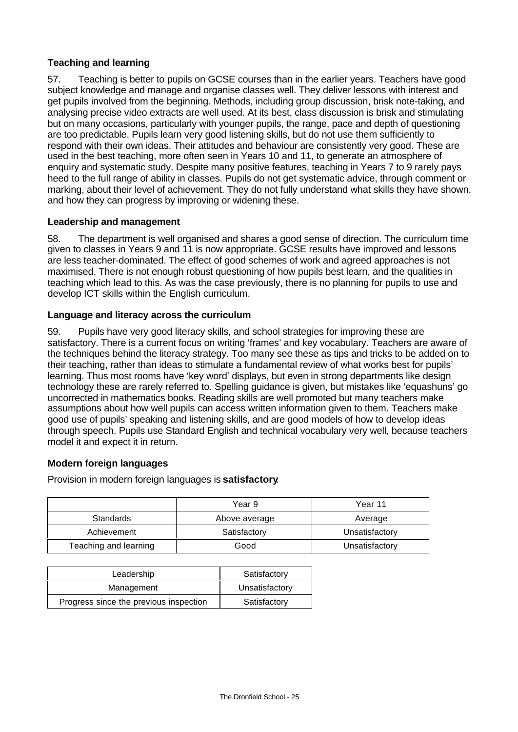### Teaching and learning

57. Teaching is better to pupils on GCSE courses than in the earlier years. Teachers have good subject knowledge and manage and organise classes well. They deliver lessons with interest and get pupils involved from the beginning. Methods, including group discussion, brisk note-taking, and analysing precise video extracts are well used. At its best, class discussion is brisk and stimulating but on many occasions, particularly with younger pupils, the range, pace and depth of questioning are too predictable. Pupils learn very good listening skills, but do not use them sufficiently to respond with their own ideas. Their attitudes and behaviour are consistently very good. These are used in the best teaching, more often seen in Years 10 and 11, to generate an atmosphere of enquiry and systematic study. Despite many positive features, teaching in Years 7 to 9 rarely pays heed to the full range of ability in classes. Pupils do not get systematic advice, through comment or marking, about their level of achievement. They do not fully understand what skills they have shown, and how they can progress by improving or widening these.

### Leadership and management

58. The department is well organised and shares a good sense of direction. The curriculum time given to classes in Years 9 and 11 is now appropriate. GCSE results have improved and lessons are less teacher-dominated. The effect of good schemes of work and agreed approaches is not maximised. There is not enough robust questioning of how pupils best learn, and the qualities in teaching which lead to this. As was the case previously, there is no planning for pupils to use and develop ICT skills within the English curriculum.

### Language and literacy across the curriculum

59. Pupils have very good literacy skills, and school strategies for improving these are satisfactory. There is a current focus on writing 'frames' and key vocabulary. Teachers are aware of the techniques behind the literacy strategy. Too many see these as tips and tricks to be added on to their teaching, rather than ideas to stimulate a fundamental review of what works best for pupils' learning. Thus most rooms have 'key word' displays, but even in strong departments like design technology these are rarely referred to. Spelling guidance is given, but mistakes like 'equashuns' go uncorrected in mathematics books. Reading skills are well promoted but many teachers make assumptions about how well pupils can access written information given to them. Teachers make good use of pupils' speaking and listening skills, and are good models of how to develop ideas through speech. Pupils use Standard English and technical vocabulary very well, because teachers model it and expect it in return.

### Modern foreign languages

Provision in modern foreign languages is **satisfactory**.

| | Year 9 | Year 11 |
|---|---|---|
| Standards | Above average | Average |
| Achievement | Satisfactory | Unsatisfactory |
| Teaching and learning | Good | Unsatisfactory |

| | |
|---|---|
| Leadership | Satisfactory |
| Management | Unsatisfactory |
| Progress since the previous inspection | Satisfactory |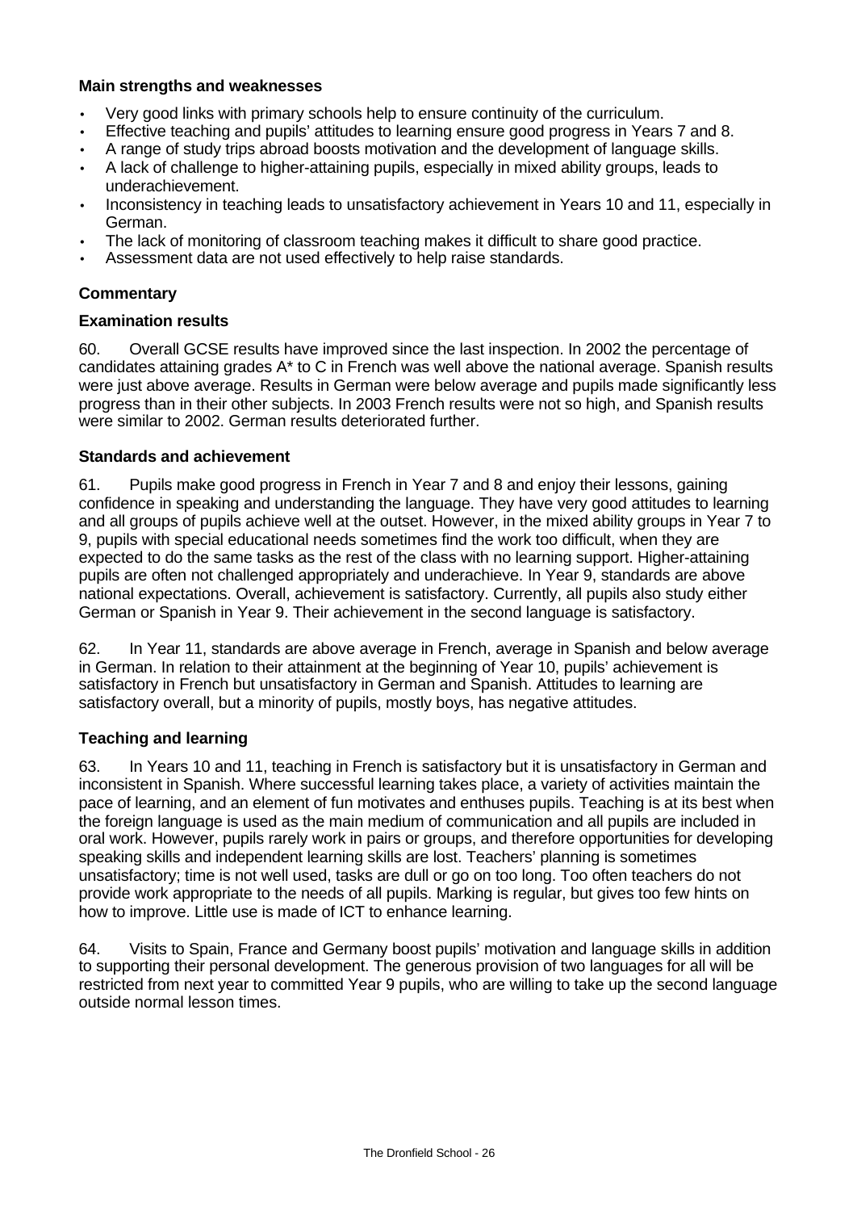**Main strengths and weaknesses**

- Very good links with primary schools help to ensure continuity of the curriculum.
- Effective teaching and pupils' attitudes to learning ensure good progress in Years 7 and 8.
- A range of study trips abroad boosts motivation and the development of language skills.
- A lack of challenge to higher-attaining pupils, especially in mixed ability groups, leads to underachievement.
- Inconsistency in teaching leads to unsatisfactory achievement in Years 10 and 11, especially in German.
- The lack of monitoring of classroom teaching makes it difficult to share good practice.
- Assessment data are not used effectively to help raise standards.

**Commentary**

**Examination results**

60. Overall GCSE results have improved since the last inspection. In 2002 the percentage of candidates attaining grades A* to C in French was well above the national average. Spanish results were just above average. Results in German were below average and pupils made significantly less progress than in their other subjects. In 2003 French results were not so high, and Spanish results were similar to 2002. German results deteriorated further.

**Standards and achievement**

61. Pupils make good progress in French in Year 7 and 8 and enjoy their lessons, gaining confidence in speaking and understanding the language. They have very good attitudes to learning and all groups of pupils achieve well at the outset. However, in the mixed ability groups in Year 7 to 9, pupils with special educational needs sometimes find the work too difficult, when they are expected to do the same tasks as the rest of the class with no learning support. Higher-attaining pupils are often not challenged appropriately and underachieve. In Year 9, standards are above national expectations. Overall, achievement is satisfactory. Currently, all pupils also study either German or Spanish in Year 9. Their achievement in the second language is satisfactory.

62. In Year 11, standards are above average in French, average in Spanish and below average in German. In relation to their attainment at the beginning of Year 10, pupils' achievement is satisfactory in French but unsatisfactory in German and Spanish. Attitudes to learning are satisfactory overall, but a minority of pupils, mostly boys, has negative attitudes.

**Teaching and learning**

63. In Years 10 and 11, teaching in French is satisfactory but it is unsatisfactory in German and inconsistent in Spanish. Where successful learning takes place, a variety of activities maintain the pace of learning, and an element of fun motivates and enthuses pupils. Teaching is at its best when the foreign language is used as the main medium of communication and all pupils are included in oral work. However, pupils rarely work in pairs or groups, and therefore opportunities for developing speaking skills and independent learning skills are lost. Teachers' planning is sometimes unsatisfactory; time is not well used, tasks are dull or go on too long. Too often teachers do not provide work appropriate to the needs of all pupils. Marking is regular, but gives too few hints on how to improve. Little use is made of ICT to enhance learning.

64. Visits to Spain, France and Germany boost pupils' motivation and language skills in addition to supporting their personal development. The generous provision of two languages for all will be restricted from next year to committed Year 9 pupils, who are willing to take up the second language outside normal lesson times.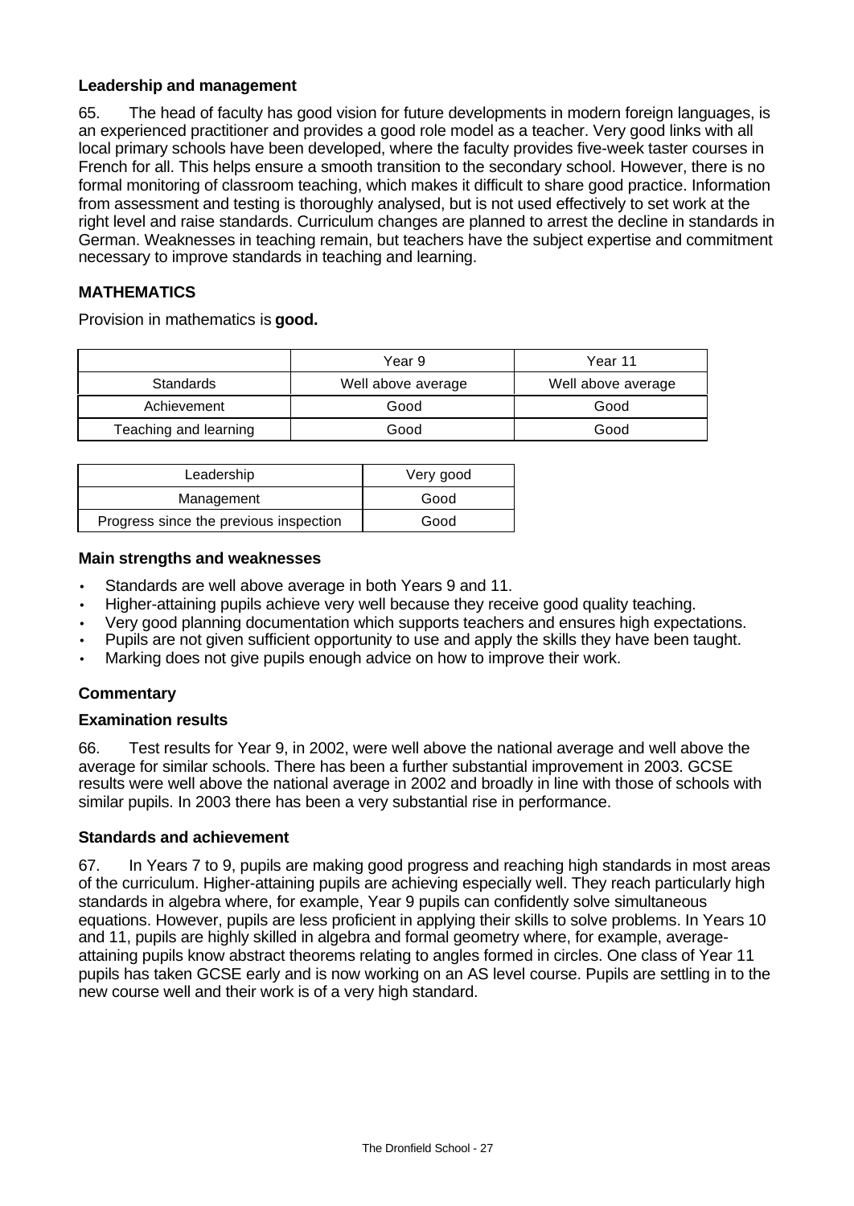**Leadership and management**

65. The head of faculty has good vision for future developments in modern foreign languages, is an experienced practitioner and provides a good role model as a teacher. Very good links with all local primary schools have been developed, where the faculty provides five-week taster courses in French for all. This helps ensure a smooth transition to the secondary school. However, there is no formal monitoring of classroom teaching, which makes it difficult to share good practice. Information from assessment and testing is thoroughly analysed, but is not used effectively to set work at the right level and raise standards. Curriculum changes are planned to arrest the decline in standards in German. Weaknesses in teaching remain, but teachers have the subject expertise and commitment necessary to improve standards in teaching and learning.

## MATHEMATICS

Provision in mathematics is **good.**

| | Year 9 | Year 11 |
|---|---|---|
| Standards | Well above average | Well above average |
| Achievement | Good | Good |
| Teaching and learning | Good | Good |

| Leadership | Very good |
|---|---|
| Management | Good |
| Progress since the previous inspection | Good |

**Main strengths and weaknesses**

- Standards are well above average in both Years 9 and 11.
- Higher-attaining pupils achieve very well because they receive good quality teaching.
- Very good planning documentation which supports teachers and ensures high expectations.
- Pupils are not given sufficient opportunity to use and apply the skills they have been taught.
- Marking does not give pupils enough advice on how to improve their work.

### Commentary

**Examination results**

66. Test results for Year 9, in 2002, were well above the national average and well above the average for similar schools. There has been a further substantial improvement in 2003. GCSE results were well above the national average in 2002 and broadly in line with those of schools with similar pupils. In 2003 there has been a very substantial rise in performance.

**Standards and achievement**

67. In Years 7 to 9, pupils are making good progress and reaching high standards in most areas of the curriculum. Higher-attaining pupils are achieving especially well. They reach particularly high standards in algebra where, for example, Year 9 pupils can confidently solve simultaneous equations. However, pupils are less proficient in applying their skills to solve problems. In Years 10 and 11, pupils are highly skilled in algebra and formal geometry where, for example, average-attaining pupils know abstract theorems relating to angles formed in circles. One class of Year 11 pupils has taken GCSE early and is now working on an AS level course. Pupils are settling in to the new course well and their work is of a very high standard.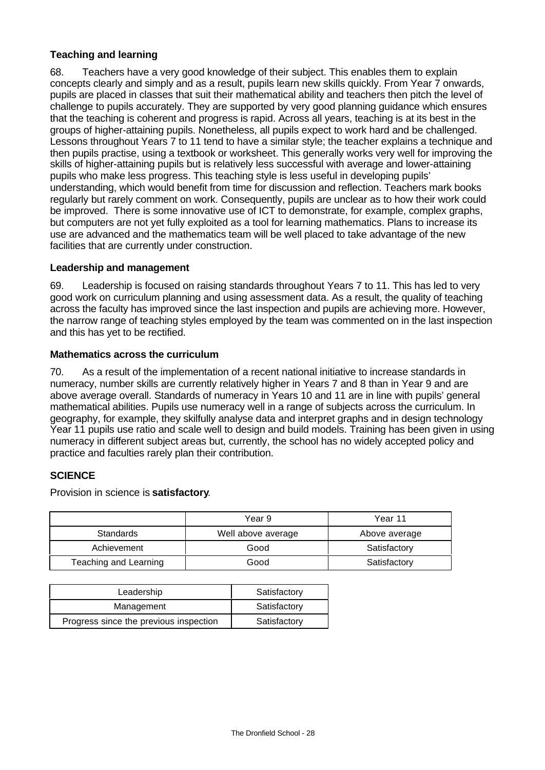**Teaching and learning**

68. Teachers have a very good knowledge of their subject. This enables them to explain concepts clearly and simply and as a result, pupils learn new skills quickly. From Year 7 onwards, pupils are placed in classes that suit their mathematical ability and teachers then pitch the level of challenge to pupils accurately. They are supported by very good planning guidance which ensures that the teaching is coherent and progress is rapid. Across all years, teaching is at its best in the groups of higher-attaining pupils. Nonetheless, all pupils expect to work hard and be challenged. Lessons throughout Years 7 to 11 tend to have a similar style; the teacher explains a technique and then pupils practise, using a textbook or worksheet. This generally works very well for improving the skills of higher-attaining pupils but is relatively less successful with average and lower-attaining pupils who make less progress. This teaching style is less useful in developing pupils' understanding, which would benefit from time for discussion and reflection. Teachers mark books regularly but rarely comment on work. Consequently, pupils are unclear as to how their work could be improved. There is some innovative use of ICT to demonstrate, for example, complex graphs, but computers are not yet fully exploited as a tool for learning mathematics. Plans to increase its use are advanced and the mathematics team will be well placed to take advantage of the new facilities that are currently under construction.

**Leadership and management**

69. Leadership is focused on raising standards throughout Years 7 to 11. This has led to very good work on curriculum planning and using assessment data. As a result, the quality of teaching across the faculty has improved since the last inspection and pupils are achieving more. However, the narrow range of teaching styles employed by the team was commented on in the last inspection and this has yet to be rectified.

**Mathematics across the curriculum**

70. As a result of the implementation of a recent national initiative to increase standards in numeracy, number skills are currently relatively higher in Years 7 and 8 than in Year 9 and are above average overall. Standards of numeracy in Years 10 and 11 are in line with pupils' general mathematical abilities. Pupils use numeracy well in a range of subjects across the curriculum. In geography, for example, they skilfully analyse data and interpret graphs and in design technology Year 11 pupils use ratio and scale well to design and build models. Training has been given in using numeracy in different subject areas but, currently, the school has no widely accepted policy and practice and faculties rarely plan their contribution.

## SCIENCE

Provision in science is **satisfactory**.

| | Year 9 | Year 11 |
|---|---|---|
| Standards | Well above average | Above average |
| Achievement | Good | Satisfactory |
| Teaching and Learning | Good | Satisfactory |

| | |
|---|---|
| Leadership | Satisfactory |
| Management | Satisfactory |
| Progress since the previous inspection | Satisfactory |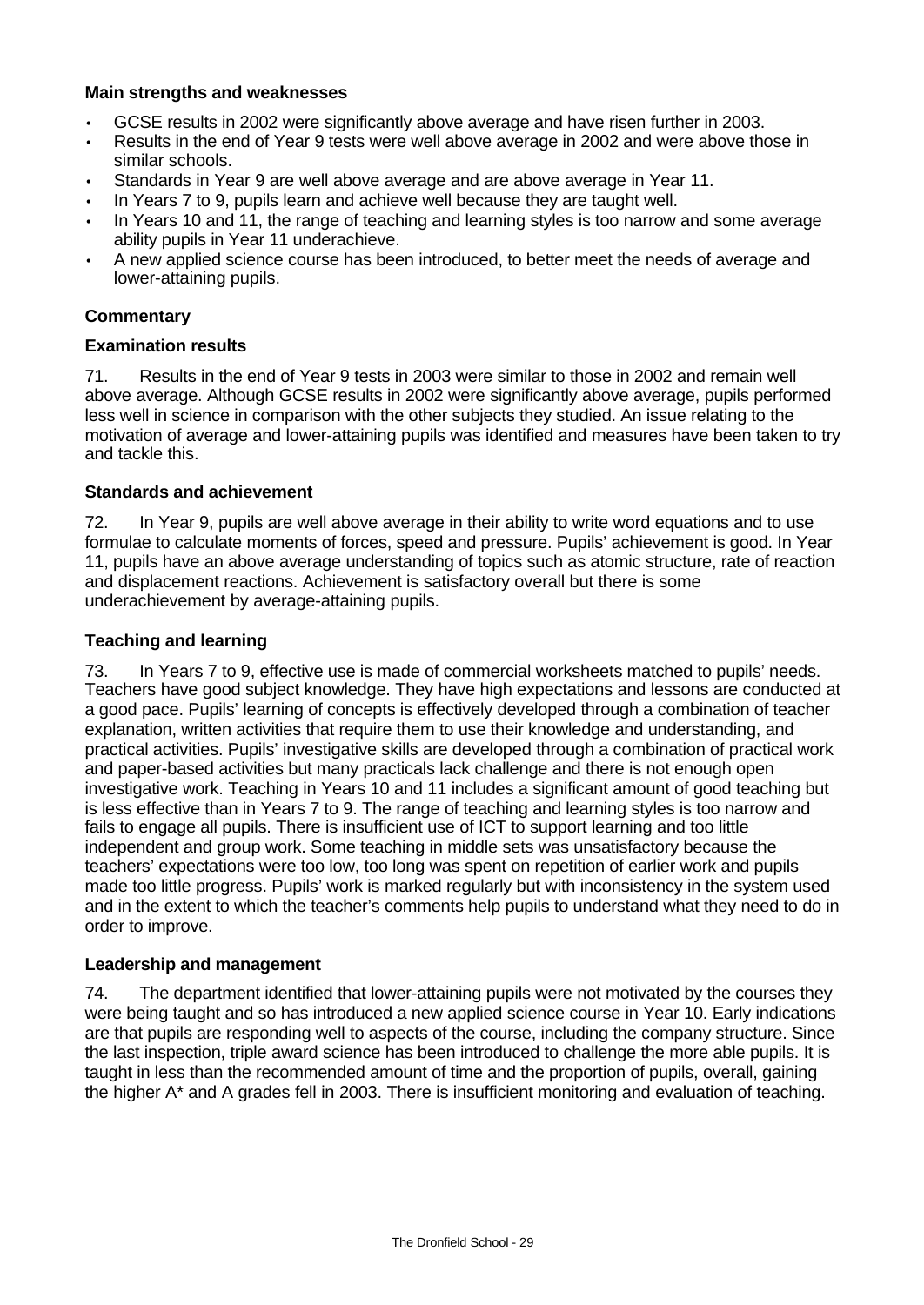**Main strengths and weaknesses**

- GCSE results in 2002 were significantly above average and have risen further in 2003.
- Results in the end of Year 9 tests were well above average in 2002 and were above those in similar schools.
- Standards in Year 9 are well above average and are above average in Year 11.
- In Years 7 to 9, pupils learn and achieve well because they are taught well.
- In Years 10 and 11, the range of teaching and learning styles is too narrow and some average ability pupils in Year 11 underachieve.
- A new applied science course has been introduced, to better meet the needs of average and lower-attaining pupils.

**Commentary**

**Examination results**

71. Results in the end of Year 9 tests in 2003 were similar to those in 2002 and remain well above average. Although GCSE results in 2002 were significantly above average, pupils performed less well in science in comparison with the other subjects they studied. An issue relating to the motivation of average and lower-attaining pupils was identified and measures have been taken to try and tackle this.

**Standards and achievement**

72. In Year 9, pupils are well above average in their ability to write word equations and to use formulae to calculate moments of forces, speed and pressure. Pupils' achievement is good. In Year 11, pupils have an above average understanding of topics such as atomic structure, rate of reaction and displacement reactions. Achievement is satisfactory overall but there is some underachievement by average-attaining pupils.

**Teaching and learning**

73. In Years 7 to 9, effective use is made of commercial worksheets matched to pupils' needs. Teachers have good subject knowledge. They have high expectations and lessons are conducted at a good pace. Pupils' learning of concepts is effectively developed through a combination of teacher explanation, written activities that require them to use their knowledge and understanding, and practical activities. Pupils' investigative skills are developed through a combination of practical work and paper-based activities but many practicals lack challenge and there is not enough open investigative work. Teaching in Years 10 and 11 includes a significant amount of good teaching but is less effective than in Years 7 to 9. The range of teaching and learning styles is too narrow and fails to engage all pupils. There is insufficient use of ICT to support learning and too little independent and group work. Some teaching in middle sets was unsatisfactory because the teachers' expectations were too low, too long was spent on repetition of earlier work and pupils made too little progress. Pupils' work is marked regularly but with inconsistency in the system used and in the extent to which the teacher's comments help pupils to understand what they need to do in order to improve.

**Leadership and management**

74. The department identified that lower-attaining pupils were not motivated by the courses they were being taught and so has introduced a new applied science course in Year 10. Early indications are that pupils are responding well to aspects of the course, including the company structure. Since the last inspection, triple award science has been introduced to challenge the more able pupils. It is taught in less than the recommended amount of time and the proportion of pupils, overall, gaining the higher A* and A grades fell in 2003. There is insufficient monitoring and evaluation of teaching.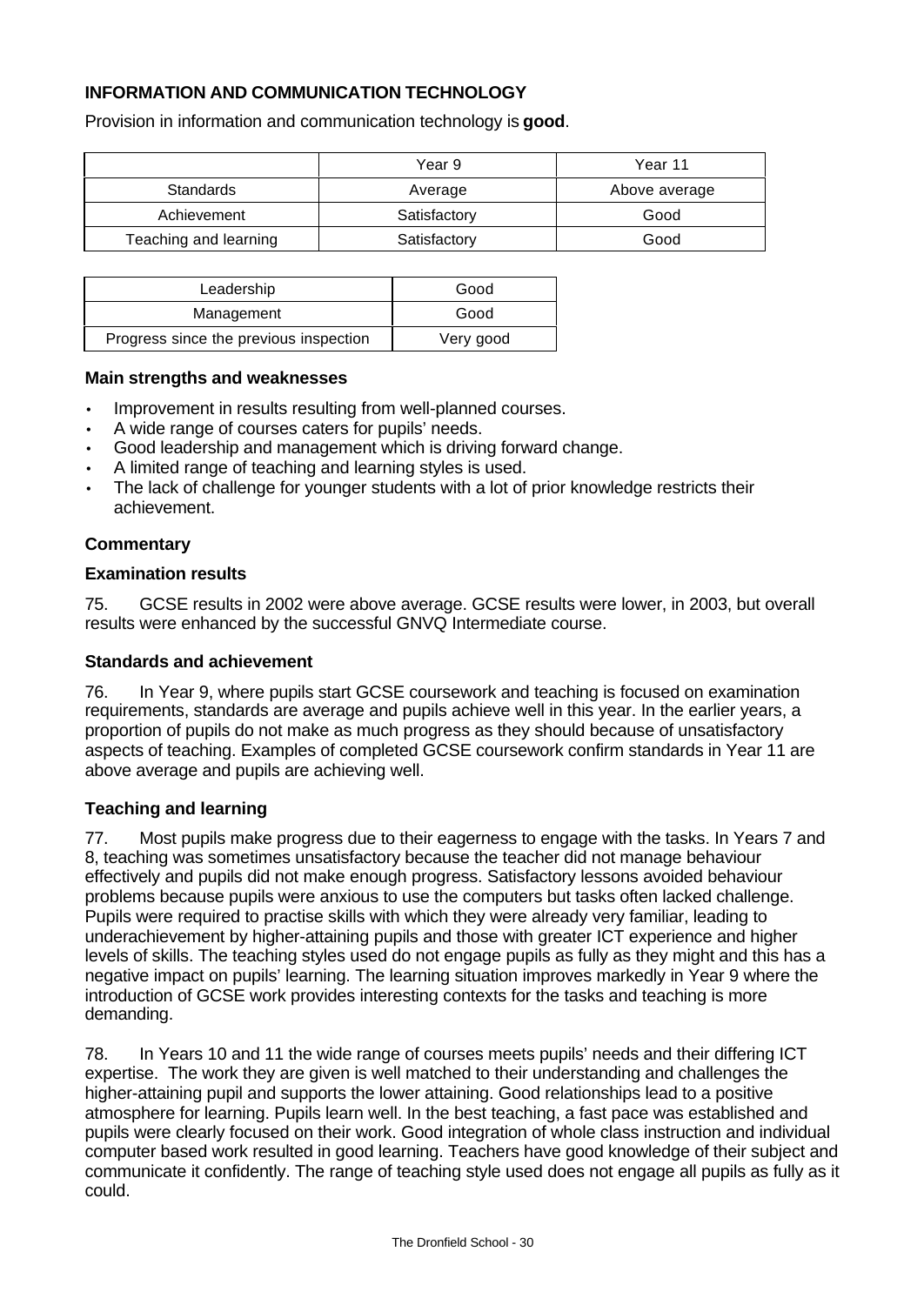## INFORMATION AND COMMUNICATION TECHNOLOGY

Provision in information and communication technology is **good**.

| | Year 9 | Year 11 |
|---|---|---|
| Standards | Average | Above average |
| Achievement | Satisfactory | Good |
| Teaching and learning | Satisfactory | Good |

| | |
|---|---|
| Leadership | Good |
| Management | Good |
| Progress since the previous inspection | Very good |

### Main strengths and weaknesses

- Improvement in results resulting from well-planned courses.
- A wide range of courses caters for pupils' needs.
- Good leadership and management which is driving forward change.
- A limited range of teaching and learning styles is used.
- The lack of challenge for younger students with a lot of prior knowledge restricts their achievement.

### Commentary

#### Examination results

75. GCSE results in 2002 were above average. GCSE results were lower, in 2003, but overall results were enhanced by the successful GNVQ Intermediate course.

#### Standards and achievement

76. In Year 9, where pupils start GCSE coursework and teaching is focused on examination requirements, standards are average and pupils achieve well in this year. In the earlier years, a proportion of pupils do not make as much progress as they should because of unsatisfactory aspects of teaching. Examples of completed GCSE coursework confirm standards in Year 11 are above average and pupils are achieving well.

#### Teaching and learning

77. Most pupils make progress due to their eagerness to engage with the tasks. In Years 7 and 8, teaching was sometimes unsatisfactory because the teacher did not manage behaviour effectively and pupils did not make enough progress. Satisfactory lessons avoided behaviour problems because pupils were anxious to use the computers but tasks often lacked challenge. Pupils were required to practise skills with which they were already very familiar, leading to underachievement by higher-attaining pupils and those with greater ICT experience and higher levels of skills. The teaching styles used do not engage pupils as fully as they might and this has a negative impact on pupils' learning. The learning situation improves markedly in Year 9 where the introduction of GCSE work provides interesting contexts for the tasks and teaching is more demanding.

78. In Years 10 and 11 the wide range of courses meets pupils' needs and their differing ICT expertise. The work they are given is well matched to their understanding and challenges the higher-attaining pupil and supports the lower attaining. Good relationships lead to a positive atmosphere for learning. Pupils learn well. In the best teaching, a fast pace was established and pupils were clearly focused on their work. Good integration of whole class instruction and individual computer based work resulted in good learning. Teachers have good knowledge of their subject and communicate it confidently. The range of teaching style used does not engage all pupils as fully as it could.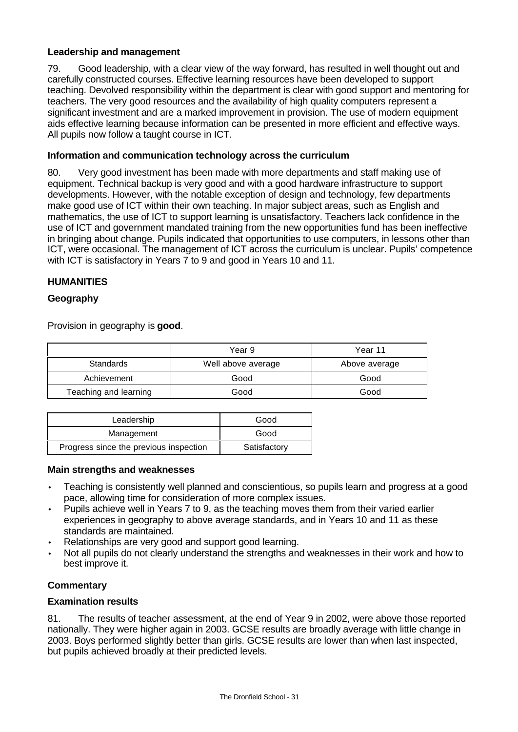### Leadership and management

79. Good leadership, with a clear view of the way forward, has resulted in well thought out and carefully constructed courses. Effective learning resources have been developed to support teaching. Devolved responsibility within the department is clear with good support and mentoring for teachers. The very good resources and the availability of high quality computers represent a significant investment and are a marked improvement in provision. The use of modern equipment aids effective learning because information can be presented in more efficient and effective ways. All pupils now follow a taught course in ICT.

### Information and communication technology across the curriculum

80. Very good investment has been made with more departments and staff making use of equipment. Technical backup is very good and with a good hardware infrastructure to support developments. However, with the notable exception of design and technology, few departments make good use of ICT within their own teaching. In major subject areas, such as English and mathematics, the use of ICT to support learning is unsatisfactory. Teachers lack confidence in the use of ICT and government mandated training from the new opportunities fund has been ineffective in bringing about change. Pupils indicated that opportunities to use computers, in lessons other than ICT, were occasional. The management of ICT across the curriculum is unclear. Pupils' competence with ICT is satisfactory in Years 7 to 9 and good in Years 10 and 11.

## HUMANITIES

### Geography

Provision in geography is **good**.

| | Year 9 | Year 11 |
|---|---|---|
| Standards | Well above average | Above average |
| Achievement | Good | Good |
| Teaching and learning | Good | Good |

| Leadership | Good |
|---|---|
| Management | Good |
| Progress since the previous inspection | Satisfactory |

### Main strengths and weaknesses

- Teaching is consistently well planned and conscientious, so pupils learn and progress at a good pace, allowing time for consideration of more complex issues.
- Pupils achieve well in Years 7 to 9, as the teaching moves them from their varied earlier experiences in geography to above average standards, and in Years 10 and 11 as these standards are maintained.
- Relationships are very good and support good learning.
- Not all pupils do not clearly understand the strengths and weaknesses in their work and how to best improve it.

### Commentary

### Examination results

81. The results of teacher assessment, at the end of Year 9 in 2002, were above those reported nationally. They were higher again in 2003. GCSE results are broadly average with little change in 2003. Boys performed slightly better than girls. GCSE results are lower than when last inspected, but pupils achieved broadly at their predicted levels.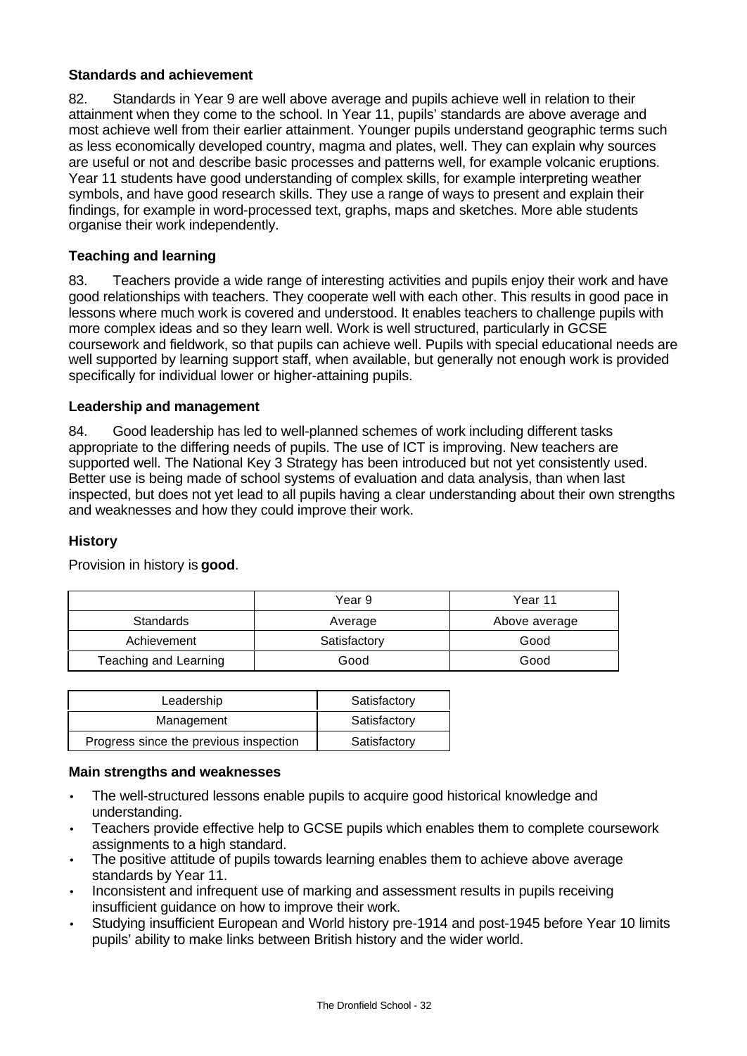### Standards and achievement

82. Standards in Year 9 are well above average and pupils achieve well in relation to their attainment when they come to the school. In Year 11, pupils' standards are above average and most achieve well from their earlier attainment. Younger pupils understand geographic terms such as less economically developed country, magma and plates, well. They can explain why sources are useful or not and describe basic processes and patterns well, for example volcanic eruptions. Year 11 students have good understanding of complex skills, for example interpreting weather symbols, and have good research skills. They use a range of ways to present and explain their findings, for example in word-processed text, graphs, maps and sketches. More able students organise their work independently.

### Teaching and learning

83. Teachers provide a wide range of interesting activities and pupils enjoy their work and have good relationships with teachers. They cooperate well with each other. This results in good pace in lessons where much work is covered and understood. It enables teachers to challenge pupils with more complex ideas and so they learn well. Work is well structured, particularly in GCSE coursework and fieldwork, so that pupils can achieve well. Pupils with special educational needs are well supported by learning support staff, when available, but generally not enough work is provided specifically for individual lower or higher-attaining pupils.

### Leadership and management

84. Good leadership has led to well-planned schemes of work including different tasks appropriate to the differing needs of pupils. The use of ICT is improving. New teachers are supported well. The National Key 3 Strategy has been introduced but not yet consistently used. Better use is being made of school systems of evaluation and data analysis, than when last inspected, but does not yet lead to all pupils having a clear understanding about their own strengths and weaknesses and how they could improve their work.

## History

Provision in history is **good**.

| | Year 9 | Year 11 |
|---|---|---|
| Standards | Average | Above average |
| Achievement | Satisfactory | Good |
| Teaching and Learning | Good | Good |

| | |
|---|---|
| Leadership | Satisfactory |
| Management | Satisfactory |
| Progress since the previous inspection | Satisfactory |

### Main strengths and weaknesses

- The well-structured lessons enable pupils to acquire good historical knowledge and understanding.
- Teachers provide effective help to GCSE pupils which enables them to complete coursework assignments to a high standard.
- The positive attitude of pupils towards learning enables them to achieve above average standards by Year 11.
- Inconsistent and infrequent use of marking and assessment results in pupils receiving insufficient guidance on how to improve their work.
- Studying insufficient European and World history pre-1914 and post-1945 before Year 10 limits pupils' ability to make links between British history and the wider world.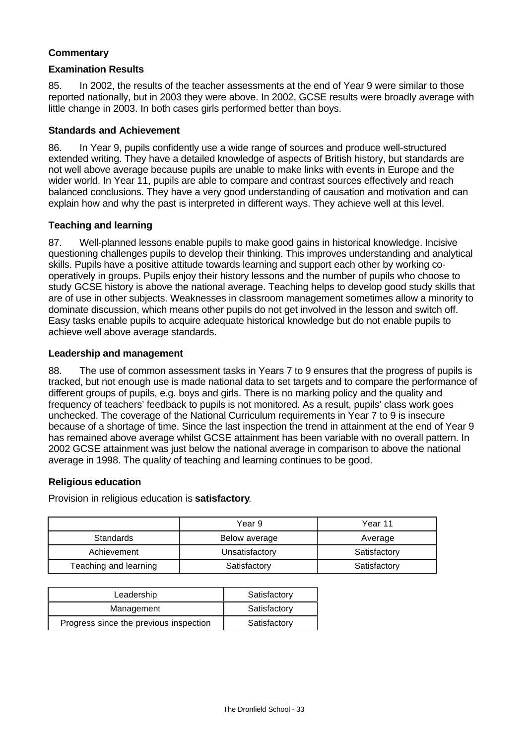### Commentary

#### Examination Results

85. In 2002, the results of the teacher assessments at the end of Year 9 were similar to those reported nationally, but in 2003 they were above. In 2002, GCSE results were broadly average with little change in 2003. In both cases girls performed better than boys.

#### Standards and Achievement

86. In Year 9, pupils confidently use a wide range of sources and produce well-structured extended writing. They have a detailed knowledge of aspects of British history, but standards are not well above average because pupils are unable to make links with events in Europe and the wider world. In Year 11, pupils are able to compare and contrast sources effectively and reach balanced conclusions. They have a very good understanding of causation and motivation and can explain how and why the past is interpreted in different ways. They achieve well at this level.

#### Teaching and learning

87. Well-planned lessons enable pupils to make good gains in historical knowledge. Incisive questioning challenges pupils to develop their thinking. This improves understanding and analytical skills. Pupils have a positive attitude towards learning and support each other by working co-operatively in groups. Pupils enjoy their history lessons and the number of pupils who choose to study GCSE history is above the national average. Teaching helps to develop good study skills that are of use in other subjects. Weaknesses in classroom management sometimes allow a minority to dominate discussion, which means other pupils do not get involved in the lesson and switch off. Easy tasks enable pupils to acquire adequate historical knowledge but do not enable pupils to achieve well above average standards.

#### Leadership and management

88. The use of common assessment tasks in Years 7 to 9 ensures that the progress of pupils is tracked, but not enough use is made national data to set targets and to compare the performance of different groups of pupils, e.g. boys and girls. There is no marking policy and the quality and frequency of teachers' feedback to pupils is not monitored. As a result, pupils' class work goes unchecked. The coverage of the National Curriculum requirements in Year 7 to 9 is insecure because of a shortage of time. Since the last inspection the trend in attainment at the end of Year 9 has remained above average whilst GCSE attainment has been variable with no overall pattern. In 2002 GCSE attainment was just below the national average in comparison to above the national average in 1998. The quality of teaching and learning continues to be good.

### Religious education

Provision in religious education is **satisfactory**.

| | Year 9 | Year 11 |
|---|---|---|
| Standards | Below average | Average |
| Achievement | Unsatisfactory | Satisfactory |
| Teaching and learning | Satisfactory | Satisfactory |

| | |
|---|---|
| Leadership | Satisfactory |
| Management | Satisfactory |
| Progress since the previous inspection | Satisfactory |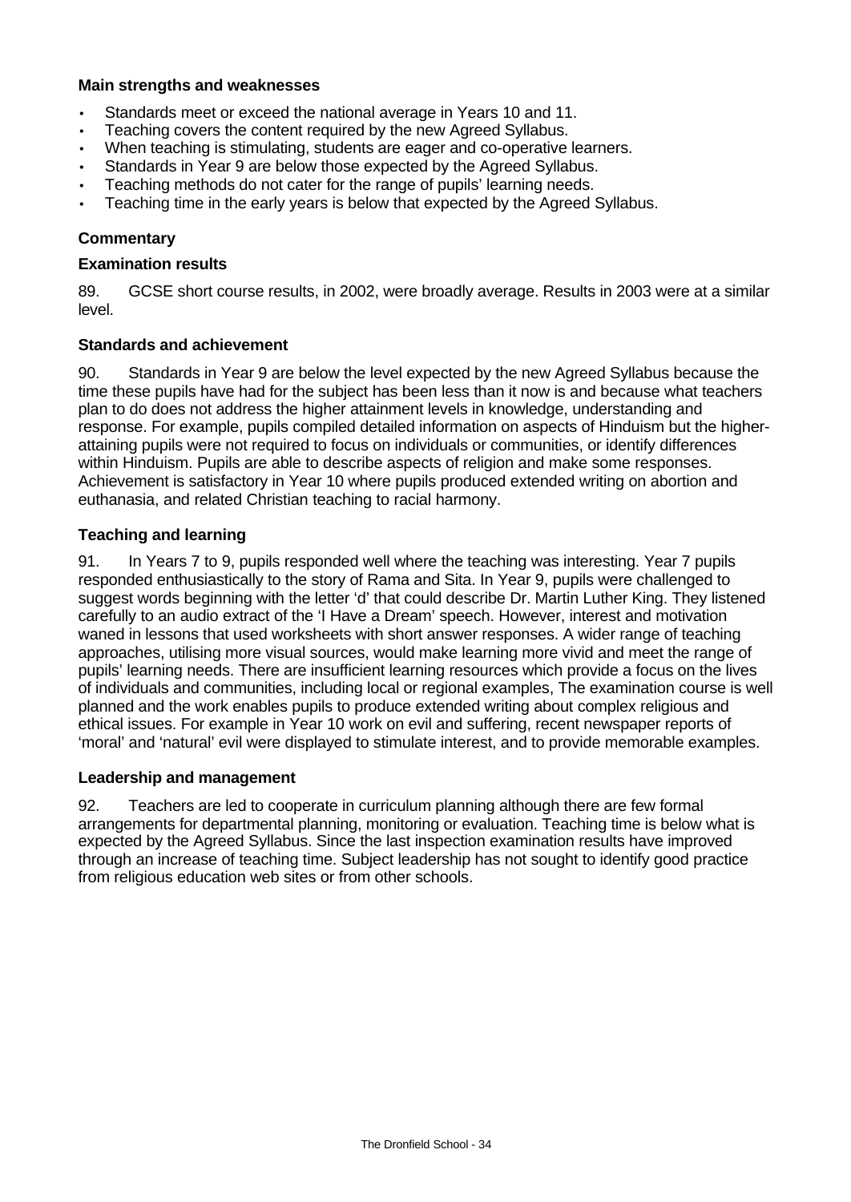**Main strengths and weaknesses**

- Standards meet or exceed the national average in Years 10 and 11.
- Teaching covers the content required by the new Agreed Syllabus.
- When teaching is stimulating, students are eager and co-operative learners.
- Standards in Year 9 are below those expected by the Agreed Syllabus.
- Teaching methods do not cater for the range of pupils' learning needs.
- Teaching time in the early years is below that expected by the Agreed Syllabus.

**Commentary**

**Examination results**

89. GCSE short course results, in 2002, were broadly average. Results in 2003 were at a similar level.

**Standards and achievement**

90. Standards in Year 9 are below the level expected by the new Agreed Syllabus because the time these pupils have had for the subject has been less than it now is and because what teachers plan to do does not address the higher attainment levels in knowledge, understanding and response. For example, pupils compiled detailed information on aspects of Hinduism but the higher-attaining pupils were not required to focus on individuals or communities, or identify differences within Hinduism. Pupils are able to describe aspects of religion and make some responses. Achievement is satisfactory in Year 10 where pupils produced extended writing on abortion and euthanasia, and related Christian teaching to racial harmony.

**Teaching and learning**

91. In Years 7 to 9, pupils responded well where the teaching was interesting. Year 7 pupils responded enthusiastically to the story of Rama and Sita. In Year 9, pupils were challenged to suggest words beginning with the letter 'd' that could describe Dr. Martin Luther King. They listened carefully to an audio extract of the 'I Have a Dream' speech. However, interest and motivation waned in lessons that used worksheets with short answer responses. A wider range of teaching approaches, utilising more visual sources, would make learning more vivid and meet the range of pupils' learning needs. There are insufficient learning resources which provide a focus on the lives of individuals and communities, including local or regional examples, The examination course is well planned and the work enables pupils to produce extended writing about complex religious and ethical issues. For example in Year 10 work on evil and suffering, recent newspaper reports of 'moral' and 'natural' evil were displayed to stimulate interest, and to provide memorable examples.

**Leadership and management**

92. Teachers are led to cooperate in curriculum planning although there are few formal arrangements for departmental planning, monitoring or evaluation. Teaching time is below what is expected by the Agreed Syllabus. Since the last inspection examination results have improved through an increase of teaching time. Subject leadership has not sought to identify good practice from religious education web sites or from other schools.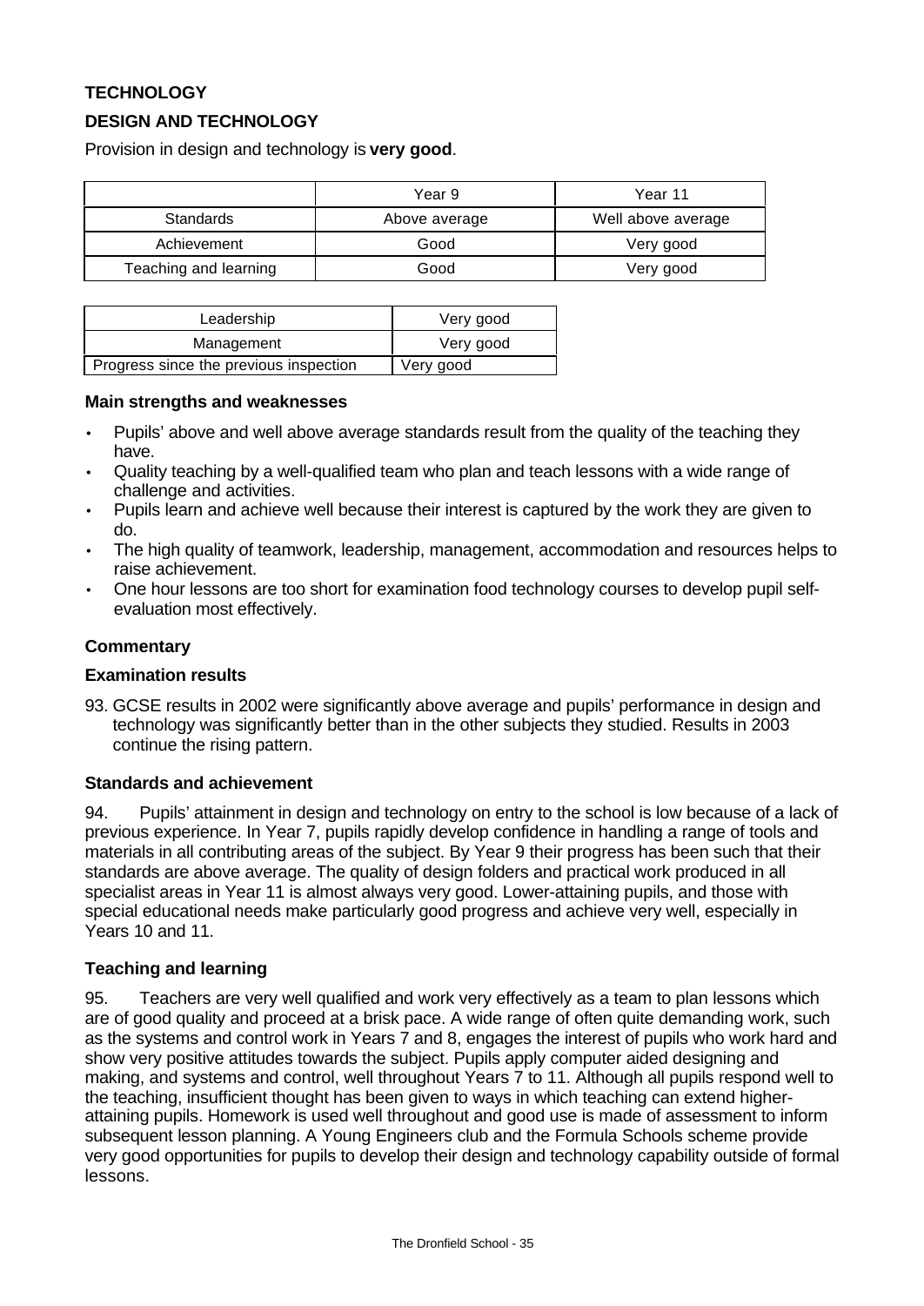**TECHNOLOGY**

**DESIGN AND TECHNOLOGY**

Provision in design and technology is **very good**.

| | Year 9 | Year 11 |
|---|---|---|
| Standards | Above average | Well above average |
| Achievement | Good | Very good |
| Teaching and learning | Good | Very good |

| | |
|---|---|
| Leadership | Very good |
| Management | Very good |
| Progress since the previous inspection | Very good |

**Main strengths and weaknesses**

- Pupils' above and well above average standards result from the quality of the teaching they have.
- Quality teaching by a well-qualified team who plan and teach lessons with a wide range of challenge and activities.
- Pupils learn and achieve well because their interest is captured by the work they are given to do.
- The high quality of teamwork, leadership, management, accommodation and resources helps to raise achievement.
- One hour lessons are too short for examination food technology courses to develop pupil self-evaluation most effectively.

**Commentary**

**Examination results**

93. GCSE results in 2002 were significantly above average and pupils' performance in design and technology was significantly better than in the other subjects they studied. Results in 2003 continue the rising pattern.

**Standards and achievement**

94. Pupils' attainment in design and technology on entry to the school is low because of a lack of previous experience. In Year 7, pupils rapidly develop confidence in handling a range of tools and materials in all contributing areas of the subject. By Year 9 their progress has been such that their standards are above average. The quality of design folders and practical work produced in all specialist areas in Year 11 is almost always very good. Lower-attaining pupils, and those with special educational needs make particularly good progress and achieve very well, especially in Years 10 and 11.

**Teaching and learning**

95. Teachers are very well qualified and work very effectively as a team to plan lessons which are of good quality and proceed at a brisk pace. A wide range of often quite demanding work, such as the systems and control work in Years 7 and 8, engages the interest of pupils who work hard and show very positive attitudes towards the subject. Pupils apply computer aided designing and making, and systems and control, well throughout Years 7 to 11. Although all pupils respond well to the teaching, insufficient thought has been given to ways in which teaching can extend higher-attaining pupils. Homework is used well throughout and good use is made of assessment to inform subsequent lesson planning. A Young Engineers club and the Formula Schools scheme provide very good opportunities for pupils to develop their design and technology capability outside of formal lessons.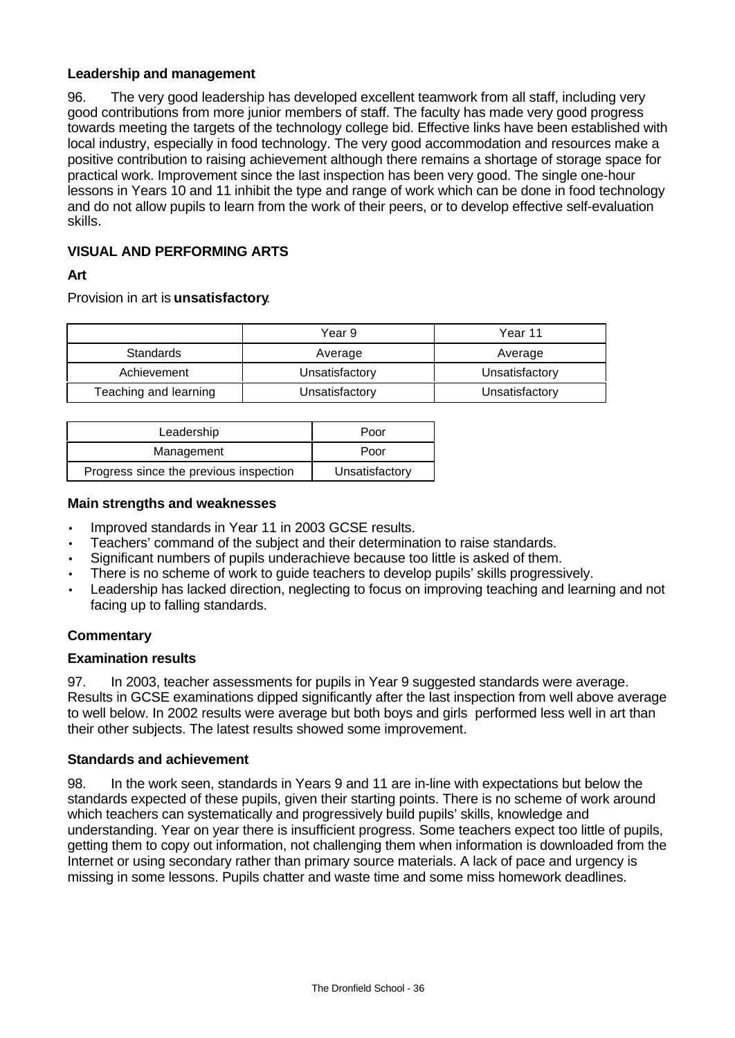### Leadership and management

96. The very good leadership has developed excellent teamwork from all staff, including very good contributions from more junior members of staff. The faculty has made very good progress towards meeting the targets of the technology college bid. Effective links have been established with local industry, especially in food technology. The very good accommodation and resources make a positive contribution to raising achievement although there remains a shortage of storage space for practical work. Improvement since the last inspection has been very good. The single one-hour lessons in Years 10 and 11 inhibit the type and range of work which can be done in food technology and do not allow pupils to learn from the work of their peers, or to develop effective self-evaluation skills.

## VISUAL AND PERFORMING ARTS

### Art

Provision in art is **unsatisfactory**.

| | Year 9 | Year 11 |
|---|---|---|
| Standards | Average | Average |
| Achievement | Unsatisfactory | Unsatisfactory |
| Teaching and learning | Unsatisfactory | Unsatisfactory |

| | |
|---|---|
| Leadership | Poor |
| Management | Poor |
| Progress since the previous inspection | Unsatisfactory |

### Main strengths and weaknesses

- Improved standards in Year 11 in 2003 GCSE results.
- Teachers' command of the subject and their determination to raise standards.
- Significant numbers of pupils underachieve because too little is asked of them.
- There is no scheme of work to guide teachers to develop pupils' skills progressively.
- Leadership has lacked direction, neglecting to focus on improving teaching and learning and not facing up to falling standards.

### Commentary

### Examination results

97. In 2003, teacher assessments for pupils in Year 9 suggested standards were average. Results in GCSE examinations dipped significantly after the last inspection from well above average to well below. In 2002 results were average but both boys and girls performed less well in art than their other subjects. The latest results showed some improvement.

### Standards and achievement

98. In the work seen, standards in Years 9 and 11 are in-line with expectations but below the standards expected of these pupils, given their starting points. There is no scheme of work around which teachers can systematically and progressively build pupils' skills, knowledge and understanding. Year on year there is insufficient progress. Some teachers expect too little of pupils, getting them to copy out information, not challenging them when information is downloaded from the Internet or using secondary rather than primary source materials. A lack of pace and urgency is missing in some lessons. Pupils chatter and waste time and some miss homework deadlines.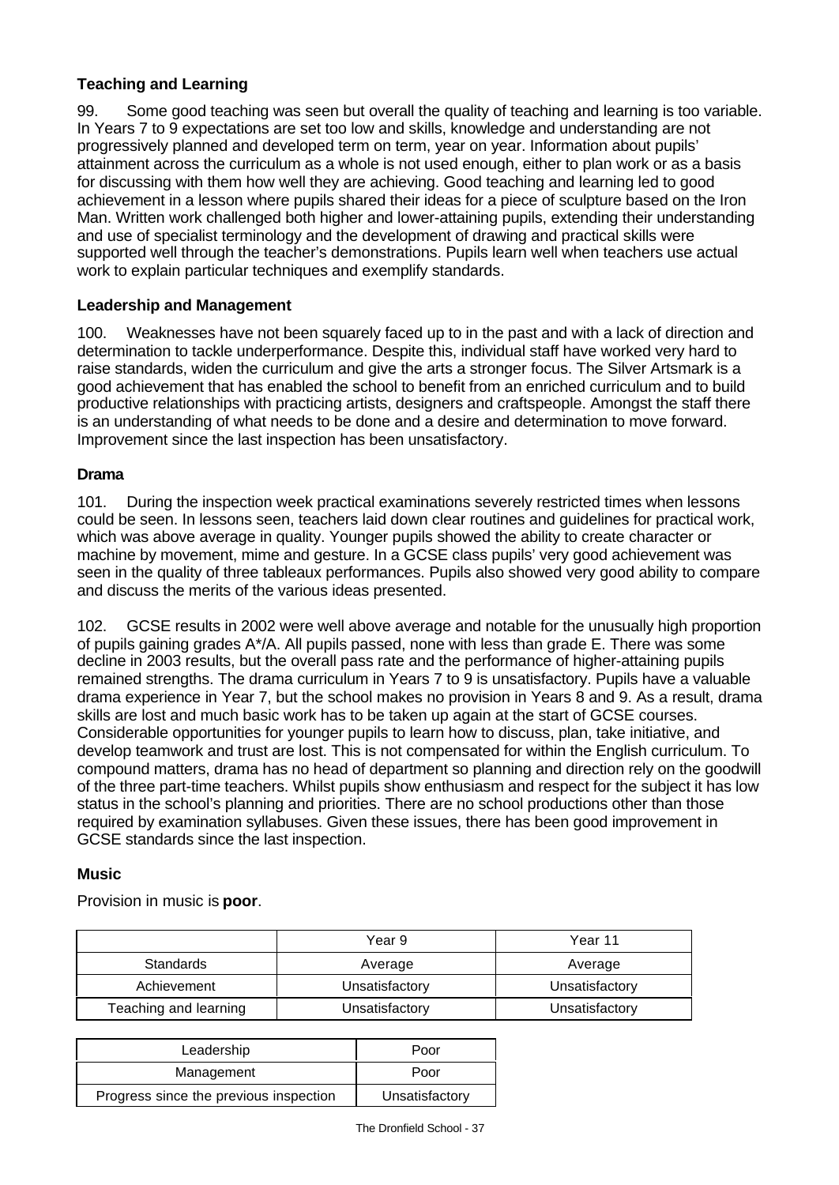### Teaching and Learning

99. Some good teaching was seen but overall the quality of teaching and learning is too variable. In Years 7 to 9 expectations are set too low and skills, knowledge and understanding are not progressively planned and developed term on term, year on year. Information about pupils' attainment across the curriculum as a whole is not used enough, either to plan work or as a basis for discussing with them how well they are achieving. Good teaching and learning led to good achievement in a lesson where pupils shared their ideas for a piece of sculpture based on the Iron Man. Written work challenged both higher and lower-attaining pupils, extending their understanding and use of specialist terminology and the development of drawing and practical skills were supported well through the teacher's demonstrations. Pupils learn well when teachers use actual work to explain particular techniques and exemplify standards.

### Leadership and Management

100. Weaknesses have not been squarely faced up to in the past and with a lack of direction and determination to tackle underperformance. Despite this, individual staff have worked very hard to raise standards, widen the curriculum and give the arts a stronger focus. The Silver Artsmark is a good achievement that has enabled the school to benefit from an enriched curriculum and to build productive relationships with practicing artists, designers and craftspeople. Amongst the staff there is an understanding of what needs to be done and a desire and determination to move forward. Improvement since the last inspection has been unsatisfactory.

### Drama

101. During the inspection week practical examinations severely restricted times when lessons could be seen. In lessons seen, teachers laid down clear routines and guidelines for practical work, which was above average in quality. Younger pupils showed the ability to create character or machine by movement, mime and gesture. In a GCSE class pupils' very good achievement was seen in the quality of three tableaux performances. Pupils also showed very good ability to compare and discuss the merits of the various ideas presented.

102. GCSE results in 2002 were well above average and notable for the unusually high proportion of pupils gaining grades A*/A. All pupils passed, none with less than grade E. There was some decline in 2003 results, but the overall pass rate and the performance of higher-attaining pupils remained strengths. The drama curriculum in Years 7 to 9 is unsatisfactory. Pupils have a valuable drama experience in Year 7, but the school makes no provision in Years 8 and 9. As a result, drama skills are lost and much basic work has to be taken up again at the start of GCSE courses. Considerable opportunities for younger pupils to learn how to discuss, plan, take initiative, and develop teamwork and trust are lost. This is not compensated for within the English curriculum. To compound matters, drama has no head of department so planning and direction rely on the goodwill of the three part-time teachers. Whilst pupils show enthusiasm and respect for the subject it has low status in the school's planning and priorities. There are no school productions other than those required by examination syllabuses. Given these issues, there has been good improvement in GCSE standards since the last inspection.

### Music

Provision in music is **poor**.

| | Year 9 | Year 11 |
|---|---|---|
| Standards | Average | Average |
| Achievement | Unsatisfactory | Unsatisfactory |
| Teaching and learning | Unsatisfactory | Unsatisfactory |

| | |
|---|---|
| Leadership | Poor |
| Management | Poor |
| Progress since the previous inspection | Unsatisfactory |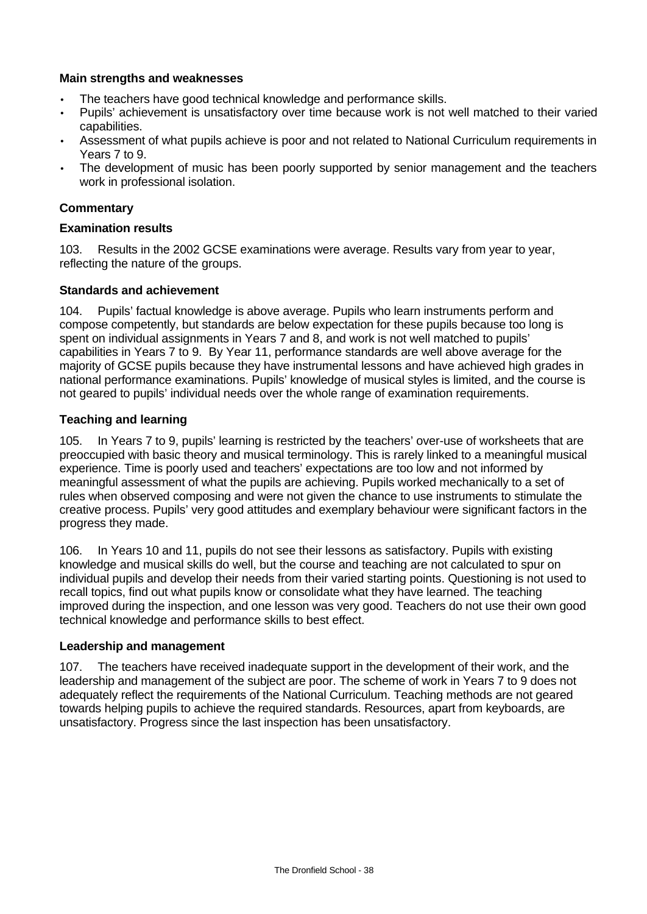### Main strengths and weaknesses

- The teachers have good technical knowledge and performance skills.
- Pupils' achievement is unsatisfactory over time because work is not well matched to their varied capabilities.
- Assessment of what pupils achieve is poor and not related to National Curriculum requirements in Years 7 to 9.
- The development of music has been poorly supported by senior management and the teachers work in professional isolation.

### Commentary

#### Examination results

103. Results in the 2002 GCSE examinations were average. Results vary from year to year, reflecting the nature of the groups.

#### Standards and achievement

104. Pupils' factual knowledge is above average. Pupils who learn instruments perform and compose competently, but standards are below expectation for these pupils because too long is spent on individual assignments in Years 7 and 8, and work is not well matched to pupils' capabilities in Years 7 to 9. By Year 11, performance standards are well above average for the majority of GCSE pupils because they have instrumental lessons and have achieved high grades in national performance examinations. Pupils' knowledge of musical styles is limited, and the course is not geared to pupils' individual needs over the whole range of examination requirements.

#### Teaching and learning

105. In Years 7 to 9, pupils' learning is restricted by the teachers' over-use of worksheets that are preoccupied with basic theory and musical terminology. This is rarely linked to a meaningful musical experience. Time is poorly used and teachers' expectations are too low and not informed by meaningful assessment of what the pupils are achieving. Pupils worked mechanically to a set of rules when observed composing and were not given the chance to use instruments to stimulate the creative process. Pupils' very good attitudes and exemplary behaviour were significant factors in the progress they made.

106. In Years 10 and 11, pupils do not see their lessons as satisfactory. Pupils with existing knowledge and musical skills do well, but the course and teaching are not calculated to spur on individual pupils and develop their needs from their varied starting points. Questioning is not used to recall topics, find out what pupils know or consolidate what they have learned. The teaching improved during the inspection, and one lesson was very good. Teachers do not use their own good technical knowledge and performance skills to best effect.

#### Leadership and management

107. The teachers have received inadequate support in the development of their work, and the leadership and management of the subject are poor. The scheme of work in Years 7 to 9 does not adequately reflect the requirements of the National Curriculum. Teaching methods are not geared towards helping pupils to achieve the required standards. Resources, apart from keyboards, are unsatisfactory. Progress since the last inspection has been unsatisfactory.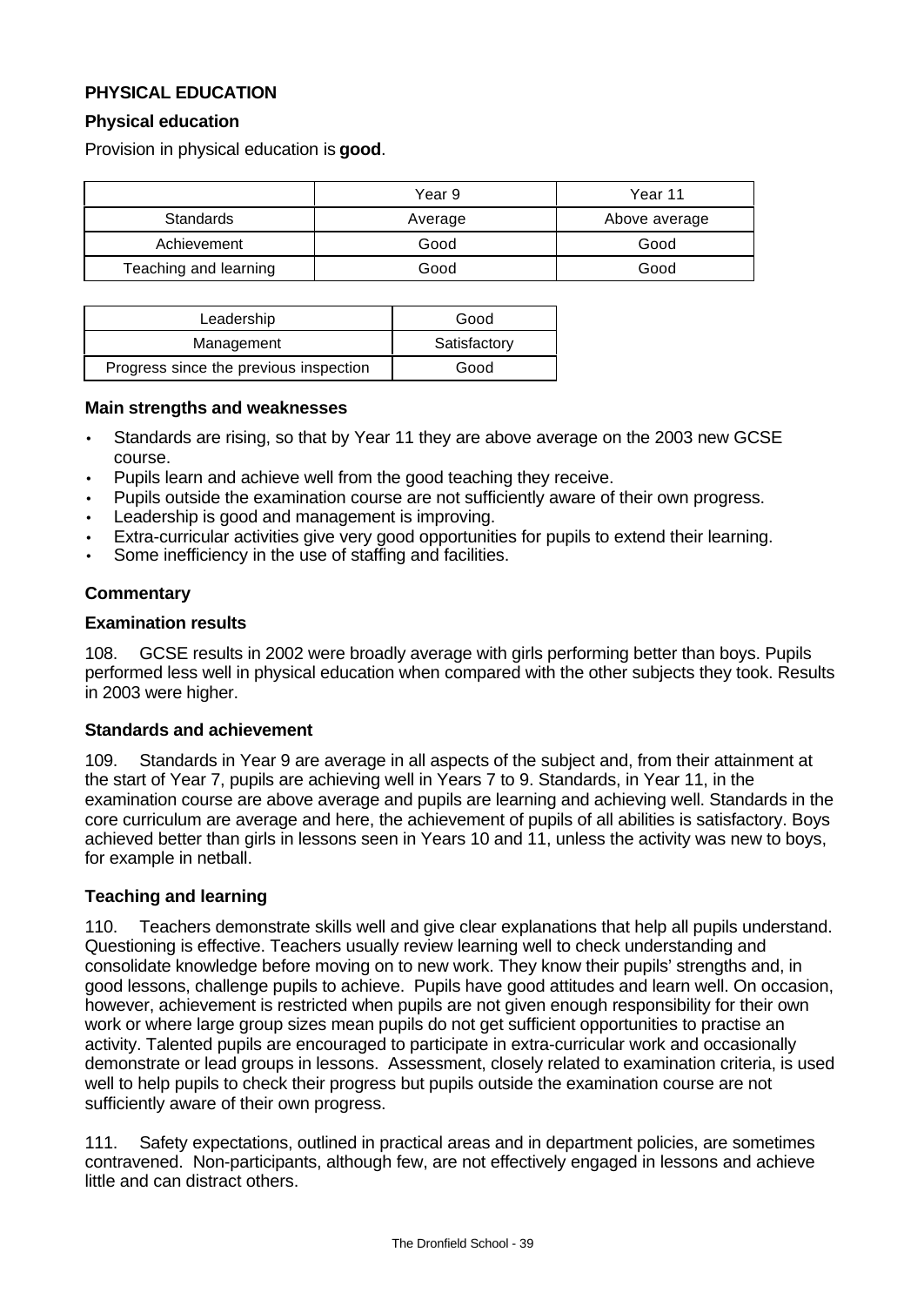**PHYSICAL EDUCATION**

**Physical education**

Provision in physical education is **good**.

| | Year 9 | Year 11 |
|---|---|---|
| Standards | Average | Above average |
| Achievement | Good | Good |
| Teaching and learning | Good | Good |

| | |
|---|---|
| Leadership | Good |
| Management | Satisfactory |
| Progress since the previous inspection | Good |

**Main strengths and weaknesses**

- Standards are rising, so that by Year 11 they are above average on the 2003 new GCSE course.
- Pupils learn and achieve well from the good teaching they receive.
- Pupils outside the examination course are not sufficiently aware of their own progress.
- Leadership is good and management is improving.
- Extra-curricular activities give very good opportunities for pupils to extend their learning.
- Some inefficiency in the use of staffing and facilities.

**Commentary**

**Examination results**

108. GCSE results in 2002 were broadly average with girls performing better than boys. Pupils performed less well in physical education when compared with the other subjects they took. Results in 2003 were higher.

**Standards and achievement**

109. Standards in Year 9 are average in all aspects of the subject and, from their attainment at the start of Year 7, pupils are achieving well in Years 7 to 9. Standards, in Year 11, in the examination course are above average and pupils are learning and achieving well. Standards in the core curriculum are average and here, the achievement of pupils of all abilities is satisfactory. Boys achieved better than girls in lessons seen in Years 10 and 11, unless the activity was new to boys, for example in netball.

**Teaching and learning**

110. Teachers demonstrate skills well and give clear explanations that help all pupils understand. Questioning is effective. Teachers usually review learning well to check understanding and consolidate knowledge before moving on to new work. They know their pupils' strengths and, in good lessons, challenge pupils to achieve. Pupils have good attitudes and learn well. On occasion, however, achievement is restricted when pupils are not given enough responsibility for their own work or where large group sizes mean pupils do not get sufficient opportunities to practise an activity. Talented pupils are encouraged to participate in extra-curricular work and occasionally demonstrate or lead groups in lessons. Assessment, closely related to examination criteria, is used well to help pupils to check their progress but pupils outside the examination course are not sufficiently aware of their own progress.

111. Safety expectations, outlined in practical areas and in department policies, are sometimes contravened. Non-participants, although few, are not effectively engaged in lessons and achieve little and can distract others.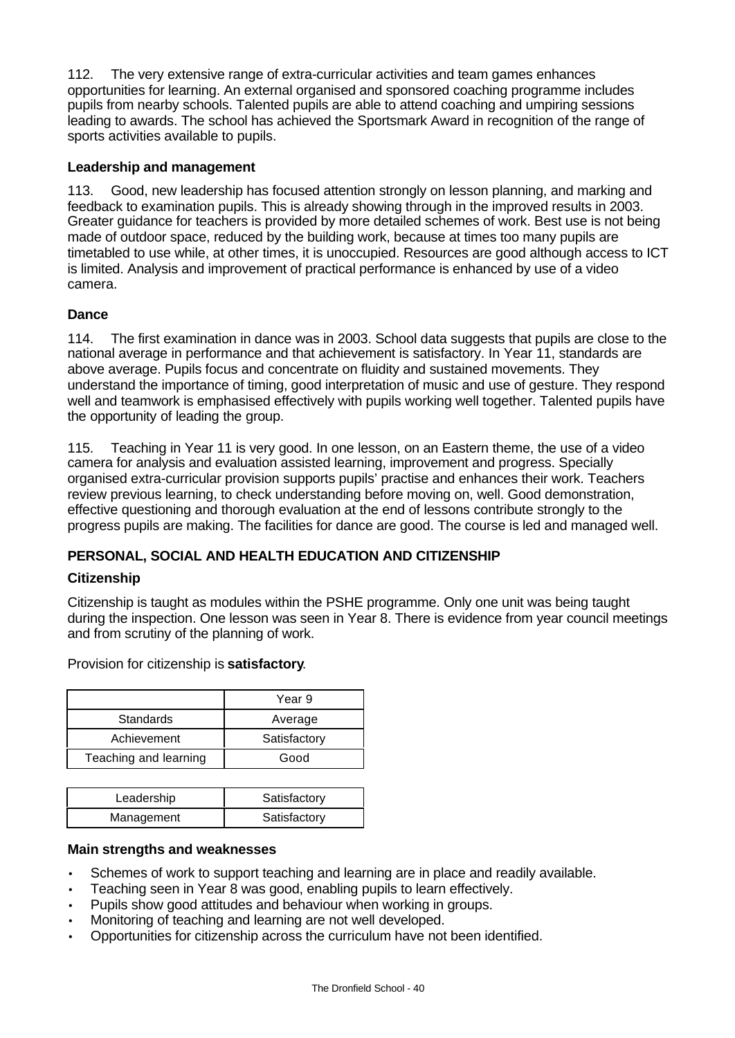112. The very extensive range of extra-curricular activities and team games enhances opportunities for learning. An external organised and sponsored coaching programme includes pupils from nearby schools. Talented pupils are able to attend coaching and umpiring sessions leading to awards. The school has achieved the Sportsmark Award in recognition of the range of sports activities available to pupils.

**Leadership and management**

113. Good, new leadership has focused attention strongly on lesson planning, and marking and feedback to examination pupils. This is already showing through in the improved results in 2003. Greater guidance for teachers is provided by more detailed schemes of work. Best use is not being made of outdoor space, reduced by the building work, because at times too many pupils are timetabled to use while, at other times, it is unoccupied. Resources are good although access to ICT is limited. Analysis and improvement of practical performance is enhanced by use of a video camera.

**Dance**

114. The first examination in dance was in 2003. School data suggests that pupils are close to the national average in performance and that achievement is satisfactory. In Year 11, standards are above average. Pupils focus and concentrate on fluidity and sustained movements. They understand the importance of timing, good interpretation of music and use of gesture. They respond well and teamwork is emphasised effectively with pupils working well together. Talented pupils have the opportunity of leading the group.

115. Teaching in Year 11 is very good. In one lesson, on an Eastern theme, the use of a video camera for analysis and evaluation assisted learning, improvement and progress. Specially organised extra-curricular provision supports pupils' practise and enhances their work. Teachers review previous learning, to check understanding before moving on, well. Good demonstration, effective questioning and thorough evaluation at the end of lessons contribute strongly to the progress pupils are making. The facilities for dance are good. The course is led and managed well.

## PERSONAL, SOCIAL AND HEALTH EDUCATION AND CITIZENSHIP

### Citizenship

Citizenship is taught as modules within the PSHE programme. Only one unit was being taught during the inspection. One lesson was seen in Year 8. There is evidence from year council meetings and from scrutiny of the planning of work.

Provision for citizenship is **satisfactory**.

| | Year 9 |
|---|---|
| Standards | Average |
| Achievement | Satisfactory |
| Teaching and learning | Good |

| Leadership | Satisfactory |
|---|---|
| Management | Satisfactory |

**Main strengths and weaknesses**

- Schemes of work to support teaching and learning are in place and readily available.
- Teaching seen in Year 8 was good, enabling pupils to learn effectively.
- Pupils show good attitudes and behaviour when working in groups.
- Monitoring of teaching and learning are not well developed.
- Opportunities for citizenship across the curriculum have not been identified.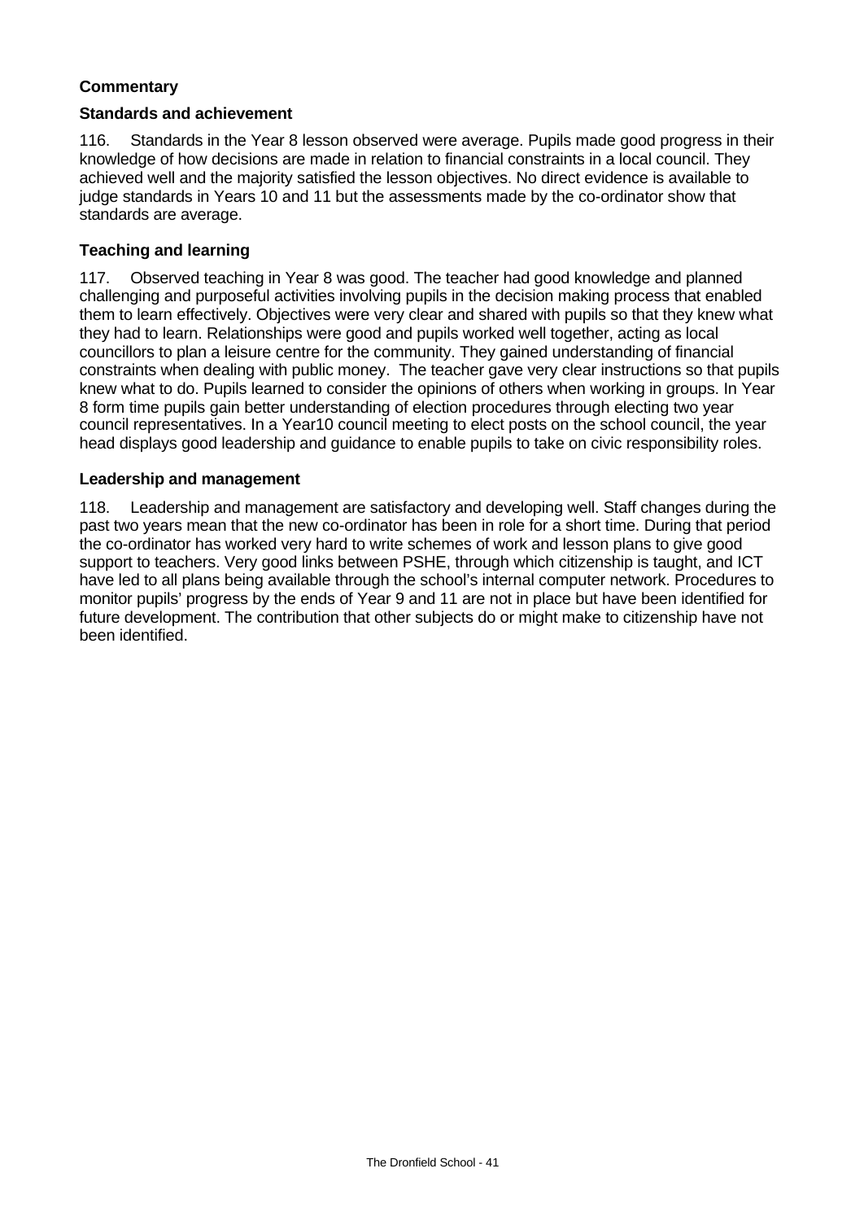### Commentary

#### Standards and achievement

116. Standards in the Year 8 lesson observed were average. Pupils made good progress in their knowledge of how decisions are made in relation to financial constraints in a local council. They achieved well and the majority satisfied the lesson objectives. No direct evidence is available to judge standards in Years 10 and 11 but the assessments made by the co-ordinator show that standards are average.

#### Teaching and learning

117. Observed teaching in Year 8 was good. The teacher had good knowledge and planned challenging and purposeful activities involving pupils in the decision making process that enabled them to learn effectively. Objectives were very clear and shared with pupils so that they knew what they had to learn. Relationships were good and pupils worked well together, acting as local councillors to plan a leisure centre for the community. They gained understanding of financial constraints when dealing with public money. The teacher gave very clear instructions so that pupils knew what to do. Pupils learned to consider the opinions of others when working in groups. In Year 8 form time pupils gain better understanding of election procedures through electing two year council representatives. In a Year10 council meeting to elect posts on the school council, the year head displays good leadership and guidance to enable pupils to take on civic responsibility roles.

#### Leadership and management

118. Leadership and management are satisfactory and developing well. Staff changes during the past two years mean that the new co-ordinator has been in role for a short time. During that period the co-ordinator has worked very hard to write schemes of work and lesson plans to give good support to teachers. Very good links between PSHE, through which citizenship is taught, and ICT have led to all plans being available through the school's internal computer network. Procedures to monitor pupils' progress by the ends of Year 9 and 11 are not in place but have been identified for future development. The contribution that other subjects do or might make to citizenship have not been identified.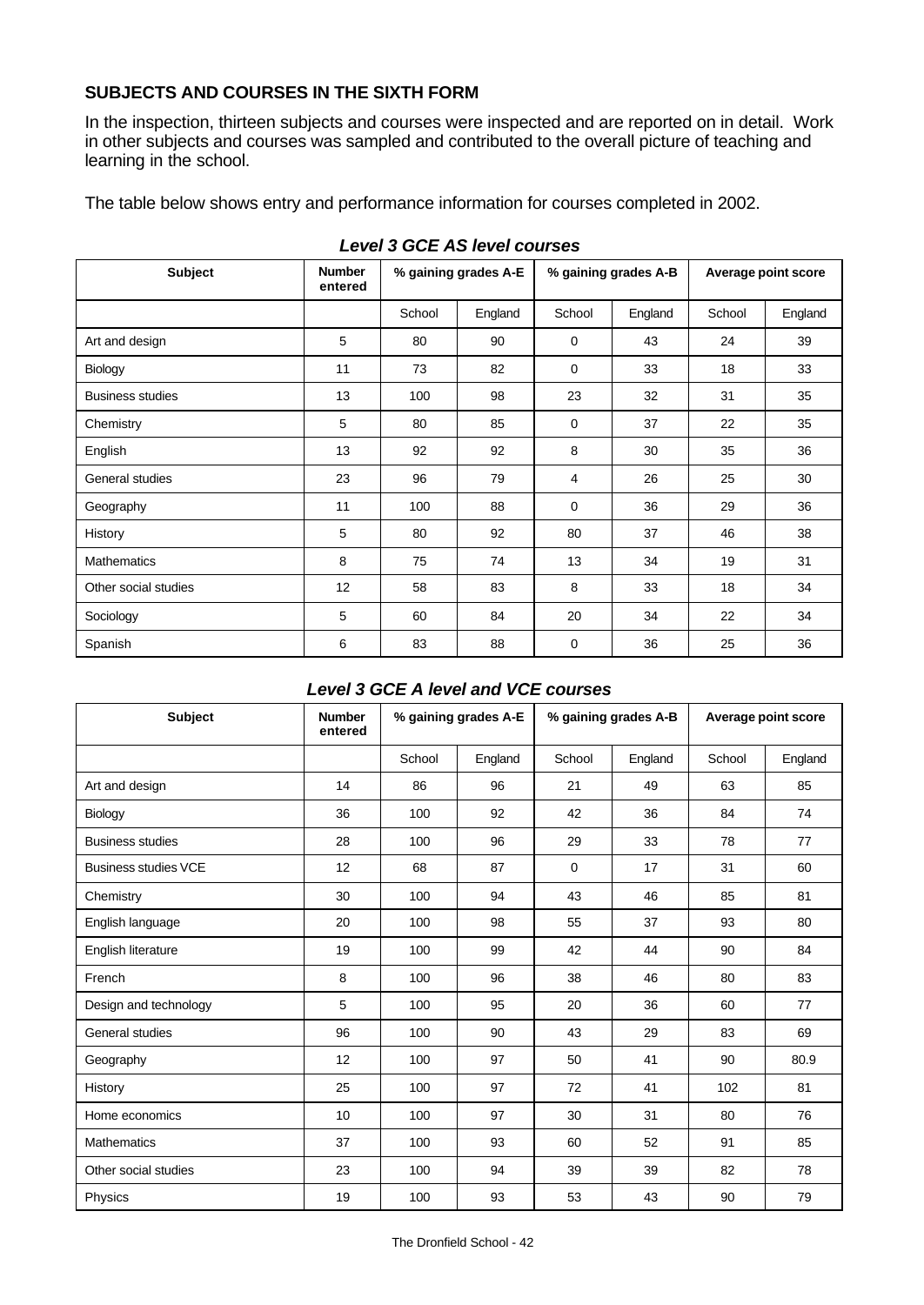## SUBJECTS AND COURSES IN THE SIXTH FORM

In the inspection, thirteen subjects and courses were inspected and are reported on in detail. Work in other subjects and courses was sampled and contributed to the overall picture of teaching and learning in the school.

The table below shows entry and performance information for courses completed in 2002.

### *Level 3 GCE AS level courses*

| Subject | Number entered | % gaining grades A-E | | % gaining grades A-B | | Average point score | |
|---|---|---|---|---|---|---|---|
| | | School | England | School | England | School | England |
| Art and design | 5 | 80 | 90 | 0 | 43 | 24 | 39 |
| Biology | 11 | 73 | 82 | 0 | 33 | 18 | 33 |
| Business studies | 13 | 100 | 98 | 23 | 32 | 31 | 35 |
| Chemistry | 5 | 80 | 85 | 0 | 37 | 22 | 35 |
| English | 13 | 92 | 92 | 8 | 30 | 35 | 36 |
| General studies | 23 | 96 | 79 | 4 | 26 | 25 | 30 |
| Geography | 11 | 100 | 88 | 0 | 36 | 29 | 36 |
| History | 5 | 80 | 92 | 80 | 37 | 46 | 38 |
| Mathematics | 8 | 75 | 74 | 13 | 34 | 19 | 31 |
| Other social studies | 12 | 58 | 83 | 8 | 33 | 18 | 34 |
| Sociology | 5 | 60 | 84 | 20 | 34 | 22 | 34 |
| Spanish | 6 | 83 | 88 | 0 | 36 | 25 | 36 |

### *Level 3 GCE A level and VCE courses*

| Subject | Number entered | % gaining grades A-E | | % gaining grades A-B | | Average point score | |
|---|---|---|---|---|---|---|---|
| | | School | England | School | England | School | England |
| Art and design | 14 | 86 | 96 | 21 | 49 | 63 | 85 |
| Biology | 36 | 100 | 92 | 42 | 36 | 84 | 74 |
| Business studies | 28 | 100 | 96 | 29 | 33 | 78 | 77 |
| Business studies VCE | 12 | 68 | 87 | 0 | 17 | 31 | 60 |
| Chemistry | 30 | 100 | 94 | 43 | 46 | 85 | 81 |
| English language | 20 | 100 | 98 | 55 | 37 | 93 | 80 |
| English literature | 19 | 100 | 99 | 42 | 44 | 90 | 84 |
| French | 8 | 100 | 96 | 38 | 46 | 80 | 83 |
| Design and technology | 5 | 100 | 95 | 20 | 36 | 60 | 77 |
| General studies | 96 | 100 | 90 | 43 | 29 | 83 | 69 |
| Geography | 12 | 100 | 97 | 50 | 41 | 90 | 80.9 |
| History | 25 | 100 | 97 | 72 | 41 | 102 | 81 |
| Home economics | 10 | 100 | 97 | 30 | 31 | 80 | 76 |
| Mathematics | 37 | 100 | 93 | 60 | 52 | 91 | 85 |
| Other social studies | 23 | 100 | 94 | 39 | 39 | 82 | 78 |
| Physics | 19 | 100 | 93 | 53 | 43 | 90 | 79 |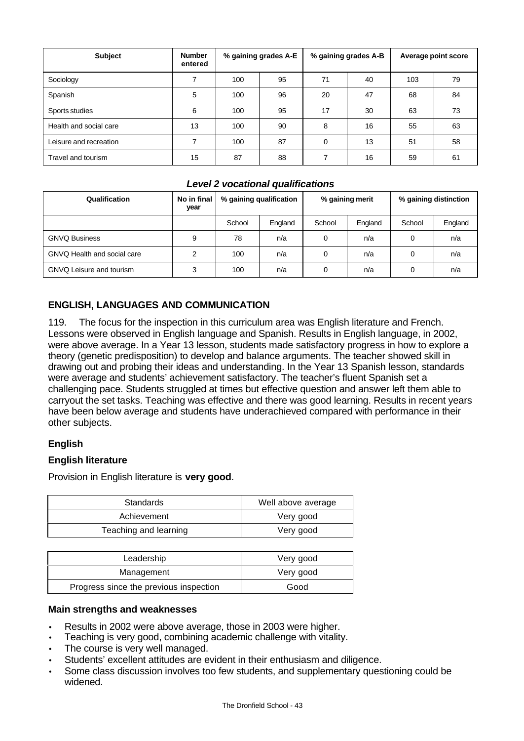| Subject | Number entered | % gaining grades A-E | | % gaining grades A-B | | Average point score | |
|---|---|---|---|---|---|---|---|
| Sociology | 7 | 100 | 95 | 71 | 40 | 103 | 79 |
| Spanish | 5 | 100 | 96 | 20 | 47 | 68 | 84 |
| Sports studies | 6 | 100 | 95 | 17 | 30 | 63 | 73 |
| Health and social care | 13 | 100 | 90 | 8 | 16 | 55 | 63 |
| Leisure and recreation | 7 | 100 | 87 | 0 | 13 | 51 | 58 |
| Travel and tourism | 15 | 87 | 88 | 7 | 16 | 59 | 61 |

***Level 2 vocational qualifications***

| Qualification | No in final year | % gaining qualification | | % gaining merit | | % gaining distinction | |
|---|---|---|---|---|---|---|---|
| | | School | England | School | England | School | England |
| GNVQ Business | 9 | 78 | n/a | 0 | n/a | 0 | n/a |
| GNVQ Health and social care | 2 | 100 | n/a | 0 | n/a | 0 | n/a |
| GNVQ Leisure and tourism | 3 | 100 | n/a | 0 | n/a | 0 | n/a |

## ENGLISH, LANGUAGES AND COMMUNICATION

119. The focus for the inspection in this curriculum area was English literature and French. Lessons were observed in English language and Spanish. Results in English language, in 2002, were above average. In a Year 13 lesson, students made satisfactory progress in how to explore a theory (genetic predisposition) to develop and balance arguments. The teacher showed skill in drawing out and probing their ideas and understanding. In the Year 13 Spanish lesson, standards were average and students' achievement satisfactory. The teacher's fluent Spanish set a challenging pace. Students struggled at times but effective question and answer left them able to carryout the set tasks. Teaching was effective and there was good learning. Results in recent years have been below average and students have underachieved compared with performance in their other subjects.

### English

### English literature

Provision in English literature is **very good**.

| Standards | Well above average |
|---|---|
| Achievement | Very good |
| Teaching and learning | Very good |

| Leadership | Very good |
|---|---|
| Management | Very good |
| Progress since the previous inspection | Good |

### Main strengths and weaknesses

- Results in 2002 were above average, those in 2003 were higher.
- Teaching is very good, combining academic challenge with vitality.
- The course is very well managed.
- Students' excellent attitudes are evident in their enthusiasm and diligence.
- Some class discussion involves too few students, and supplementary questioning could be widened.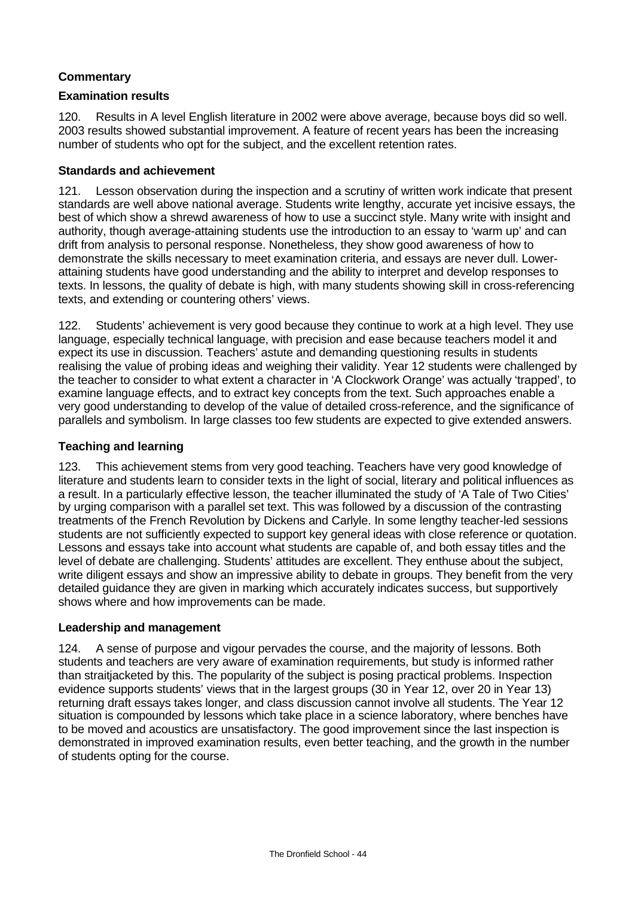**Commentary**

**Examination results**

120. Results in A level English literature in 2002 were above average, because boys did so well. 2003 results showed substantial improvement. A feature of recent years has been the increasing number of students who opt for the subject, and the excellent retention rates.

**Standards and achievement**

121. Lesson observation during the inspection and a scrutiny of written work indicate that present standards are well above national average. Students write lengthy, accurate yet incisive essays, the best of which show a shrewd awareness of how to use a succinct style. Many write with insight and authority, though average-attaining students use the introduction to an essay to 'warm up' and can drift from analysis to personal response. Nonetheless, they show good awareness of how to demonstrate the skills necessary to meet examination criteria, and essays are never dull. Lower-attaining students have good understanding and the ability to interpret and develop responses to texts. In lessons, the quality of debate is high, with many students showing skill in cross-referencing texts, and extending or countering others' views.

122. Students' achievement is very good because they continue to work at a high level. They use language, especially technical language, with precision and ease because teachers model it and expect its use in discussion. Teachers' astute and demanding questioning results in students realising the value of probing ideas and weighing their validity. Year 12 students were challenged by the teacher to consider to what extent a character in 'A Clockwork Orange' was actually 'trapped', to examine language effects, and to extract key concepts from the text. Such approaches enable a very good understanding to develop of the value of detailed cross-reference, and the significance of parallels and symbolism. In large classes too few students are expected to give extended answers.

**Teaching and learning**

123. This achievement stems from very good teaching. Teachers have very good knowledge of literature and students learn to consider texts in the light of social, literary and political influences as a result. In a particularly effective lesson, the teacher illuminated the study of 'A Tale of Two Cities' by urging comparison with a parallel set text. This was followed by a discussion of the contrasting treatments of the French Revolution by Dickens and Carlyle. In some lengthy teacher-led sessions students are not sufficiently expected to support key general ideas with close reference or quotation. Lessons and essays take into account what students are capable of, and both essay titles and the level of debate are challenging. Students' attitudes are excellent. They enthuse about the subject, write diligent essays and show an impressive ability to debate in groups. They benefit from the very detailed guidance they are given in marking which accurately indicates success, but supportively shows where and how improvements can be made.

**Leadership and management**

124. A sense of purpose and vigour pervades the course, and the majority of lessons. Both students and teachers are very aware of examination requirements, but study is informed rather than straitjacketed by this. The popularity of the subject is posing practical problems. Inspection evidence supports students' views that in the largest groups (30 in Year 12, over 20 in Year 13) returning draft essays takes longer, and class discussion cannot involve all students. The Year 12 situation is compounded by lessons which take place in a science laboratory, where benches have to be moved and acoustics are unsatisfactory. The good improvement since the last inspection is demonstrated in improved examination results, even better teaching, and the growth in the number of students opting for the course.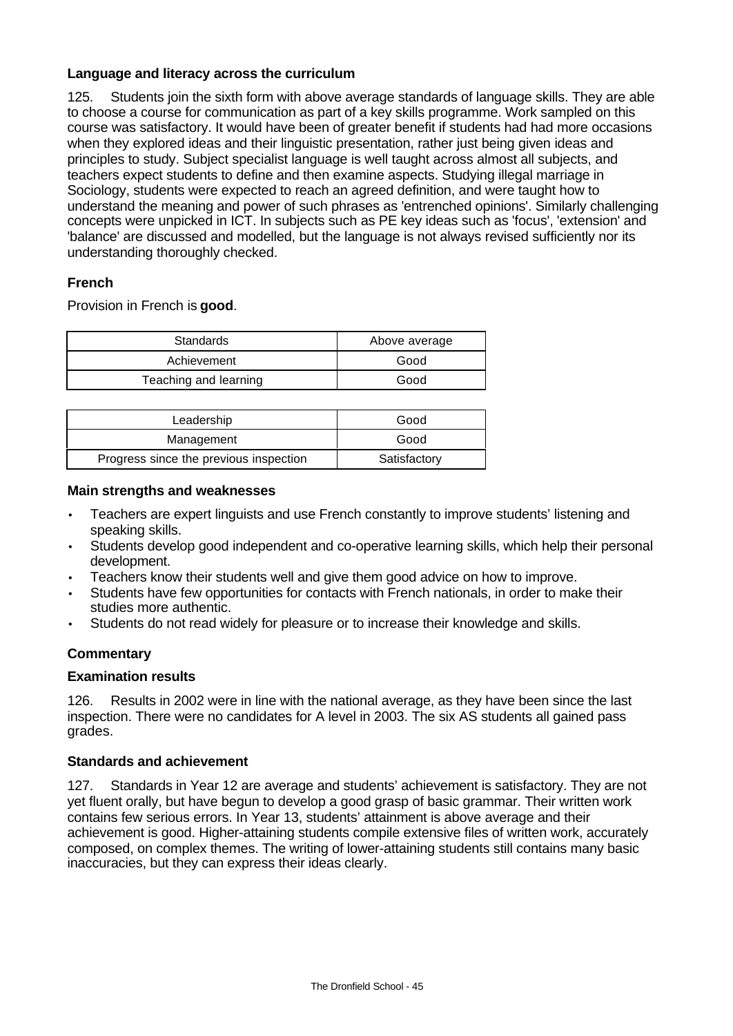### Language and literacy across the curriculum

125. Students join the sixth form with above average standards of language skills. They are able to choose a course for communication as part of a key skills programme. Work sampled on this course was satisfactory. It would have been of greater benefit if students had had more occasions when they explored ideas and their linguistic presentation, rather just being given ideas and principles to study. Subject specialist language is well taught across almost all subjects, and teachers expect students to define and then examine aspects. Studying illegal marriage in Sociology, students were expected to reach an agreed definition, and were taught how to understand the meaning and power of such phrases as 'entrenched opinions'. Similarly challenging concepts were unpicked in ICT. In subjects such as PE key ideas such as 'focus', 'extension' and 'balance' are discussed and modelled, but the language is not always revised sufficiently nor its understanding thoroughly checked.

### French

Provision in French is **good**.

| Standards | Above average |
|---|---|
| Achievement | Good |
| Teaching and learning | Good |

| Leadership | Good |
|---|---|
| Management | Good |
| Progress since the previous inspection | Satisfactory |

#### Main strengths and weaknesses

- Teachers are expert linguists and use French constantly to improve students' listening and speaking skills.
- Students develop good independent and co-operative learning skills, which help their personal development.
- Teachers know their students well and give them good advice on how to improve.
- Students have few opportunities for contacts with French nationals, in order to make their studies more authentic.
- Students do not read widely for pleasure or to increase their knowledge and skills.

#### Commentary

#### Examination results

126. Results in 2002 were in line with the national average, as they have been since the last inspection. There were no candidates for A level in 2003. The six AS students all gained pass grades.

#### Standards and achievement

127. Standards in Year 12 are average and students' achievement is satisfactory. They are not yet fluent orally, but have begun to develop a good grasp of basic grammar. Their written work contains few serious errors. In Year 13, students' attainment is above average and their achievement is good. Higher-attaining students compile extensive files of written work, accurately composed, on complex themes. The writing of lower-attaining students still contains many basic inaccuracies, but they can express their ideas clearly.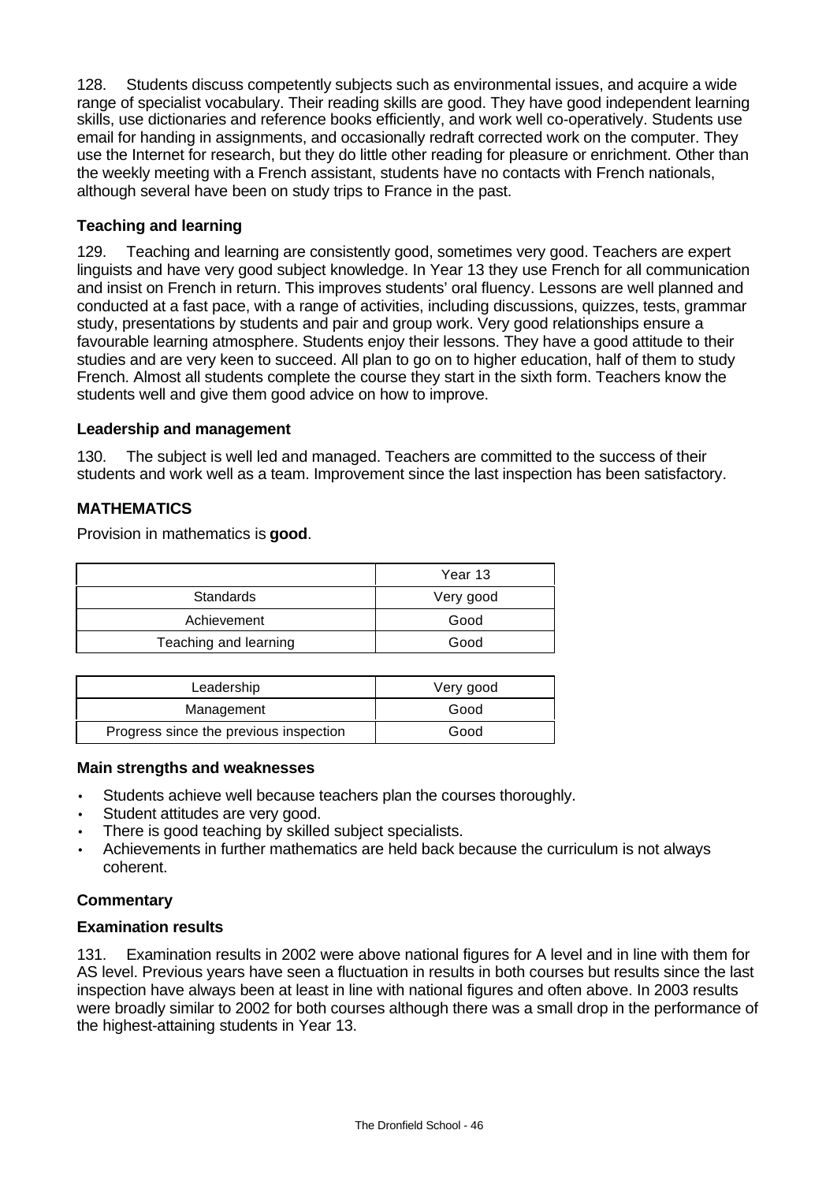128. Students discuss competently subjects such as environmental issues, and acquire a wide range of specialist vocabulary. Their reading skills are good. They have good independent learning skills, use dictionaries and reference books efficiently, and work well co-operatively. Students use email for handing in assignments, and occasionally redraft corrected work on the computer. They use the Internet for research, but they do little other reading for pleasure or enrichment. Other than the weekly meeting with a French assistant, students have no contacts with French nationals, although several have been on study trips to France in the past.

**Teaching and learning**

129. Teaching and learning are consistently good, sometimes very good. Teachers are expert linguists and have very good subject knowledge. In Year 13 they use French for all communication and insist on French in return. This improves students' oral fluency. Lessons are well planned and conducted at a fast pace, with a range of activities, including discussions, quizzes, tests, grammar study, presentations by students and pair and group work. Very good relationships ensure a favourable learning atmosphere. Students enjoy their lessons. They have a good attitude to their studies and are very keen to succeed. All plan to go on to higher education, half of them to study French. Almost all students complete the course they start in the sixth form. Teachers know the students well and give them good advice on how to improve.

**Leadership and management**

130. The subject is well led and managed. Teachers are committed to the success of their students and work well as a team. Improvement since the last inspection has been satisfactory.

## MATHEMATICS

Provision in mathematics is **good**.

| | Year 13 |
|---|---|
| Standards | Very good |
| Achievement | Good |
| Teaching and learning | Good |

| | |
|---|---|
| Leadership | Very good |
| Management | Good |
| Progress since the previous inspection | Good |

**Main strengths and weaknesses**

- Students achieve well because teachers plan the courses thoroughly.
- Student attitudes are very good.
- There is good teaching by skilled subject specialists.
- Achievements in further mathematics are held back because the curriculum is not always coherent.

**Commentary**

**Examination results**

131. Examination results in 2002 were above national figures for A level and in line with them for AS level. Previous years have seen a fluctuation in results in both courses but results since the last inspection have always been at least in line with national figures and often above. In 2003 results were broadly similar to 2002 for both courses although there was a small drop in the performance of the highest-attaining students in Year 13.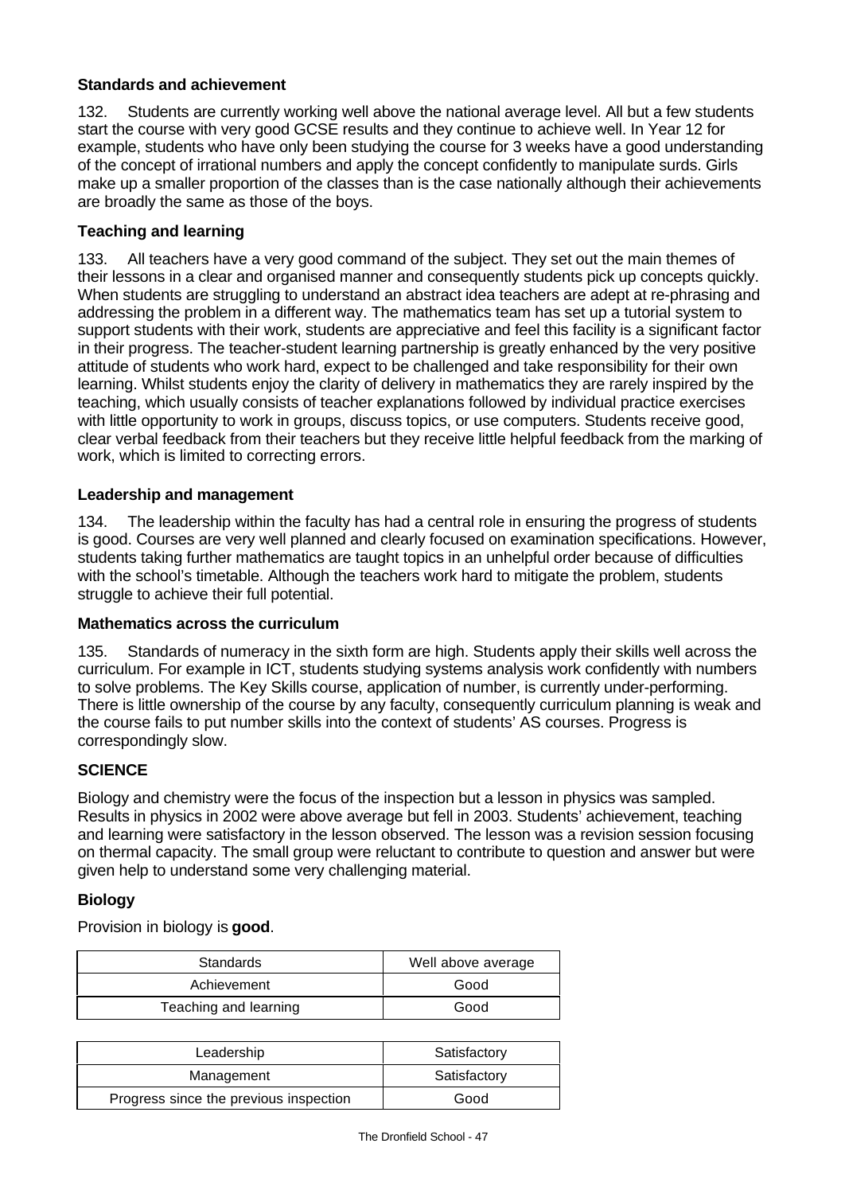### Standards and achievement

132. Students are currently working well above the national average level. All but a few students start the course with very good GCSE results and they continue to achieve well. In Year 12 for example, students who have only been studying the course for 3 weeks have a good understanding of the concept of irrational numbers and apply the concept confidently to manipulate surds. Girls make up a smaller proportion of the classes than is the case nationally although their achievements are broadly the same as those of the boys.

### Teaching and learning

133. All teachers have a very good command of the subject. They set out the main themes of their lessons in a clear and organised manner and consequently students pick up concepts quickly. When students are struggling to understand an abstract idea teachers are adept at re-phrasing and addressing the problem in a different way. The mathematics team has set up a tutorial system to support students with their work, students are appreciative and feel this facility is a significant factor in their progress. The teacher-student learning partnership is greatly enhanced by the very positive attitude of students who work hard, expect to be challenged and take responsibility for their own learning. Whilst students enjoy the clarity of delivery in mathematics they are rarely inspired by the teaching, which usually consists of teacher explanations followed by individual practice exercises with little opportunity to work in groups, discuss topics, or use computers. Students receive good, clear verbal feedback from their teachers but they receive little helpful feedback from the marking of work, which is limited to correcting errors.

### Leadership and management

134. The leadership within the faculty has had a central role in ensuring the progress of students is good. Courses are very well planned and clearly focused on examination specifications. However, students taking further mathematics are taught topics in an unhelpful order because of difficulties with the school's timetable. Although the teachers work hard to mitigate the problem, students struggle to achieve their full potential.

### Mathematics across the curriculum

135. Standards of numeracy in the sixth form are high. Students apply their skills well across the curriculum. For example in ICT, students studying systems analysis work confidently with numbers to solve problems. The Key Skills course, application of number, is currently under-performing. There is little ownership of the course by any faculty, consequently curriculum planning is weak and the course fails to put number skills into the context of students' AS courses. Progress is correspondingly slow.

## SCIENCE

Biology and chemistry were the focus of the inspection but a lesson in physics was sampled. Results in physics in 2002 were above average but fell in 2003. Students' achievement, teaching and learning were satisfactory in the lesson observed. The lesson was a revision session focusing on thermal capacity. The small group were reluctant to contribute to question and answer but were given help to understand some very challenging material.

### Biology

Provision in biology is **good**.

| Standards | Well above average |
|---|---|
| Achievement | Good |
| Teaching and learning | Good |

| Leadership | Satisfactory |
|---|---|
| Management | Satisfactory |
| Progress since the previous inspection | Good |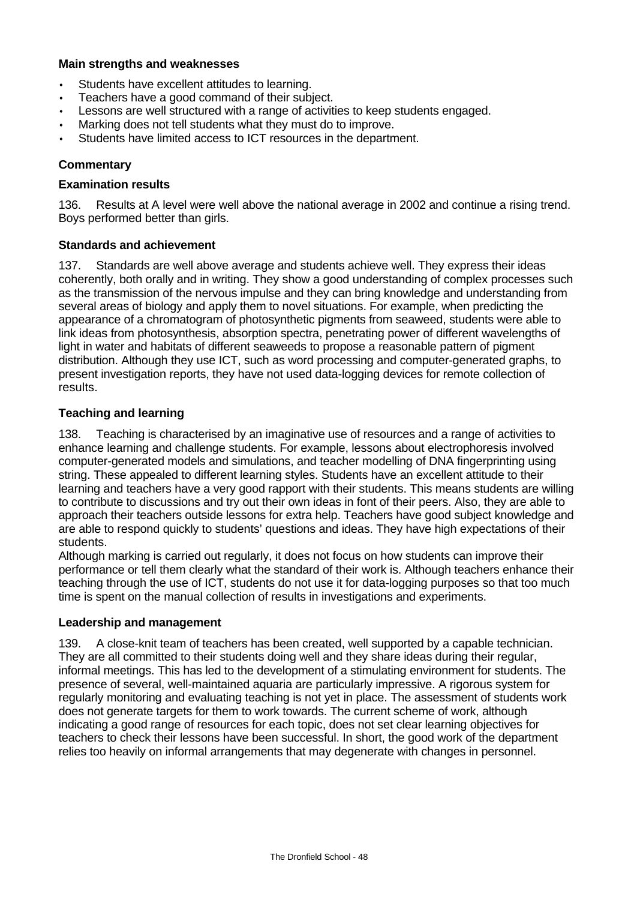**Main strengths and weaknesses**

- Students have excellent attitudes to learning.
- Teachers have a good command of their subject.
- Lessons are well structured with a range of activities to keep students engaged.
- Marking does not tell students what they must do to improve.
- Students have limited access to ICT resources in the department.

**Commentary**

**Examination results**

136. Results at A level were well above the national average in 2002 and continue a rising trend. Boys performed better than girls.

**Standards and achievement**

137. Standards are well above average and students achieve well. They express their ideas coherently, both orally and in writing. They show a good understanding of complex processes such as the transmission of the nervous impulse and they can bring knowledge and understanding from several areas of biology and apply them to novel situations. For example, when predicting the appearance of a chromatogram of photosynthetic pigments from seaweed, students were able to link ideas from photosynthesis, absorption spectra, penetrating power of different wavelengths of light in water and habitats of different seaweeds to propose a reasonable pattern of pigment distribution. Although they use ICT, such as word processing and computer-generated graphs, to present investigation reports, they have not used data-logging devices for remote collection of results.

**Teaching and learning**

138. Teaching is characterised by an imaginative use of resources and a range of activities to enhance learning and challenge students. For example, lessons about electrophoresis involved computer-generated models and simulations, and teacher modelling of DNA fingerprinting using string. These appealed to different learning styles. Students have an excellent attitude to their learning and teachers have a very good rapport with their students. This means students are willing to contribute to discussions and try out their own ideas in font of their peers. Also, they are able to approach their teachers outside lessons for extra help. Teachers have good subject knowledge and are able to respond quickly to students' questions and ideas. They have high expectations of their students.
Although marking is carried out regularly, it does not focus on how students can improve their performance or tell them clearly what the standard of their work is. Although teachers enhance their teaching through the use of ICT, students do not use it for data-logging purposes so that too much time is spent on the manual collection of results in investigations and experiments.

**Leadership and management**

139. A close-knit team of teachers has been created, well supported by a capable technician. They are all committed to their students doing well and they share ideas during their regular, informal meetings. This has led to the development of a stimulating environment for students. The presence of several, well-maintained aquaria are particularly impressive. A rigorous system for regularly monitoring and evaluating teaching is not yet in place. The assessment of students work does not generate targets for them to work towards. The current scheme of work, although indicating a good range of resources for each topic, does not set clear learning objectives for teachers to check their lessons have been successful. In short, the good work of the department relies too heavily on informal arrangements that may degenerate with changes in personnel.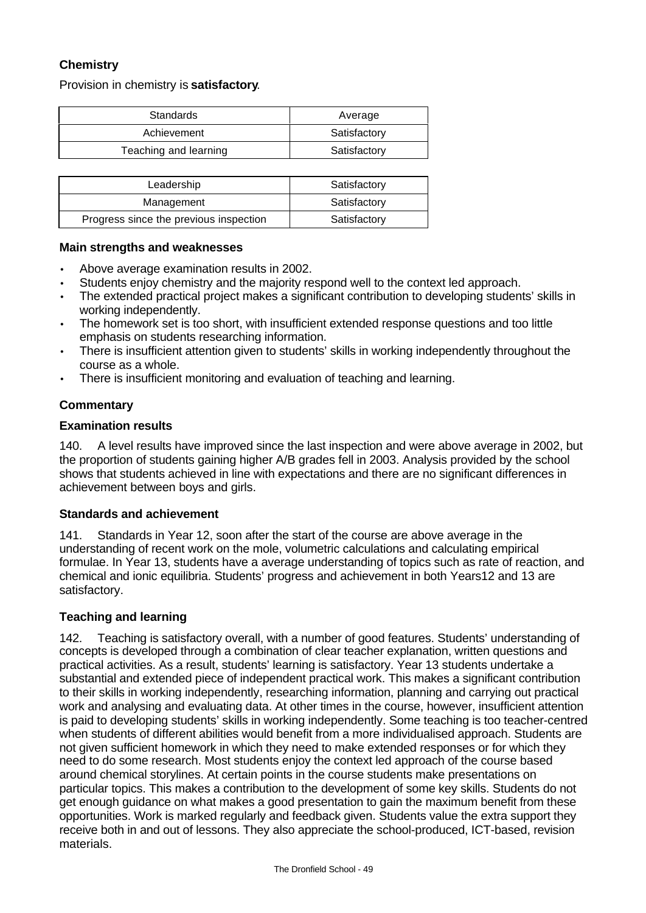## Chemistry

Provision in chemistry is **satisfactory**.

| Standards | Average |
|---|---|
| Achievement | Satisfactory |
| Teaching and learning | Satisfactory |

| Leadership | Satisfactory |
|---|---|
| Management | Satisfactory |
| Progress since the previous inspection | Satisfactory |

### Main strengths and weaknesses

- Above average examination results in 2002.
- Students enjoy chemistry and the majority respond well to the context led approach.
- The extended practical project makes a significant contribution to developing students' skills in working independently.
- The homework set is too short, with insufficient extended response questions and too little emphasis on students researching information.
- There is insufficient attention given to students' skills in working independently throughout the course as a whole.
- There is insufficient monitoring and evaluation of teaching and learning.

### Commentary

#### Examination results

140. A level results have improved since the last inspection and were above average in 2002, but the proportion of students gaining higher A/B grades fell in 2003. Analysis provided by the school shows that students achieved in line with expectations and there are no significant differences in achievement between boys and girls.

#### Standards and achievement

141. Standards in Year 12, soon after the start of the course are above average in the understanding of recent work on the mole, volumetric calculations and calculating empirical formulae. In Year 13, students have a average understanding of topics such as rate of reaction, and chemical and ionic equilibria. Students' progress and achievement in both Years12 and 13 are satisfactory.

#### Teaching and learning

142. Teaching is satisfactory overall, with a number of good features. Students' understanding of concepts is developed through a combination of clear teacher explanation, written questions and practical activities. As a result, students' learning is satisfactory. Year 13 students undertake a substantial and extended piece of independent practical work. This makes a significant contribution to their skills in working independently, researching information, planning and carrying out practical work and analysing and evaluating data. At other times in the course, however, insufficient attention is paid to developing students' skills in working independently. Some teaching is too teacher-centred when students of different abilities would benefit from a more individualised approach. Students are not given sufficient homework in which they need to make extended responses or for which they need to do some research. Most students enjoy the context led approach of the course based around chemical storylines. At certain points in the course students make presentations on particular topics. This makes a contribution to the development of some key skills. Students do not get enough guidance on what makes a good presentation to gain the maximum benefit from these opportunities. Work is marked regularly and feedback given. Students value the extra support they receive both in and out of lessons. They also appreciate the school-produced, ICT-based, revision materials.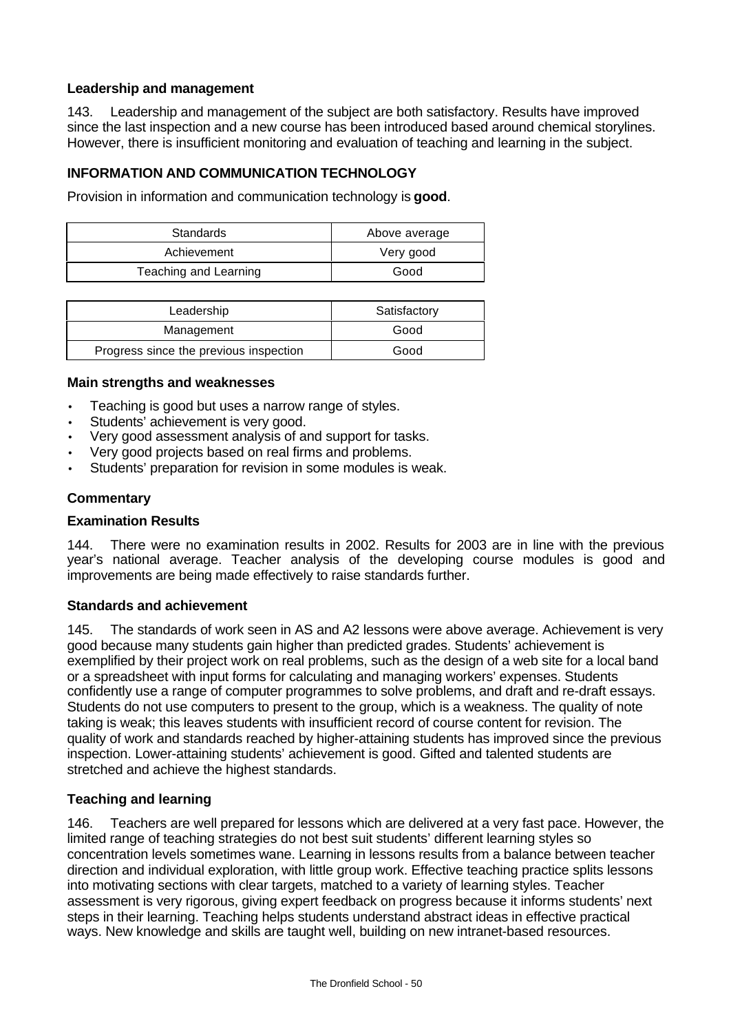### Leadership and management

143. Leadership and management of the subject are both satisfactory. Results have improved since the last inspection and a new course has been introduced based around chemical storylines. However, there is insufficient monitoring and evaluation of teaching and learning in the subject.

## INFORMATION AND COMMUNICATION TECHNOLOGY

Provision in information and communication technology is **good**.

| Standards | Above average |
|---|---|
| Achievement | Very good |
| Teaching and Learning | Good |

| Leadership | Satisfactory |
|---|---|
| Management | Good |
| Progress since the previous inspection | Good |

### Main strengths and weaknesses

- Teaching is good but uses a narrow range of styles.
- Students' achievement is very good.
- Very good assessment analysis of and support for tasks.
- Very good projects based on real firms and problems.
- Students' preparation for revision in some modules is weak.

### Commentary

### Examination Results

144. There were no examination results in 2002. Results for 2003 are in line with the previous year's national average. Teacher analysis of the developing course modules is good and improvements are being made effectively to raise standards further.

### Standards and achievement

145. The standards of work seen in AS and A2 lessons were above average. Achievement is very good because many students gain higher than predicted grades. Students' achievement is exemplified by their project work on real problems, such as the design of a web site for a local band or a spreadsheet with input forms for calculating and managing workers' expenses. Students confidently use a range of computer programmes to solve problems, and draft and re-draft essays. Students do not use computers to present to the group, which is a weakness. The quality of note taking is weak; this leaves students with insufficient record of course content for revision. The quality of work and standards reached by higher-attaining students has improved since the previous inspection. Lower-attaining students' achievement is good. Gifted and talented students are stretched and achieve the highest standards.

### Teaching and learning

146. Teachers are well prepared for lessons which are delivered at a very fast pace. However, the limited range of teaching strategies do not best suit students' different learning styles so concentration levels sometimes wane. Learning in lessons results from a balance between teacher direction and individual exploration, with little group work. Effective teaching practice splits lessons into motivating sections with clear targets, matched to a variety of learning styles. Teacher assessment is very rigorous, giving expert feedback on progress because it informs students' next steps in their learning. Teaching helps students understand abstract ideas in effective practical ways. New knowledge and skills are taught well, building on new intranet-based resources.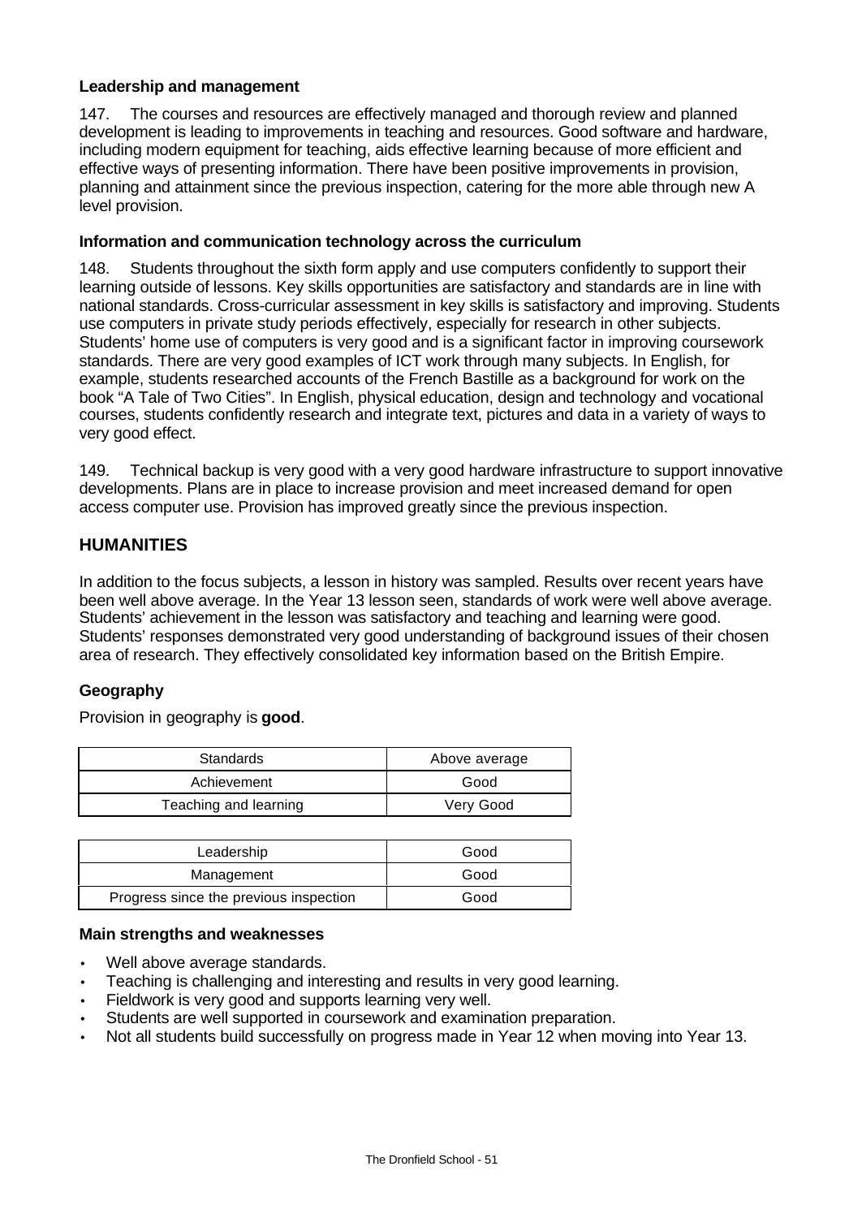### Leadership and management

147. The courses and resources are effectively managed and thorough review and planned development is leading to improvements in teaching and resources. Good software and hardware, including modern equipment for teaching, aids effective learning because of more efficient and effective ways of presenting information. There have been positive improvements in provision, planning and attainment since the previous inspection, catering for the more able through new A level provision.

### Information and communication technology across the curriculum

148. Students throughout the sixth form apply and use computers confidently to support their learning outside of lessons. Key skills opportunities are satisfactory and standards are in line with national standards. Cross-curricular assessment in key skills is satisfactory and improving. Students use computers in private study periods effectively, especially for research in other subjects. Students' home use of computers is very good and is a significant factor in improving coursework standards. There are very good examples of ICT work through many subjects. In English, for example, students researched accounts of the French Bastille as a background for work on the book "A Tale of Two Cities". In English, physical education, design and technology and vocational courses, students confidently research and integrate text, pictures and data in a variety of ways to very good effect.

149. Technical backup is very good with a very good hardware infrastructure to support innovative developments. Plans are in place to increase provision and meet increased demand for open access computer use. Provision has improved greatly since the previous inspection.

## HUMANITIES

In addition to the focus subjects, a lesson in history was sampled. Results over recent years have been well above average. In the Year 13 lesson seen, standards of work were well above average. Students' achievement in the lesson was satisfactory and teaching and learning were good. Students' responses demonstrated very good understanding of background issues of their chosen area of research. They effectively consolidated key information based on the British Empire.

### Geography

Provision in geography is **good**.

| Standards | Above average |
|---|---|
| Achievement | Good |
| Teaching and learning | Very Good |

| Leadership | Good |
|---|---|
| Management | Good |
| Progress since the previous inspection | Good |

### Main strengths and weaknesses

- Well above average standards.
- Teaching is challenging and interesting and results in very good learning.
- Fieldwork is very good and supports learning very well.
- Students are well supported in coursework and examination preparation.
- Not all students build successfully on progress made in Year 12 when moving into Year 13.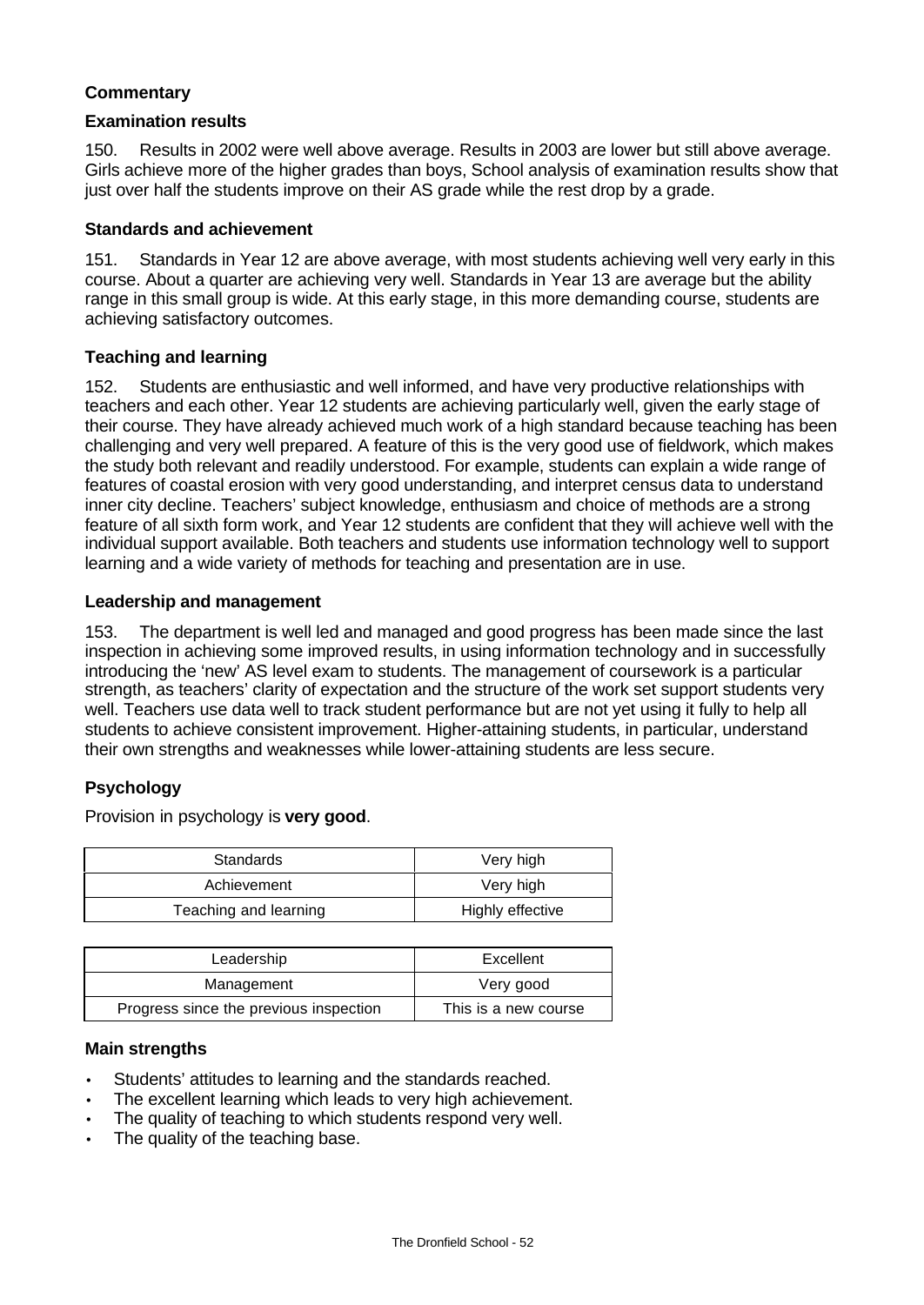### Commentary

#### Examination results

150. Results in 2002 were well above average. Results in 2003 are lower but still above average. Girls achieve more of the higher grades than boys, School analysis of examination results show that just over half the students improve on their AS grade while the rest drop by a grade.

#### Standards and achievement

151. Standards in Year 12 are above average, with most students achieving well very early in this course. About a quarter are achieving very well. Standards in Year 13 are average but the ability range in this small group is wide. At this early stage, in this more demanding course, students are achieving satisfactory outcomes.

#### Teaching and learning

152. Students are enthusiastic and well informed, and have very productive relationships with teachers and each other. Year 12 students are achieving particularly well, given the early stage of their course. They have already achieved much work of a high standard because teaching has been challenging and very well prepared. A feature of this is the very good use of fieldwork, which makes the study both relevant and readily understood. For example, students can explain a wide range of features of coastal erosion with very good understanding, and interpret census data to understand inner city decline. Teachers' subject knowledge, enthusiasm and choice of methods are a strong feature of all sixth form work, and Year 12 students are confident that they will achieve well with the individual support available. Both teachers and students use information technology well to support learning and a wide variety of methods for teaching and presentation are in use.

#### Leadership and management

153. The department is well led and managed and good progress has been made since the last inspection in achieving some improved results, in using information technology and in successfully introducing the 'new' AS level exam to students. The management of coursework is a particular strength, as teachers' clarity of expectation and the structure of the work set support students very well. Teachers use data well to track student performance but are not yet using it fully to help all students to achieve consistent improvement. Higher-attaining students, in particular, understand their own strengths and weaknesses while lower-attaining students are less secure.

### Psychology

Provision in psychology is **very good**.

| Standards | Very high |
|---|---|
| Achievement | Very high |
| Teaching and learning | Highly effective |

| Leadership | Excellent |
|---|---|
| Management | Very good |
| Progress since the previous inspection | This is a new course |

#### Main strengths

- Students' attitudes to learning and the standards reached.
- The excellent learning which leads to very high achievement.
- The quality of teaching to which students respond very well.
- The quality of the teaching base.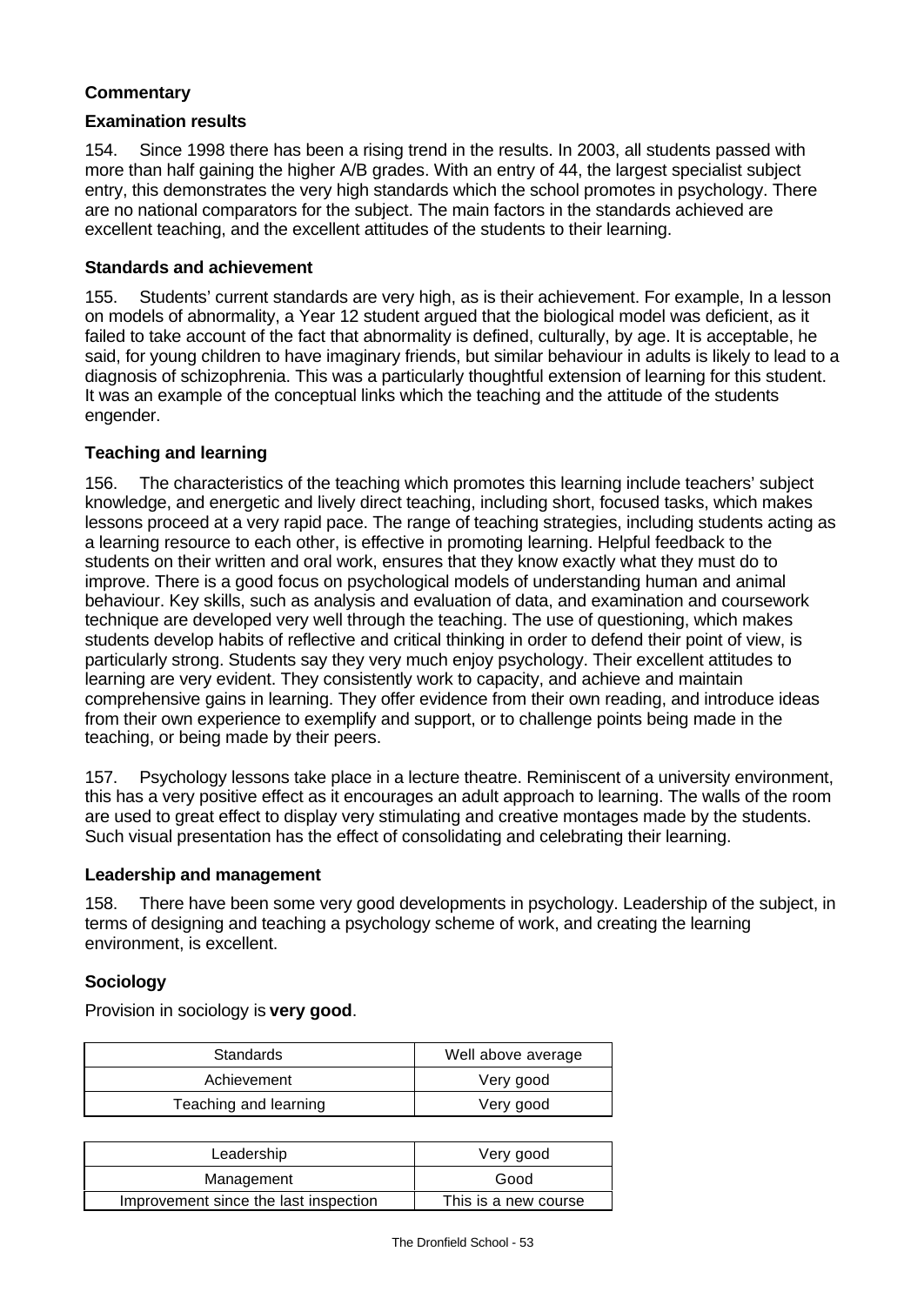### Commentary

#### Examination results

154. Since 1998 there has been a rising trend in the results. In 2003, all students passed with more than half gaining the higher A/B grades. With an entry of 44, the largest specialist subject entry, this demonstrates the very high standards which the school promotes in psychology. There are no national comparators for the subject. The main factors in the standards achieved are excellent teaching, and the excellent attitudes of the students to their learning.

#### Standards and achievement

155. Students' current standards are very high, as is their achievement. For example, In a lesson on models of abnormality, a Year 12 student argued that the biological model was deficient, as it failed to take account of the fact that abnormality is defined, culturally, by age. It is acceptable, he said, for young children to have imaginary friends, but similar behaviour in adults is likely to lead to a diagnosis of schizophrenia. This was a particularly thoughtful extension of learning for this student. It was an example of the conceptual links which the teaching and the attitude of the students engender.

#### Teaching and learning

156. The characteristics of the teaching which promotes this learning include teachers' subject knowledge, and energetic and lively direct teaching, including short, focused tasks, which makes lessons proceed at a very rapid pace. The range of teaching strategies, including students acting as a learning resource to each other, is effective in promoting learning. Helpful feedback to the students on their written and oral work, ensures that they know exactly what they must do to improve. There is a good focus on psychological models of understanding human and animal behaviour. Key skills, such as analysis and evaluation of data, and examination and coursework technique are developed very well through the teaching. The use of questioning, which makes students develop habits of reflective and critical thinking in order to defend their point of view, is particularly strong. Students say they very much enjoy psychology. Their excellent attitudes to learning are very evident. They consistently work to capacity, and achieve and maintain comprehensive gains in learning. They offer evidence from their own reading, and introduce ideas from their own experience to exemplify and support, or to challenge points being made in the teaching, or being made by their peers.

157. Psychology lessons take place in a lecture theatre. Reminiscent of a university environment, this has a very positive effect as it encourages an adult approach to learning. The walls of the room are used to great effect to display very stimulating and creative montages made by the students. Such visual presentation has the effect of consolidating and celebrating their learning.

#### Leadership and management

158. There have been some very good developments in psychology. Leadership of the subject, in terms of designing and teaching a psychology scheme of work, and creating the learning environment, is excellent.

### Sociology

Provision in sociology is **very good**.

| Standards | Well above average |
|---|---|
| Achievement | Very good |
| Teaching and learning | Very good |

| Leadership | Very good |
|---|---|
| Management | Good |
| Improvement since the last inspection | This is a new course |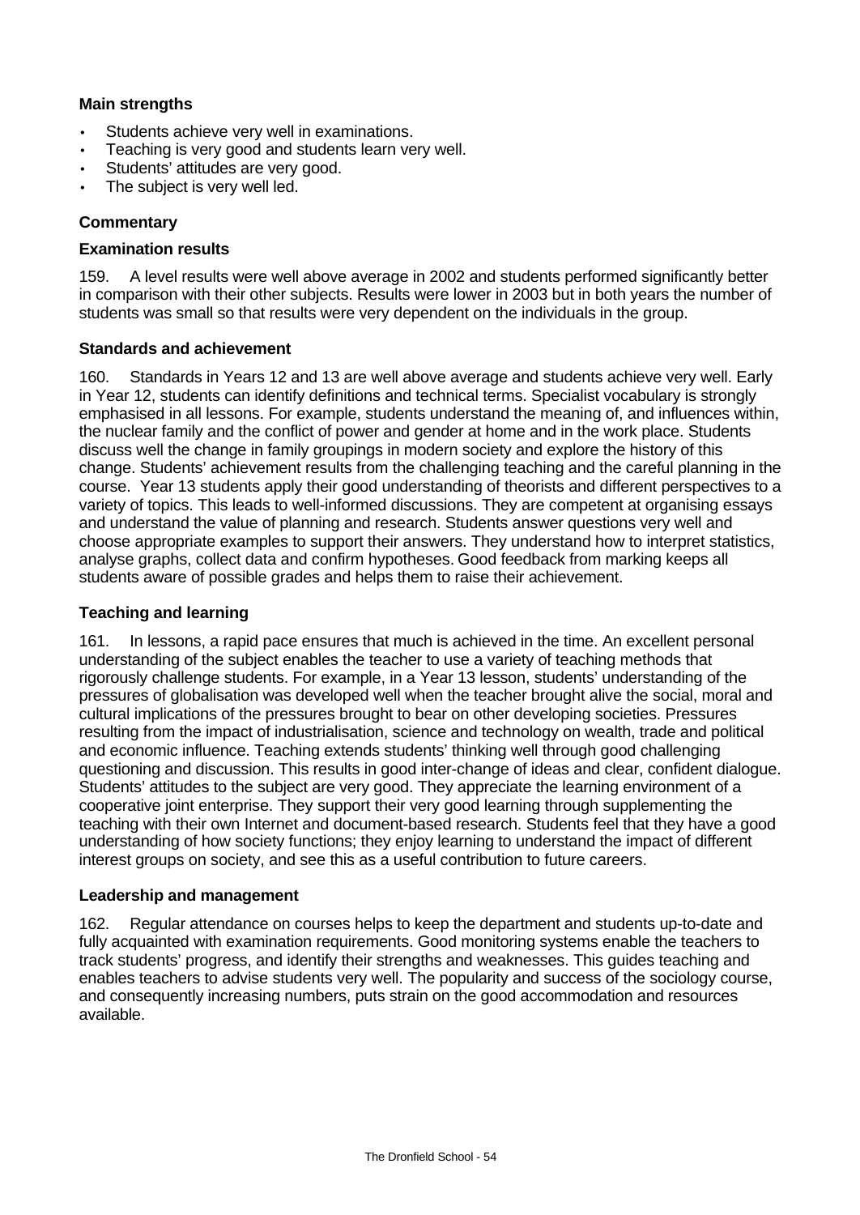**Main strengths**

- Students achieve very well in examinations.
- Teaching is very good and students learn very well.
- Students' attitudes are very good.
- The subject is very well led.

**Commentary**

**Examination results**

159. A level results were well above average in 2002 and students performed significantly better in comparison with their other subjects. Results were lower in 2003 but in both years the number of students was small so that results were very dependent on the individuals in the group.

**Standards and achievement**

160. Standards in Years 12 and 13 are well above average and students achieve very well. Early in Year 12, students can identify definitions and technical terms. Specialist vocabulary is strongly emphasised in all lessons. For example, students understand the meaning of, and influences within, the nuclear family and the conflict of power and gender at home and in the work place. Students discuss well the change in family groupings in modern society and explore the history of this change. Students' achievement results from the challenging teaching and the careful planning in the course. Year 13 students apply their good understanding of theorists and different perspectives to a variety of topics. This leads to well-informed discussions. They are competent at organising essays and understand the value of planning and research. Students answer questions very well and choose appropriate examples to support their answers. They understand how to interpret statistics, analyse graphs, collect data and confirm hypotheses. Good feedback from marking keeps all students aware of possible grades and helps them to raise their achievement.

**Teaching and learning**

161. In lessons, a rapid pace ensures that much is achieved in the time. An excellent personal understanding of the subject enables the teacher to use a variety of teaching methods that rigorously challenge students. For example, in a Year 13 lesson, students' understanding of the pressures of globalisation was developed well when the teacher brought alive the social, moral and cultural implications of the pressures brought to bear on other developing societies. Pressures resulting from the impact of industrialisation, science and technology on wealth, trade and political and economic influence. Teaching extends students' thinking well through good challenging questioning and discussion. This results in good inter-change of ideas and clear, confident dialogue. Students' attitudes to the subject are very good. They appreciate the learning environment of a cooperative joint enterprise. They support their very good learning through supplementing the teaching with their own Internet and document-based research. Students feel that they have a good understanding of how society functions; they enjoy learning to understand the impact of different interest groups on society, and see this as a useful contribution to future careers.

**Leadership and management**

162. Regular attendance on courses helps to keep the department and students up-to-date and fully acquainted with examination requirements. Good monitoring systems enable the teachers to track students' progress, and identify their strengths and weaknesses. This guides teaching and enables teachers to advise students very well. The popularity and success of the sociology course, and consequently increasing numbers, puts strain on the good accommodation and resources available.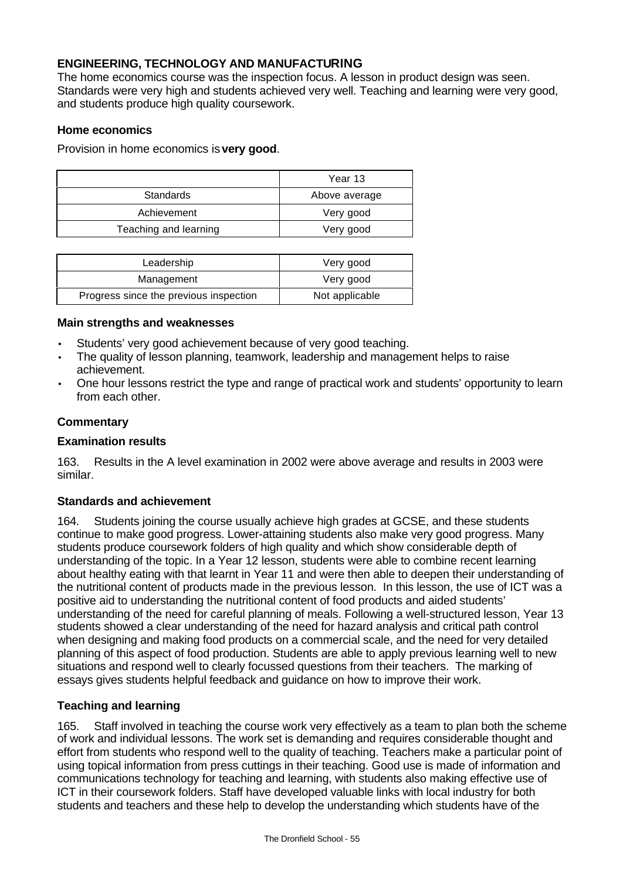## ENGINEERING, TECHNOLOGY AND MANUFACTURING

The home economics course was the inspection focus. A lesson in product design was seen. Standards were very high and students achieved very well. Teaching and learning were very good, and students produce high quality coursework.

### Home economics

Provision in home economics is **very good**.

| | Year 13 |
|---|---|
| Standards | Above average |
| Achievement | Very good |
| Teaching and learning | Very good |

| Leadership | Very good |
|---|---|
| Management | Very good |
| Progress since the previous inspection | Not applicable |

#### Main strengths and weaknesses

- Students' very good achievement because of very good teaching.
- The quality of lesson planning, teamwork, leadership and management helps to raise achievement.
- One hour lessons restrict the type and range of practical work and students' opportunity to learn from each other.

#### Commentary

#### Examination results

163. Results in the A level examination in 2002 were above average and results in 2003 were similar.

#### Standards and achievement

164. Students joining the course usually achieve high grades at GCSE, and these students continue to make good progress. Lower-attaining students also make very good progress. Many students produce coursework folders of high quality and which show considerable depth of understanding of the topic. In a Year 12 lesson, students were able to combine recent learning about healthy eating with that learnt in Year 11 and were then able to deepen their understanding of the nutritional content of products made in the previous lesson. In this lesson, the use of ICT was a positive aid to understanding the nutritional content of food products and aided students' understanding of the need for careful planning of meals. Following a well-structured lesson, Year 13 students showed a clear understanding of the need for hazard analysis and critical path control when designing and making food products on a commercial scale, and the need for very detailed planning of this aspect of food production. Students are able to apply previous learning well to new situations and respond well to clearly focussed questions from their teachers. The marking of essays gives students helpful feedback and guidance on how to improve their work.

#### Teaching and learning

165. Staff involved in teaching the course work very effectively as a team to plan both the scheme of work and individual lessons. The work set is demanding and requires considerable thought and effort from students who respond well to the quality of teaching. Teachers make a particular point of using topical information from press cuttings in their teaching. Good use is made of information and communications technology for teaching and learning, with students also making effective use of ICT in their coursework folders. Staff have developed valuable links with local industry for both students and teachers and these help to develop the understanding which students have of the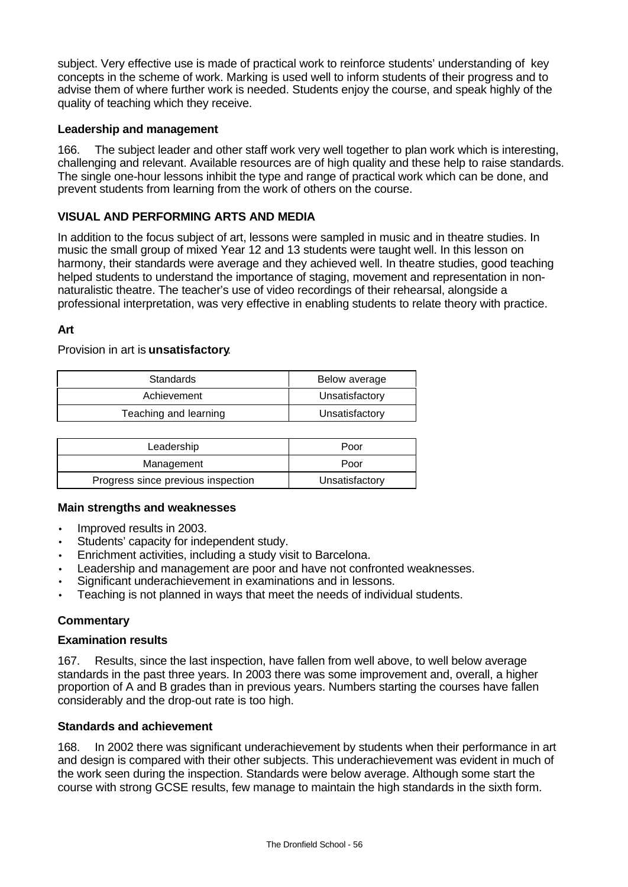subject. Very effective use is made of practical work to reinforce students' understanding of key concepts in the scheme of work. Marking is used well to inform students of their progress and to advise them of where further work is needed. Students enjoy the course, and speak highly of the quality of teaching which they receive.

**Leadership and management**

166. The subject leader and other staff work very well together to plan work which is interesting, challenging and relevant. Available resources are of high quality and these help to raise standards. The single one-hour lessons inhibit the type and range of practical work which can be done, and prevent students from learning from the work of others on the course.

## VISUAL AND PERFORMING ARTS AND MEDIA

In addition to the focus subject of art, lessons were sampled in music and in theatre studies. In music the small group of mixed Year 12 and 13 students were taught well. In this lesson on harmony, their standards were average and they achieved well. In theatre studies, good teaching helped students to understand the importance of staging, movement and representation in non-naturalistic theatre. The teacher's use of video recordings of their rehearsal, alongside a professional interpretation, was very effective in enabling students to relate theory with practice.

### Art

Provision in art is **unsatisfactory**.

| Standards | Below average |
|---|---|
| Achievement | Unsatisfactory |
| Teaching and learning | Unsatisfactory |

| Leadership | Poor |
|---|---|
| Management | Poor |
| Progress since previous inspection | Unsatisfactory |

**Main strengths and weaknesses**

- Improved results in 2003.
- Students' capacity for independent study.
- Enrichment activities, including a study visit to Barcelona.
- Leadership and management are poor and have not confronted weaknesses.
- Significant underachievement in examinations and in lessons.
- Teaching is not planned in ways that meet the needs of individual students.

**Commentary**

**Examination results**

167. Results, since the last inspection, have fallen from well above, to well below average standards in the past three years. In 2003 there was some improvement and, overall, a higher proportion of A and B grades than in previous years. Numbers starting the courses have fallen considerably and the drop-out rate is too high.

**Standards and achievement**

168. In 2002 there was significant underachievement by students when their performance in art and design is compared with their other subjects. This underachievement was evident in much of the work seen during the inspection. Standards were below average. Although some start the course with strong GCSE results, few manage to maintain the high standards in the sixth form.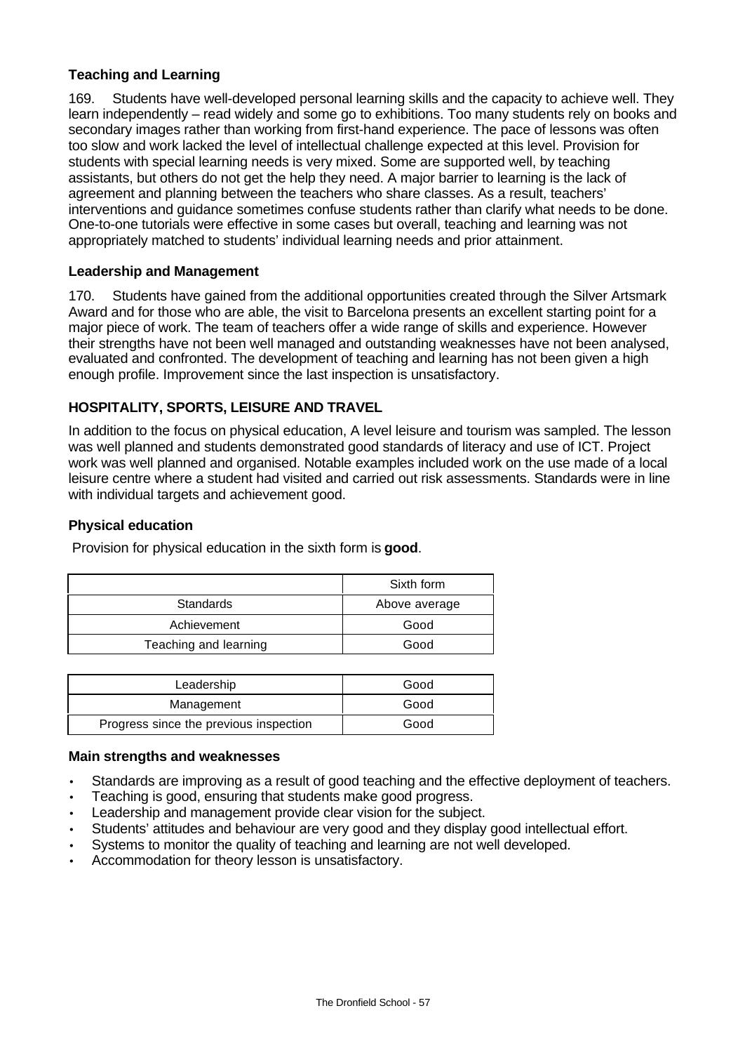### Teaching and Learning

169. Students have well-developed personal learning skills and the capacity to achieve well. They learn independently – read widely and some go to exhibitions. Too many students rely on books and secondary images rather than working from first-hand experience. The pace of lessons was often too slow and work lacked the level of intellectual challenge expected at this level. Provision for students with special learning needs is very mixed. Some are supported well, by teaching assistants, but others do not get the help they need. A major barrier to learning is the lack of agreement and planning between the teachers who share classes. As a result, teachers' interventions and guidance sometimes confuse students rather than clarify what needs to be done. One-to-one tutorials were effective in some cases but overall, teaching and learning was not appropriately matched to students' individual learning needs and prior attainment.

### Leadership and Management

170. Students have gained from the additional opportunities created through the Silver Artsmark Award and for those who are able, the visit to Barcelona presents an excellent starting point for a major piece of work. The team of teachers offer a wide range of skills and experience. However their strengths have not been well managed and outstanding weaknesses have not been analysed, evaluated and confronted. The development of teaching and learning has not been given a high enough profile. Improvement since the last inspection is unsatisfactory.

## HOSPITALITY, SPORTS, LEISURE AND TRAVEL

In addition to the focus on physical education, A level leisure and tourism was sampled. The lesson was well planned and students demonstrated good standards of literacy and use of ICT. Project work was well planned and organised. Notable examples included work on the use made of a local leisure centre where a student had visited and carried out risk assessments. Standards were in line with individual targets and achievement good.

### Physical education

Provision for physical education in the sixth form is **good**.

| | Sixth form |
|---|---|
| Standards | Above average |
| Achievement | Good |
| Teaching and learning | Good |

| Leadership | Good |
|---|---|
| Management | Good |
| Progress since the previous inspection | Good |

### Main strengths and weaknesses

- Standards are improving as a result of good teaching and the effective deployment of teachers.
- Teaching is good, ensuring that students make good progress.
- Leadership and management provide clear vision for the subject.
- Students' attitudes and behaviour are very good and they display good intellectual effort.
- Systems to monitor the quality of teaching and learning are not well developed.
- Accommodation for theory lesson is unsatisfactory.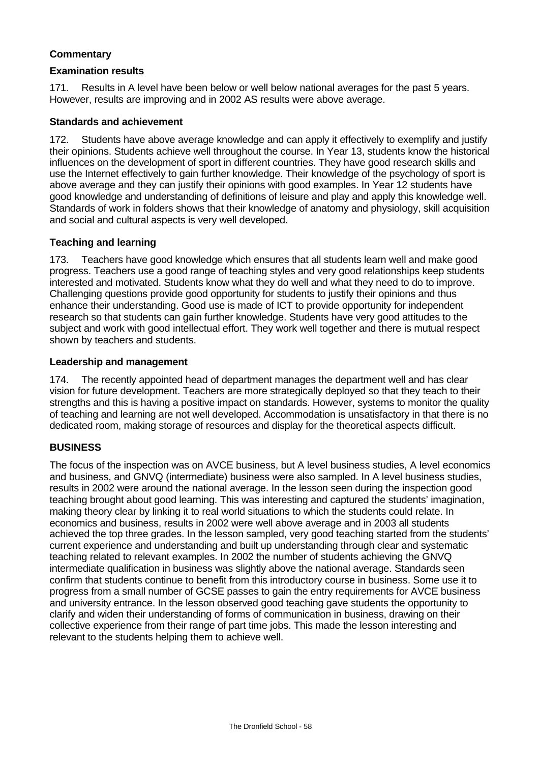**Commentary**

**Examination results**

171. Results in A level have been below or well below national averages for the past 5 years. However, results are improving and in 2002 AS results were above average.

**Standards and achievement**

172. Students have above average knowledge and can apply it effectively to exemplify and justify their opinions. Students achieve well throughout the course. In Year 13, students know the historical influences on the development of sport in different countries. They have good research skills and use the Internet effectively to gain further knowledge. Their knowledge of the psychology of sport is above average and they can justify their opinions with good examples. In Year 12 students have good knowledge and understanding of definitions of leisure and play and apply this knowledge well. Standards of work in folders shows that their knowledge of anatomy and physiology, skill acquisition and social and cultural aspects is very well developed.

**Teaching and learning**

173. Teachers have good knowledge which ensures that all students learn well and make good progress. Teachers use a good range of teaching styles and very good relationships keep students interested and motivated. Students know what they do well and what they need to do to improve. Challenging questions provide good opportunity for students to justify their opinions and thus enhance their understanding. Good use is made of ICT to provide opportunity for independent research so that students can gain further knowledge. Students have very good attitudes to the subject and work with good intellectual effort. They work well together and there is mutual respect shown by teachers and students.

**Leadership and management**

174. The recently appointed head of department manages the department well and has clear vision for future development. Teachers are more strategically deployed so that they teach to their strengths and this is having a positive impact on standards. However, systems to monitor the quality of teaching and learning are not well developed. Accommodation is unsatisfactory in that there is no dedicated room, making storage of resources and display for the theoretical aspects difficult.

**BUSINESS**

The focus of the inspection was on AVCE business, but A level business studies, A level economics and business, and GNVQ (intermediate) business were also sampled. In A level business studies, results in 2002 were around the national average. In the lesson seen during the inspection good teaching brought about good learning. This was interesting and captured the students' imagination, making theory clear by linking it to real world situations to which the students could relate. In economics and business, results in 2002 were well above average and in 2003 all students achieved the top three grades. In the lesson sampled, very good teaching started from the students' current experience and understanding and built up understanding through clear and systematic teaching related to relevant examples. In 2002 the number of students achieving the GNVQ intermediate qualification in business was slightly above the national average. Standards seen confirm that students continue to benefit from this introductory course in business. Some use it to progress from a small number of GCSE passes to gain the entry requirements for AVCE business and university entrance. In the lesson observed good teaching gave students the opportunity to clarify and widen their understanding of forms of communication in business, drawing on their collective experience from their range of part time jobs. This made the lesson interesting and relevant to the students helping them to achieve well.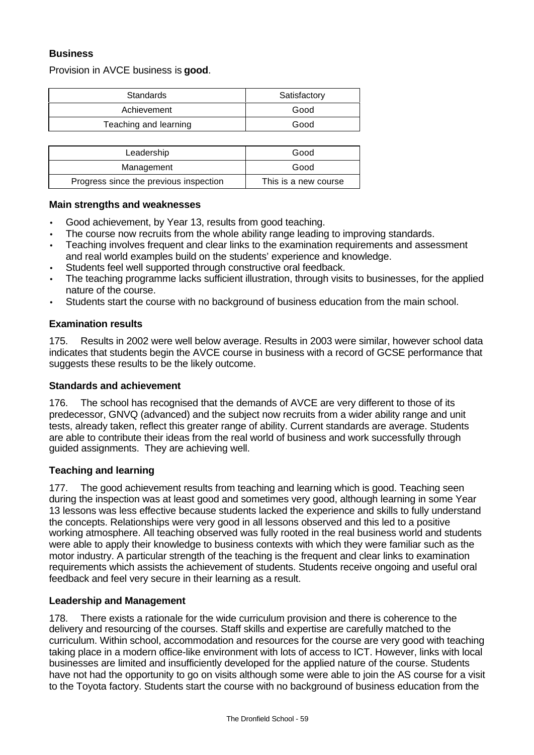### Business

Provision in AVCE business is **good**.

| Standards | Satisfactory |
|---|---|
| Achievement | Good |
| Teaching and learning | Good |

| Leadership | Good |
|---|---|
| Management | Good |
| Progress since the previous inspection | This is a new course |

#### Main strengths and weaknesses

- Good achievement, by Year 13, results from good teaching.
- The course now recruits from the whole ability range leading to improving standards.
- Teaching involves frequent and clear links to the examination requirements and assessment and real world examples build on the students' experience and knowledge.
- Students feel well supported through constructive oral feedback.
- The teaching programme lacks sufficient illustration, through visits to businesses, for the applied nature of the course.
- Students start the course with no background of business education from the main school.

#### Examination results

175. Results in 2002 were well below average. Results in 2003 were similar, however school data indicates that students begin the AVCE course in business with a record of GCSE performance that suggests these results to be the likely outcome.

#### Standards and achievement

176. The school has recognised that the demands of AVCE are very different to those of its predecessor, GNVQ (advanced) and the subject now recruits from a wider ability range and unit tests, already taken, reflect this greater range of ability. Current standards are average. Students are able to contribute their ideas from the real world of business and work successfully through guided assignments. They are achieving well.

#### Teaching and learning

177. The good achievement results from teaching and learning which is good. Teaching seen during the inspection was at least good and sometimes very good, although learning in some Year 13 lessons was less effective because students lacked the experience and skills to fully understand the concepts. Relationships were very good in all lessons observed and this led to a positive working atmosphere. All teaching observed was fully rooted in the real business world and students were able to apply their knowledge to business contexts with which they were familiar such as the motor industry. A particular strength of the teaching is the frequent and clear links to examination requirements which assists the achievement of students. Students receive ongoing and useful oral feedback and feel very secure in their learning as a result.

#### Leadership and Management

178. There exists a rationale for the wide curriculum provision and there is coherence to the delivery and resourcing of the courses. Staff skills and expertise are carefully matched to the curriculum. Within school, accommodation and resources for the course are very good with teaching taking place in a modern office-like environment with lots of access to ICT. However, links with local businesses are limited and insufficiently developed for the applied nature of the course. Students have not had the opportunity to go on visits although some were able to join the AS course for a visit to the Toyota factory. Students start the course with no background of business education from the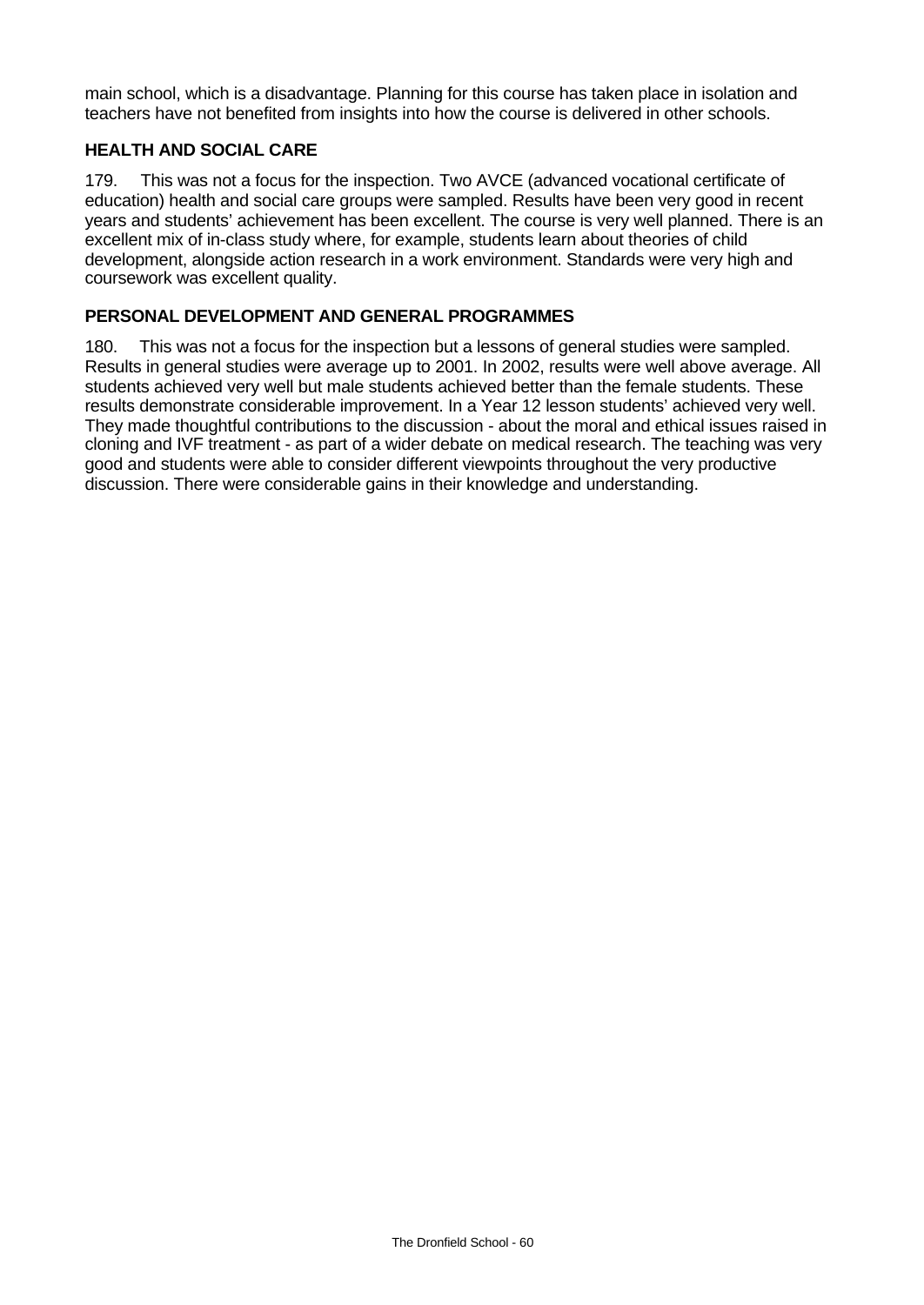main school, which is a disadvantage. Planning for this course has taken place in isolation and teachers have not benefited from insights into how the course is delivered in other schools.

### HEALTH AND SOCIAL CARE

179. This was not a focus for the inspection. Two AVCE (advanced vocational certificate of education) health and social care groups were sampled. Results have been very good in recent years and students' achievement has been excellent. The course is very well planned. There is an excellent mix of in-class study where, for example, students learn about theories of child development, alongside action research in a work environment. Standards were very high and coursework was excellent quality.

### PERSONAL DEVELOPMENT AND GENERAL PROGRAMMES

180. This was not a focus for the inspection but a lessons of general studies were sampled. Results in general studies were average up to 2001. In 2002, results were well above average. All students achieved very well but male students achieved better than the female students. These results demonstrate considerable improvement. In a Year 12 lesson students' achieved very well. They made thoughtful contributions to the discussion - about the moral and ethical issues raised in cloning and IVF treatment - as part of a wider debate on medical research. The teaching was very good and students were able to consider different viewpoints throughout the very productive discussion. There were considerable gains in their knowledge and understanding.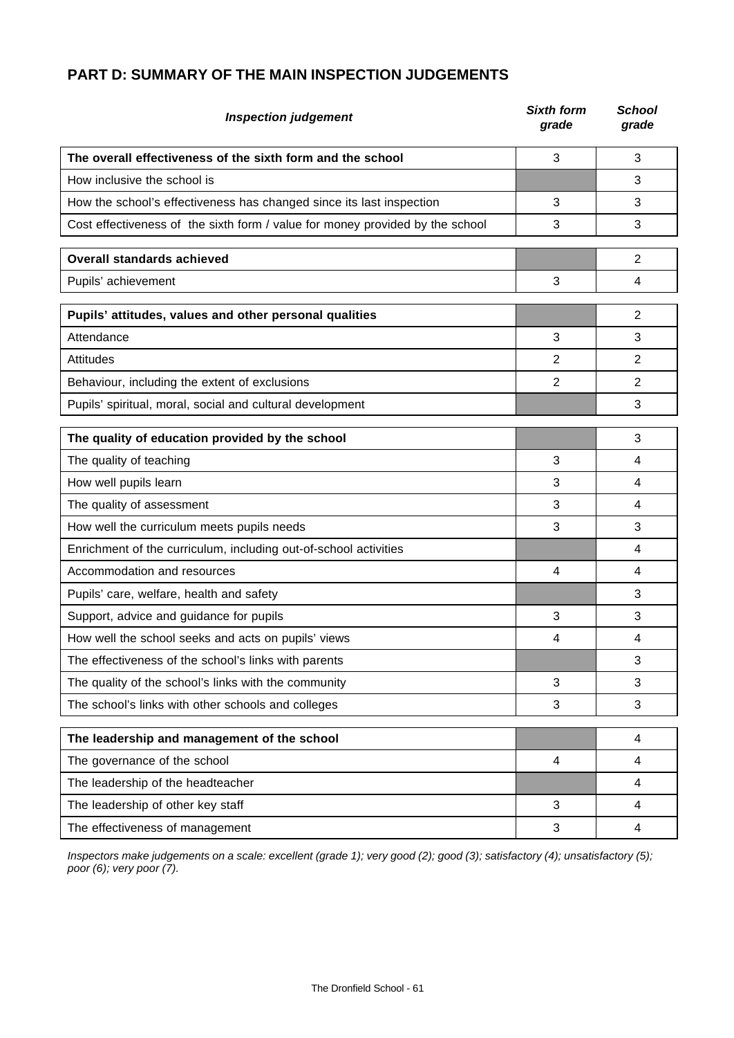## PART D: SUMMARY OF THE MAIN INSPECTION JUDGEMENTS

| *Inspection judgement* | *Sixth form grade* | *School grade* |
|---|---|---|
| **The overall effectiveness of the sixth form and the school** | 3 | 3 |
| How inclusive the school is | | 3 |
| How the school's effectiveness has changed since its last inspection | 3 | 3 |
| Cost effectiveness of the sixth form / value for money provided by the school | 3 | 3 |
| **Overall standards achieved** | | 2 |
| Pupils' achievement | 3 | 4 |
| **Pupils' attitudes, values and other personal qualities** | | 2 |
| Attendance | 3 | 3 |
| Attitudes | 2 | 2 |
| Behaviour, including the extent of exclusions | 2 | 2 |
| Pupils' spiritual, moral, social and cultural development | | 3 |
| **The quality of education provided by the school** | | 3 |
| The quality of teaching | 3 | 4 |
| How well pupils learn | 3 | 4 |
| The quality of assessment | 3 | 4 |
| How well the curriculum meets pupils needs | 3 | 3 |
| Enrichment of the curriculum, including out-of-school activities | | 4 |
| Accommodation and resources | 4 | 4 |
| Pupils' care, welfare, health and safety | | 3 |
| Support, advice and guidance for pupils | 3 | 3 |
| How well the school seeks and acts on pupils' views | 4 | 4 |
| The effectiveness of the school's links with parents | | 3 |
| The quality of the school's links with the community | 3 | 3 |
| The school's links with other schools and colleges | 3 | 3 |
| **The leadership and management of the school** | | 4 |
| The governance of the school | 4 | 4 |
| The leadership of the headteacher | | 4 |
| The leadership of other key staff | 3 | 4 |
| The effectiveness of management | 3 | 4 |

*Inspectors make judgements on a scale: excellent (grade 1); very good (2); good (3); satisfactory (4); unsatisfactory (5); poor (6); very poor (7).*